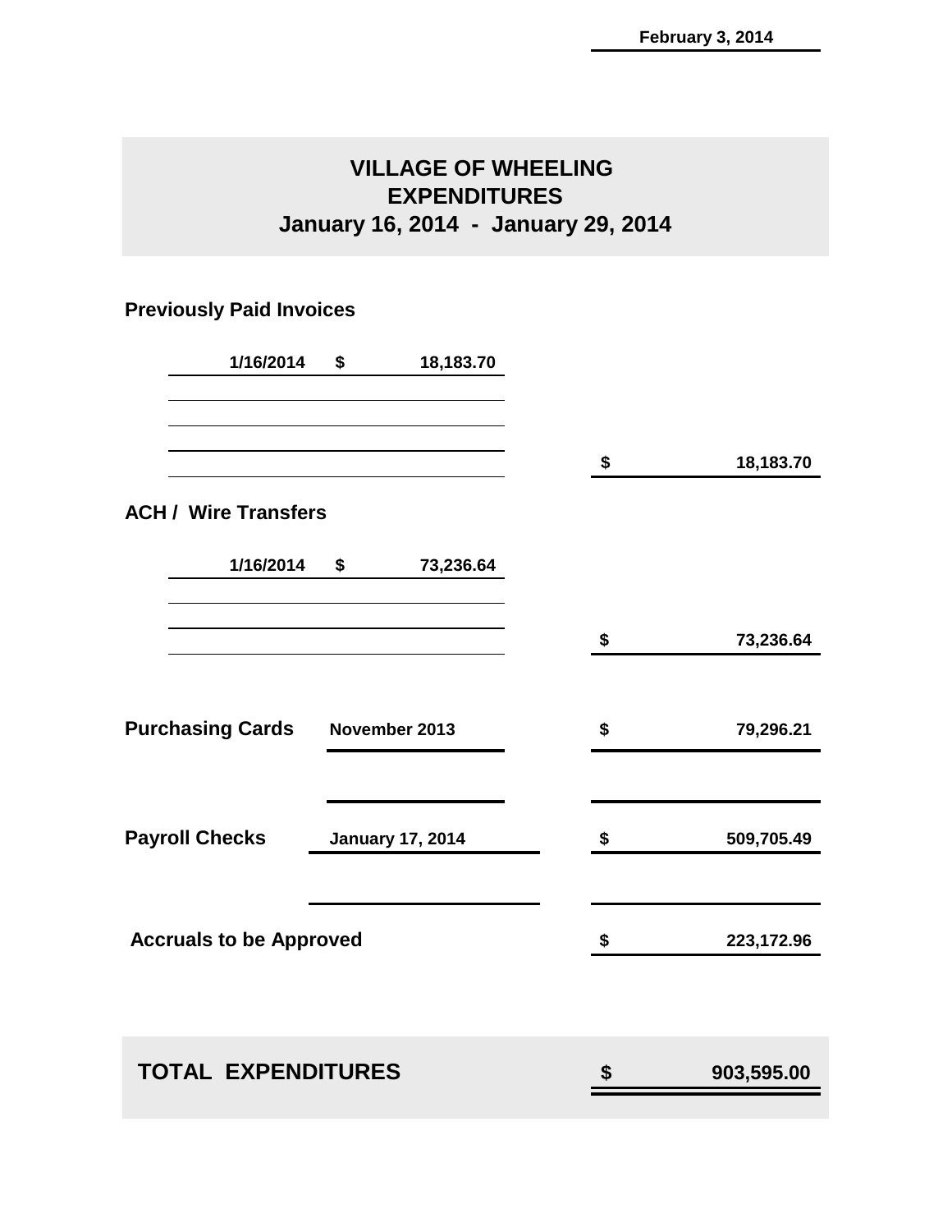February 3, 2014

# VILLAGE OF WHEELING
## EXPENDITURES
### January 16, 2014 - January 29, 2014

**Previously Paid Invoices**

| | | |
|---|---|---|
| 1/16/2014 | $ 18,183.70 | |
| | | $ 18,183.70 |

**ACH / Wire Transfers**

| | | |
|---|---|---|
| 1/16/2014 | $ 73,236.64 | |
| | | $ 73,236.64 |

| | | |
|---|---|---|
| **Purchasing Cards** | November 2013 | $ 79,296.21 |
| **Payroll Checks** | January 17, 2014 | $ 509,705.49 |
| **Accruals to be Approved** | | $ 223,172.96 |

| | |
|---|---|
| **TOTAL EXPENDITURES** | **$ 903,595.00** |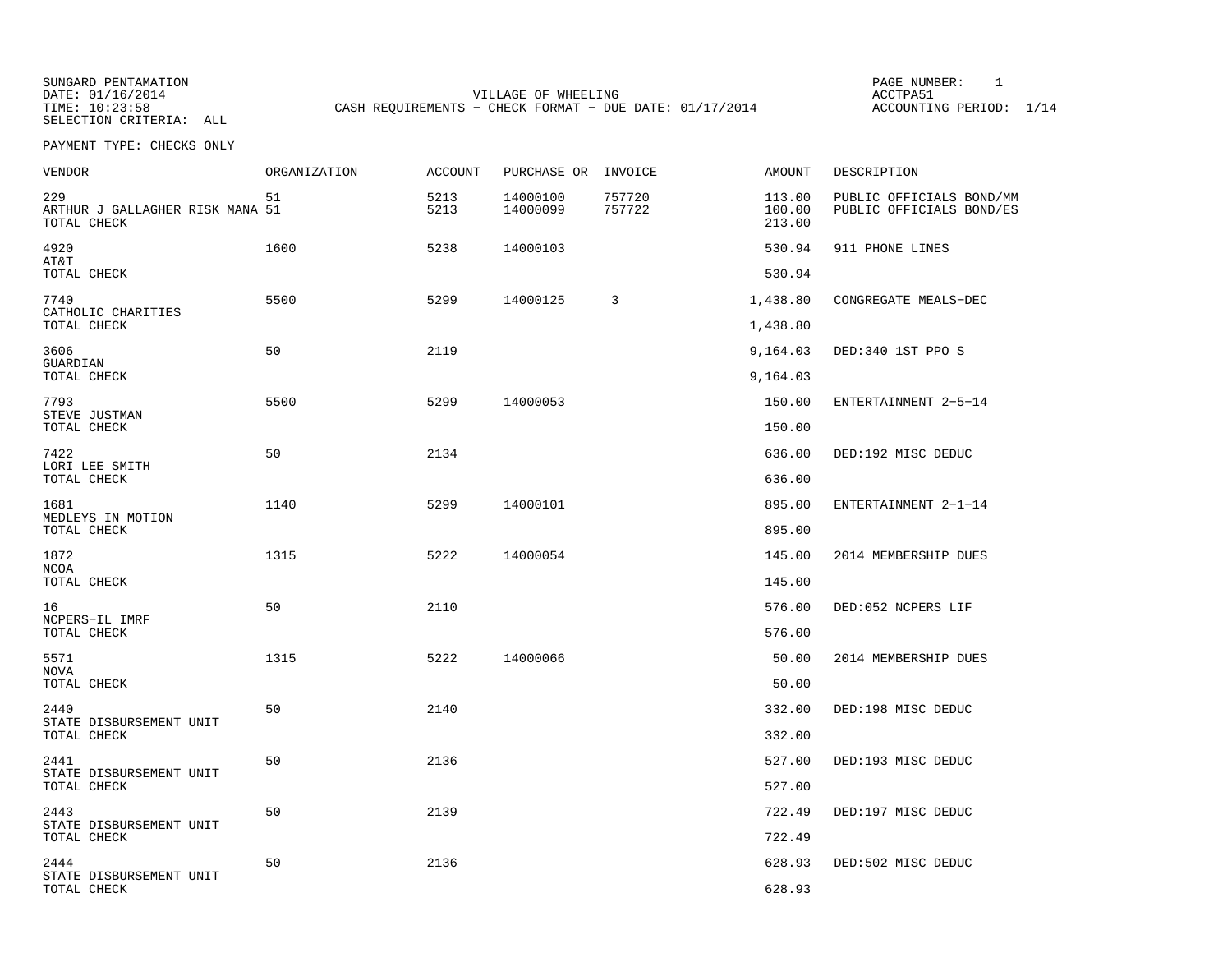SUNGARD PENTAMATION
DATE: 01/16/2014
TIME: 10:23:58
SELECTION CRITERIA: ALL

VILLAGE OF WHEELING
CASH REQUIREMENTS - CHECK FORMAT - DUE DATE: 01/17/2014

PAGE NUMBER: 1
ACCTPA51
ACCOUNTING PERIOD: 1/14

PAYMENT TYPE: CHECKS ONLY

| VENDOR | ORGANIZATION | ACCOUNT | PURCHASE OR | INVOICE | AMOUNT | DESCRIPTION |
|---|---|---|---|---|---|---|
| 229 | 51 | 5213 | 14000100 | 757720 | 113.00 | PUBLIC OFFICIALS BOND/MM |
| ARTHUR J GALLAGHER RISK MANA | 51 | 5213 | 14000099 | 757722 | 100.00 | PUBLIC OFFICIALS BOND/ES |
| TOTAL CHECK | | | | | 213.00 | |
| 4920 | 1600 | 5238 | 14000103 | | 530.94 | 911 PHONE LINES |
| AT&T | | | | | | |
| TOTAL CHECK | | | | | 530.94 | |
| 7740 | 5500 | 5299 | 14000125 | 3 | 1,438.80 | CONGREGATE MEALS-DEC |
| CATHOLIC CHARITIES | | | | | | |
| TOTAL CHECK | | | | | 1,438.80 | |
| 3606 | 50 | 2119 | | | 9,164.03 | DED:340 1ST PPO S |
| GUARDIAN | | | | | | |
| TOTAL CHECK | | | | | 9,164.03 | |
| 7793 | 5500 | 5299 | 14000053 | | 150.00 | ENTERTAINMENT 2-5-14 |
| STEVE JUSTMAN | | | | | | |
| TOTAL CHECK | | | | | 150.00 | |
| 7422 | 50 | 2134 | | | 636.00 | DED:192 MISC DEDUC |
| LORI LEE SMITH | | | | | | |
| TOTAL CHECK | | | | | 636.00 | |
| 1681 | 1140 | 5299 | 14000101 | | 895.00 | ENTERTAINMENT 2-1-14 |
| MEDLEYS IN MOTION | | | | | | |
| TOTAL CHECK | | | | | 895.00 | |
| 1872 | 1315 | 5222 | 14000054 | | 145.00 | 2014 MEMBERSHIP DUES |
| NCOA | | | | | | |
| TOTAL CHECK | | | | | 145.00 | |
| 16 | 50 | 2110 | | | 576.00 | DED:052 NCPERS LIF |
| NCPERS-IL IMRF | | | | | | |
| TOTAL CHECK | | | | | 576.00 | |
| 5571 | 1315 | 5222 | 14000066 | | 50.00 | 2014 MEMBERSHIP DUES |
| NOVA | | | | | | |
| TOTAL CHECK | | | | | 50.00 | |
| 2440 | 50 | 2140 | | | 332.00 | DED:198 MISC DEDUC |
| STATE DISBURSEMENT UNIT | | | | | | |
| TOTAL CHECK | | | | | 332.00 | |
| 2441 | 50 | 2136 | | | 527.00 | DED:193 MISC DEDUC |
| STATE DISBURSEMENT UNIT | | | | | | |
| TOTAL CHECK | | | | | 527.00 | |
| 2443 | 50 | 2139 | | | 722.49 | DED:197 MISC DEDUC |
| STATE DISBURSEMENT UNIT | | | | | | |
| TOTAL CHECK | | | | | 722.49 | |
| 2444 | 50 | 2136 | | | 628.93 | DED:502 MISC DEDUC |
| STATE DISBURSEMENT UNIT | | | | | | |
| TOTAL CHECK | | | | | 628.93 | |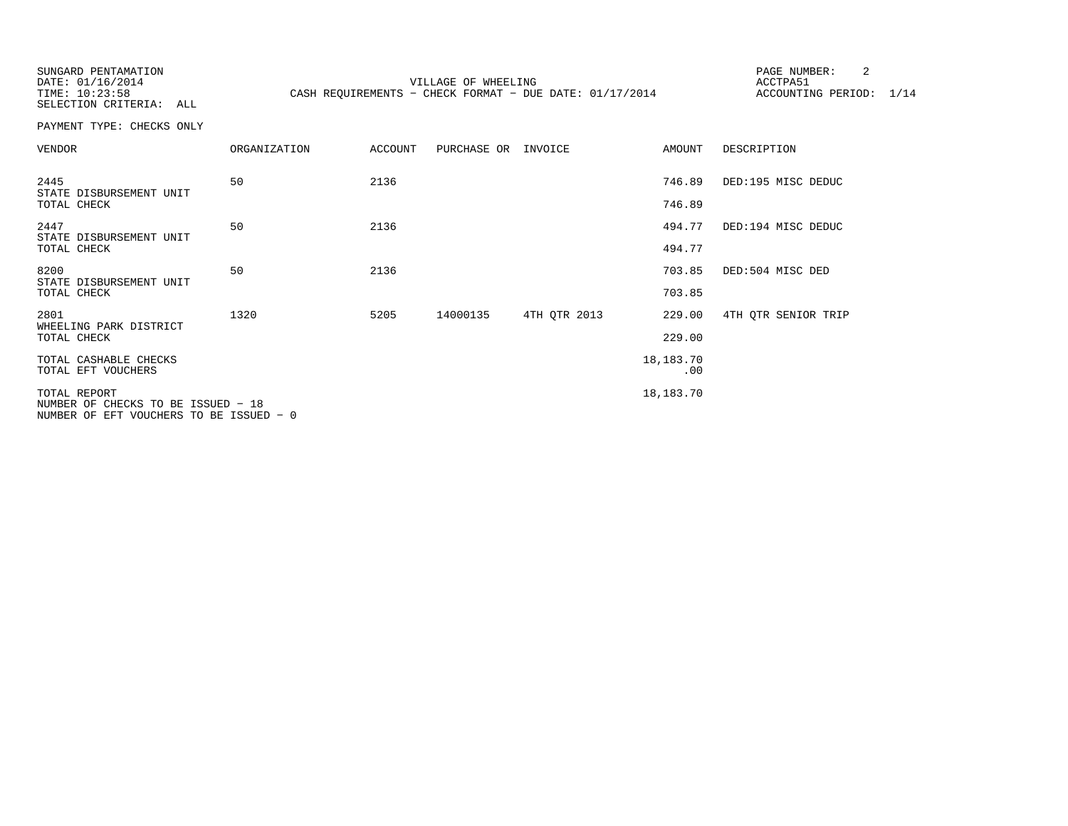SUNGARD PENTAMATION
DATE: 01/16/2014
TIME: 10:23:58
SELECTION CRITERIA: ALL

VILLAGE OF WHEELING
CASH REQUIREMENTS - CHECK FORMAT - DUE DATE: 01/17/2014

PAGE NUMBER: 2
ACCTPA51
ACCOUNTING PERIOD: 1/14

PAYMENT TYPE: CHECKS ONLY

| VENDOR | ORGANIZATION | ACCOUNT | PURCHASE OR | INVOICE | AMOUNT | DESCRIPTION |
|---|---|---|---|---|---|---|
| 2445<br>STATE DISBURSEMENT UNIT | 50 | 2136 | | | 746.89 | DED:195 MISC DEDUC |
| TOTAL CHECK | | | | | 746.89 | |
| 2447<br>STATE DISBURSEMENT UNIT | 50 | 2136 | | | 494.77 | DED:194 MISC DEDUC |
| TOTAL CHECK | | | | | 494.77 | |
| 8200<br>STATE DISBURSEMENT UNIT | 50 | 2136 | | | 703.85 | DED:504 MISC DED |
| TOTAL CHECK | | | | | 703.85 | |
| 2801<br>WHEELING PARK DISTRICT | 1320 | 5205 | 14000135 | 4TH QTR 2013 | 229.00 | 4TH QTR SENIOR TRIP |
| TOTAL CHECK | | | | | 229.00 | |
| TOTAL CASHABLE CHECKS | | | | | 18,183.70 | |
| TOTAL EFT VOUCHERS | | | | | .00 | |
| TOTAL REPORT | | | | | 18,183.70 | |

NUMBER OF CHECKS TO BE ISSUED - 18
NUMBER OF EFT VOUCHERS TO BE ISSUED - 0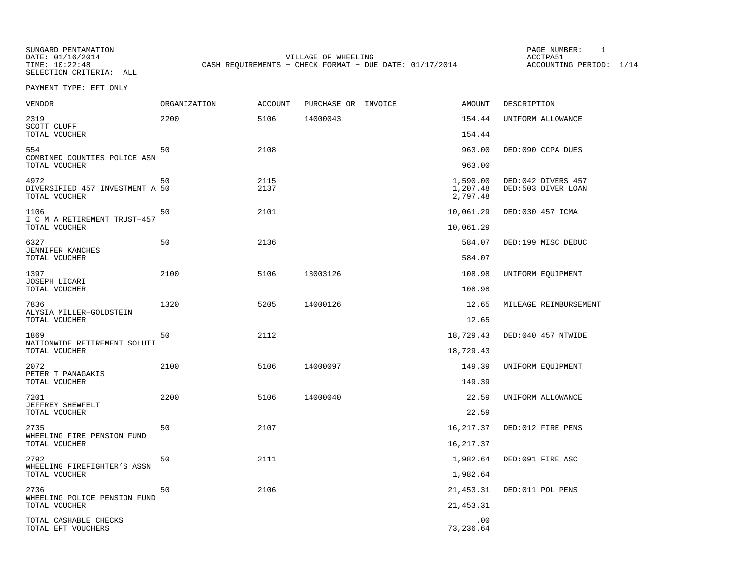SUNGARD PENTAMATION
DATE: 01/16/2014
TIME: 10:22:48
SELECTION CRITERIA: ALL

VILLAGE OF WHEELING
CASH REQUIREMENTS - CHECK FORMAT - DUE DATE: 01/17/2014

PAGE NUMBER: 1
ACCTPA51
ACCOUNTING PERIOD: 1/14

PAYMENT TYPE: EFT ONLY

| VENDOR | ORGANIZATION | ACCOUNT | PURCHASE OR | INVOICE | AMOUNT | DESCRIPTION |
|---|---|---|---|---|---|---|
| 2319 | 2200 | 5106 | 14000043 | | 154.44 | UNIFORM ALLOWANCE |
| SCOTT CLUFF | | | | | | |
| TOTAL VOUCHER | | | | | 154.44 | |
| 554 | 50 | 2108 | | | 963.00 | DED:090 CCPA DUES |
| COMBINED COUNTIES POLICE ASN | | | | | | |
| TOTAL VOUCHER | | | | | 963.00 | |
| 4972 | 50 | 2115 | | | 1,590.00 | DED:042 DIVERS 457 |
| DIVERSIFIED 457 INVESTMENT A | 50 | 2137 | | | 1,207.48 | DED:503 DIVER LOAN |
| TOTAL VOUCHER | | | | | 2,797.48 | |
| 1106 | 50 | 2101 | | | 10,061.29 | DED:030 457 ICMA |
| I C M A RETIREMENT TRUST-457 | | | | | | |
| TOTAL VOUCHER | | | | | 10,061.29 | |
| 6327 | 50 | 2136 | | | 584.07 | DED:199 MISC DEDUC |
| JENNIFER KANCHES | | | | | | |
| TOTAL VOUCHER | | | | | 584.07 | |
| 1397 | 2100 | 5106 | 13003126 | | 108.98 | UNIFORM EQUIPMENT |
| JOSEPH LICARI | | | | | | |
| TOTAL VOUCHER | | | | | 108.98 | |
| 7836 | 1320 | 5205 | 14000126 | | 12.65 | MILEAGE REIMBURSEMENT |
| ALYSIA MILLER-GOLDSTEIN | | | | | | |
| TOTAL VOUCHER | | | | | 12.65 | |
| 1869 | 50 | 2112 | | | 18,729.43 | DED:040 457 NTWIDE |
| NATIONWIDE RETIREMENT SOLUTI | | | | | | |
| TOTAL VOUCHER | | | | | 18,729.43 | |
| 2072 | 2100 | 5106 | 14000097 | | 149.39 | UNIFORM EQUIPMENT |
| PETER T PANAGAKIS | | | | | | |
| TOTAL VOUCHER | | | | | 149.39 | |
| 7201 | 2200 | 5106 | 14000040 | | 22.59 | UNIFORM ALLOWANCE |
| JEFFREY SHEWFELT | | | | | | |
| TOTAL VOUCHER | | | | | 22.59 | |
| 2735 | 50 | 2107 | | | 16,217.37 | DED:012 FIRE PENS |
| WHEELING FIRE PENSION FUND | | | | | | |
| TOTAL VOUCHER | | | | | 16,217.37 | |
| 2792 | 50 | 2111 | | | 1,982.64 | DED:091 FIRE ASC |
| WHEELING FIREFIGHTER'S ASSN | | | | | | |
| TOTAL VOUCHER | | | | | 1,982.64 | |
| 2736 | 50 | 2106 | | | 21,453.31 | DED:011 POL PENS |
| WHEELING POLICE PENSION FUND | | | | | | |
| TOTAL VOUCHER | | | | | 21,453.31 | |
| TOTAL CASHABLE CHECKS | | | | | .00 | |
| TOTAL EFT VOUCHERS | | | | | 73,236.64 | |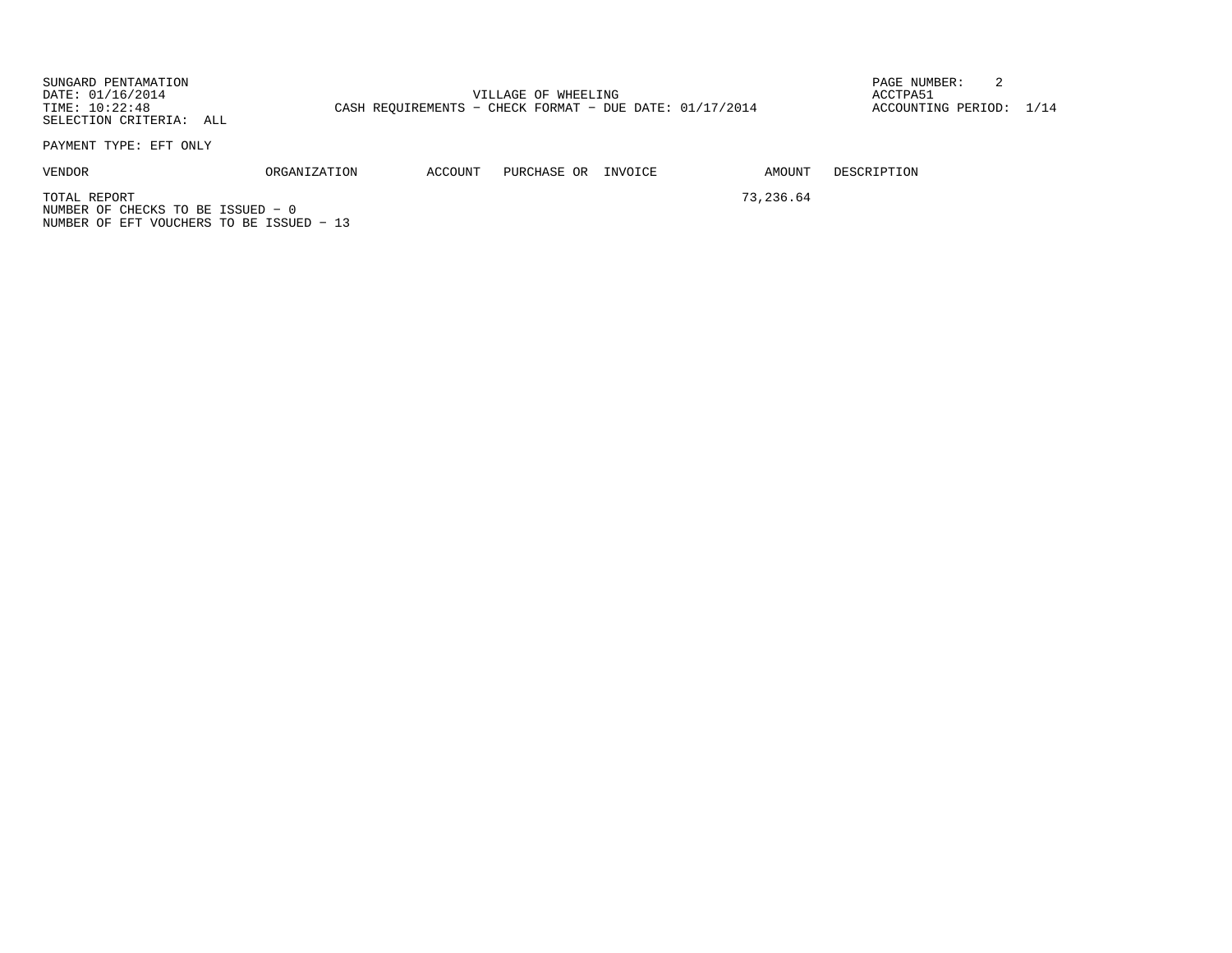SUNGARD PENTAMATION
DATE: 01/16/2014
TIME: 10:22:48
SELECTION CRITERIA: ALL

VILLAGE OF WHEELING
CASH REQUIREMENTS - CHECK FORMAT - DUE DATE: 01/17/2014

ACCTPA51
ACCOUNTING PERIOD: 1/14

PAYMENT TYPE: EFT ONLY

| VENDOR | ORGANIZATION | ACCOUNT | PURCHASE OR | INVOICE | AMOUNT | DESCRIPTION |
|---|---|---|---|---|---|---|
| TOTAL REPORT | | | | | 73,236.64 | |

NUMBER OF CHECKS TO BE ISSUED - 0
NUMBER OF EFT VOUCHERS TO BE ISSUED - 13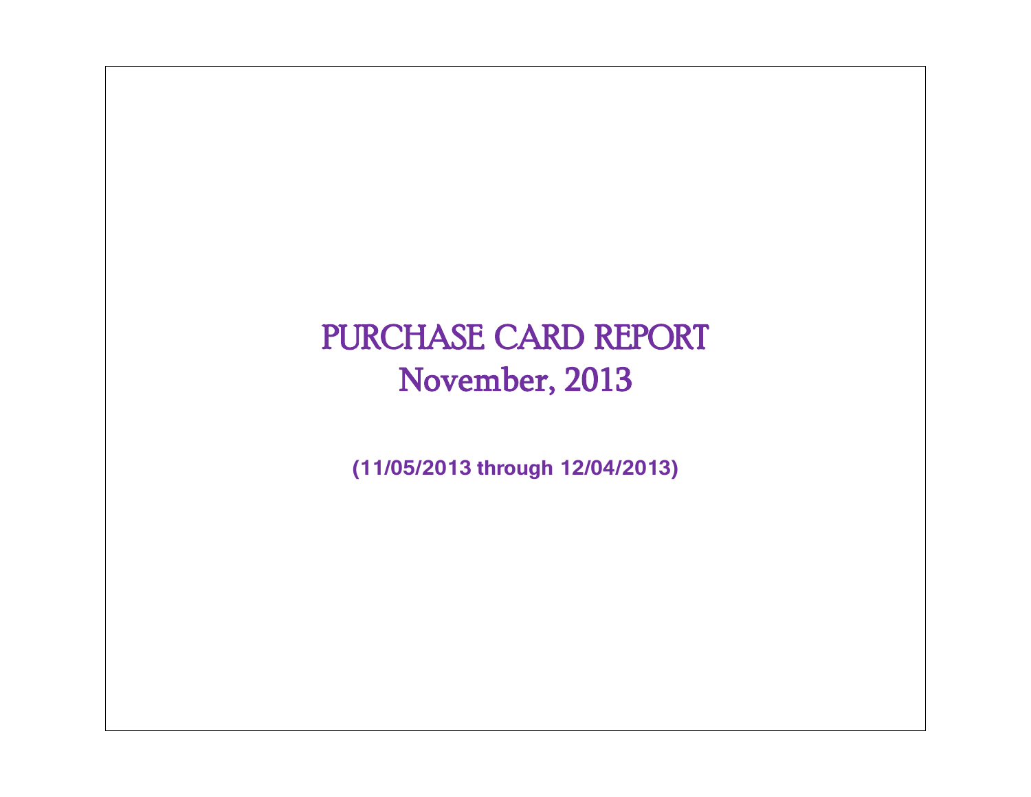# PURCHASE CARD REPORT

# November, 2013

**(11/05/2013 through 12/04/2013)**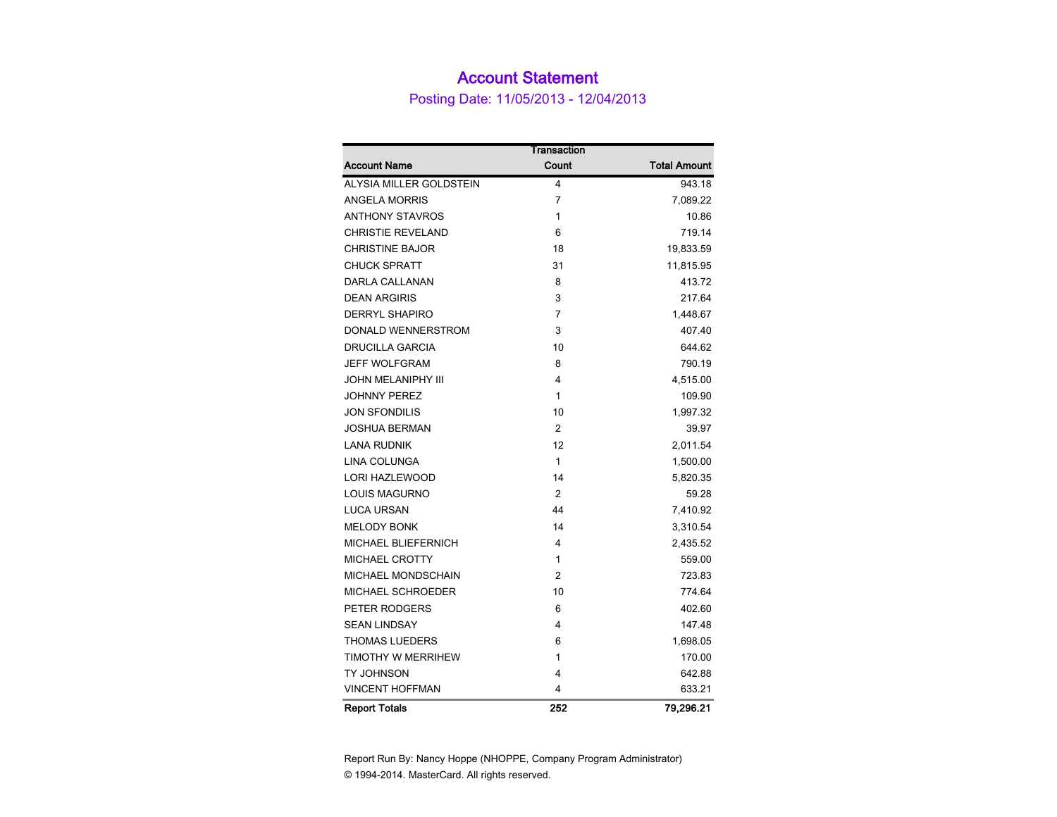# Account Statement

Posting Date: 11/05/2013 - 12/04/2013

| Account Name | Transaction Count | Total Amount |
|---|---|---|
| ALYSIA MILLER GOLDSTEIN | 4 | 943.18 |
| ANGELA MORRIS | 7 | 7,089.22 |
| ANTHONY STAVROS | 1 | 10.86 |
| CHRISTIE REVELAND | 6 | 719.14 |
| CHRISTINE BAJOR | 18 | 19,833.59 |
| CHUCK SPRATT | 31 | 11,815.95 |
| DARLA CALLANAN | 8 | 413.72 |
| DEAN ARGIRIS | 3 | 217.64 |
| DERRYL SHAPIRO | 7 | 1,448.67 |
| DONALD WENNERSTROM | 3 | 407.40 |
| DRUCILLA GARCIA | 10 | 644.62 |
| JEFF WOLFGRAM | 8 | 790.19 |
| JOHN MELANIPHY III | 4 | 4,515.00 |
| JOHNNY PEREZ | 1 | 109.90 |
| JON SFONDILIS | 10 | 1,997.32 |
| JOSHUA BERMAN | 2 | 39.97 |
| LANA RUDNIK | 12 | 2,011.54 |
| LINA COLUNGA | 1 | 1,500.00 |
| LORI HAZLEWOOD | 14 | 5,820.35 |
| LOUIS MAGURNO | 2 | 59.28 |
| LUCA URSAN | 44 | 7,410.92 |
| MELODY BONK | 14 | 3,310.54 |
| MICHAEL BLIEFERNICH | 4 | 2,435.52 |
| MICHAEL CROTTY | 1 | 559.00 |
| MICHAEL MONDSCHAIN | 2 | 723.83 |
| MICHAEL SCHROEDER | 10 | 774.64 |
| PETER RODGERS | 6 | 402.60 |
| SEAN LINDSAY | 4 | 147.48 |
| THOMAS LUEDERS | 6 | 1,698.05 |
| TIMOTHY W MERRIHEW | 1 | 170.00 |
| TY JOHNSON | 4 | 642.88 |
| VINCENT HOFFMAN | 4 | 633.21 |
| **Report Totals** | **252** | **79,296.21** |

Report Run By: Nancy Hoppe (NHOPPE, Company Program Administrator)

© 1994-2014. MasterCard. All rights reserved.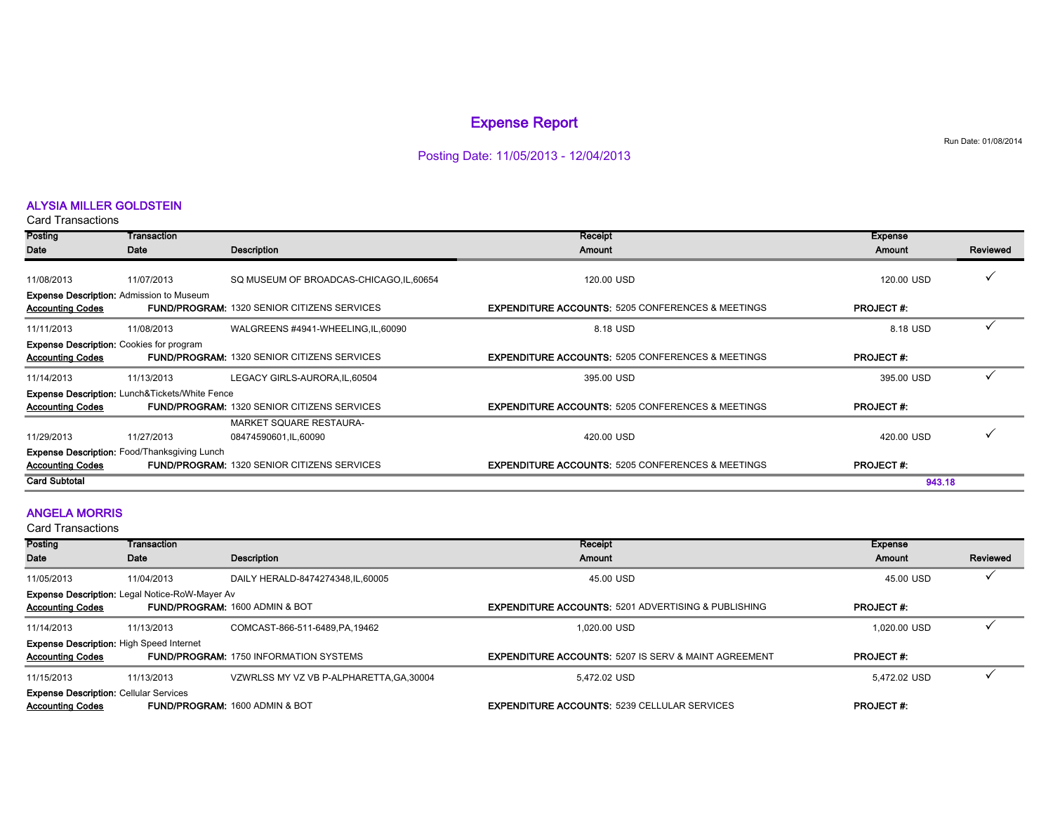# Expense Report

Run Date: 01/08/2014

Posting Date: 11/05/2013 - 12/04/2013

## ALYSIA MILLER GOLDSTEIN

Card Transactions

| Posting Date | Transaction Date | Description | Receipt Amount | Expense Amount | Reviewed |
|---|---|---|---|---|---|
| 11/08/2013 | 11/07/2013 | SQ MUSEUM OF BROADCAS-CHICAGO,IL,60654 | 120.00 USD | 120.00 USD | ✓ |
| **Expense Description:** Admission to Museum | | | | | |
| **Accounting Codes** | **FUND/PROGRAM:** 1320 SENIOR CITIZENS SERVICES | | **EXPENDITURE ACCOUNTS:** 5205 CONFERENCES & MEETINGS | **PROJECT #:** | |
| 11/11/2013 | 11/08/2013 | WALGREENS #4941-WHEELING,IL,60090 | 8.18 USD | 8.18 USD | ✓ |
| **Expense Description:** Cookies for program | | | | | |
| **Accounting Codes** | **FUND/PROGRAM:** 1320 SENIOR CITIZENS SERVICES | | **EXPENDITURE ACCOUNTS:** 5205 CONFERENCES & MEETINGS | **PROJECT #:** | |
| 11/14/2013 | 11/13/2013 | LEGACY GIRLS-AURORA,IL,60504 | 395.00 USD | 395.00 USD | ✓ |
| **Expense Description:** Lunch&Tickets/White Fence | | | | | |
| **Accounting Codes** | **FUND/PROGRAM:** 1320 SENIOR CITIZENS SERVICES | | **EXPENDITURE ACCOUNTS:** 5205 CONFERENCES & MEETINGS | **PROJECT #:** | |
| 11/29/2013 | 11/27/2013 | MARKET SQUARE RESTAURA-08474590601,IL,60090 | 420.00 USD | 420.00 USD | ✓ |
| **Expense Description:** Food/Thanksgiving Lunch | | | | | |
| **Accounting Codes** | **FUND/PROGRAM:** 1320 SENIOR CITIZENS SERVICES | | **EXPENDITURE ACCOUNTS:** 5205 CONFERENCES & MEETINGS | **PROJECT #:** | |
| **Card Subtotal** | | | | **943.18** | |

## ANGELA MORRIS

Card Transactions

| Posting Date | Transaction Date | Description | Receipt Amount | Expense Amount | Reviewed |
|---|---|---|---|---|---|
| 11/05/2013 | 11/04/2013 | DAILY HERALD-8474274348,IL,60005 | 45.00 USD | 45.00 USD | ✓ |
| **Expense Description:** Legal Notice-RoW-Mayer Av | | | | | |
| **Accounting Codes** | **FUND/PROGRAM:** 1600 ADMIN & BOT | | **EXPENDITURE ACCOUNTS:** 5201 ADVERTISING & PUBLISHING | **PROJECT #:** | |
| 11/14/2013 | 11/13/2013 | COMCAST-866-511-6489,PA,19462 | 1,020.00 USD | 1,020.00 USD | ✓ |
| **Expense Description:** High Speed Internet | | | | | |
| **Accounting Codes** | **FUND/PROGRAM:** 1750 INFORMATION SYSTEMS | | **EXPENDITURE ACCOUNTS:** 5207 IS SERV & MAINT AGREEMENT | **PROJECT #:** | |
| 11/15/2013 | 11/13/2013 | VZWRLSS MY VZ VB P-ALPHARETTA,GA,30004 | 5,472.02 USD | 5,472.02 USD | ✓ |
| **Expense Description:** Cellular Services | | | | | |
| **Accounting Codes** | **FUND/PROGRAM:** 1600 ADMIN & BOT | | **EXPENDITURE ACCOUNTS:** 5239 CELLULAR SERVICES | **PROJECT #:** | |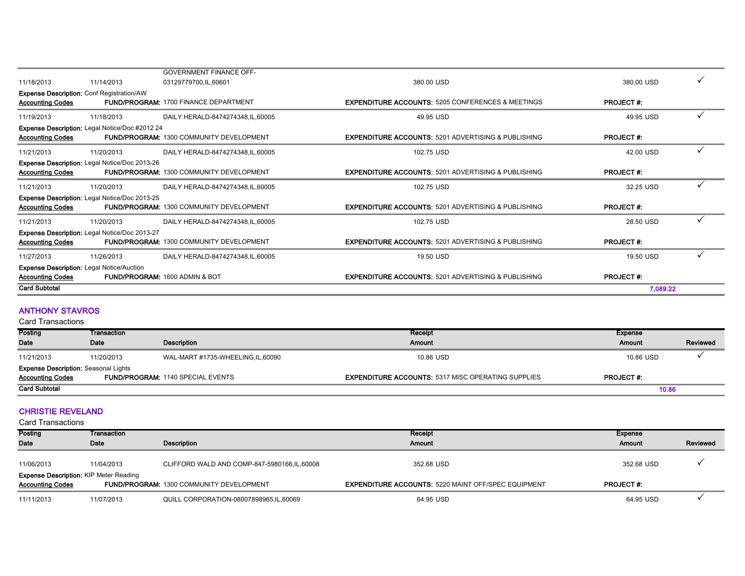| Posting Date | Transaction Date | Description | Receipt Amount | Expense Amount | Reviewed |
|---|---|---|---|---|---|
| 11/18/2013 | 11/14/2013 | GOVERNMENT FINANCE OFF-03129779700,IL,60601 | 380.00 USD | 380.00 USD | ✓ |

**Expense Description:** Conf Registration/AW
**Accounting Codes** **FUND/PROGRAM:** 1700 FINANCE DEPARTMENT **EXPENDITURE ACCOUNTS:** 5205 CONFERENCES & MEETINGS **PROJECT #:**

| Posting Date | Transaction Date | Description | Receipt Amount | Expense Amount | Reviewed |
|---|---|---|---|---|---|
| 11/19/2013 | 11/18/2013 | DAILY HERALD-8474274348,IL,60005 | 49.95 USD | 49.95 USD | ✓ |

**Expense Description:** Legal Notice/Doc #2012 24
**Accounting Codes** **FUND/PROGRAM:** 1300 COMMUNITY DEVELOPMENT **EXPENDITURE ACCOUNTS:** 5201 ADVERTISING & PUBLISHING **PROJECT #:**

| Posting Date | Transaction Date | Description | Receipt Amount | Expense Amount | Reviewed |
|---|---|---|---|---|---|
| 11/21/2013 | 11/20/2013 | DAILY HERALD-8474274348,IL,60005 | 102.75 USD | 42.00 USD | ✓ |

**Expense Description:** Legal Notice/Doc 2013-26
**Accounting Codes** **FUND/PROGRAM:** 1300 COMMUNITY DEVELOPMENT **EXPENDITURE ACCOUNTS:** 5201 ADVERTISING & PUBLISHING **PROJECT #:**

| Posting Date | Transaction Date | Description | Receipt Amount | Expense Amount | Reviewed |
|---|---|---|---|---|---|
| 11/21/2013 | 11/20/2013 | DAILY HERALD-8474274348,IL,60005 | 102.75 USD | 32.25 USD | ✓ |

**Expense Description:** Legal Notice/Doc 2013-25
**Accounting Codes** **FUND/PROGRAM:** 1300 COMMUNITY DEVELOPMENT **EXPENDITURE ACCOUNTS:** 5201 ADVERTISING & PUBLISHING **PROJECT #:**

| Posting Date | Transaction Date | Description | Receipt Amount | Expense Amount | Reviewed |
|---|---|---|---|---|---|
| 11/21/2013 | 11/20/2013 | DAILY HERALD-8474274348,IL,60005 | 102.75 USD | 28.50 USD | ✓ |

**Expense Description:** Legal Notice/Doc 2013-27
**Accounting Codes** **FUND/PROGRAM:** 1300 COMMUNITY DEVELOPMENT **EXPENDITURE ACCOUNTS:** 5201 ADVERTISING & PUBLISHING **PROJECT #:**

| Posting Date | Transaction Date | Description | Receipt Amount | Expense Amount | Reviewed |
|---|---|---|---|---|---|
| 11/27/2013 | 11/26/2013 | DAILY HERALD-8474274348,IL,60005 | 19.50 USD | 19.50 USD | ✓ |

**Expense Description:** Legal Notice/Auction
**Accounting Codes** **FUND/PROGRAM:** 1600 ADMIN & BOT **EXPENDITURE ACCOUNTS:** 5201 ADVERTISING & PUBLISHING **PROJECT #:**

**Card Subtotal** **7,089.22**

## ANTHONY STAVROS

Card Transactions

| Posting Date | Transaction Date | Description | Receipt Amount | Expense Amount | Reviewed |
|---|---|---|---|---|---|
| 11/21/2013 | 11/20/2013 | WAL-MART #1735-WHEELING,IL,60090 | 10.86 USD | 10.86 USD | ✓ |

**Expense Description:** Seasonal Lights
**Accounting Codes** **FUND/PROGRAM:** 1140 SPECIAL EVENTS **EXPENDITURE ACCOUNTS:** 5317 MISC OPERATING SUPPLIES **PROJECT #:**

**Card Subtotal** **10.86**

## CHRISTIE REVELAND

Card Transactions

| Posting Date | Transaction Date | Description | Receipt Amount | Expense Amount | Reviewed |
|---|---|---|---|---|---|
| 11/06/2013 | 11/04/2013 | CLIFFORD WALD AND COMP-847-5980166,IL,60008 | 352.68 USD | 352.68 USD | ✓ |

**Expense Description:** KIP Meter Reading
**Accounting Codes** **FUND/PROGRAM:** 1300 COMMUNITY DEVELOPMENT **EXPENDITURE ACCOUNTS:** 5220 MAINT OFF/SPEC EQUIPMENT **PROJECT #:**

| Posting Date | Transaction Date | Description | Receipt Amount | Expense Amount | Reviewed |
|---|---|---|---|---|---|
| 11/11/2013 | 11/07/2013 | QUILL CORPORATION-08007898965,IL,60069 | 64.95 USD | 64.95 USD | ✓ |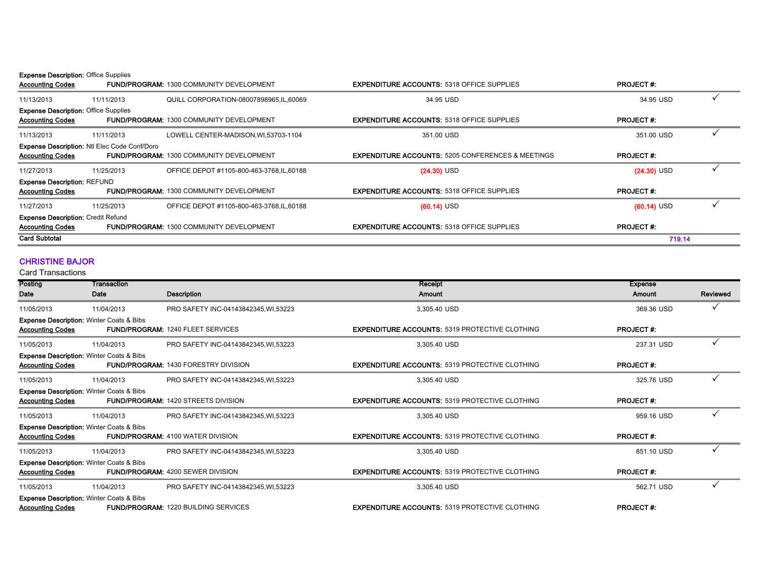Expense Description: Office Supplies

Accounting Codes | FUND/PROGRAM: 1300 COMMUNITY DEVELOPMENT | EXPENDITURE ACCOUNTS: 5318 OFFICE SUPPLIES | PROJECT #:

| Posting Date | Transaction Date | Description | Receipt Amount | Expense Amount | Reviewed |
|---|---|---|---|---|---|
| 11/13/2013 | 11/11/2013 | QUILL CORPORATION-08007898965,IL,60069 | 34.95 USD | 34.95 USD | ✓ |
| Expense Description: Office Supplies | | | | | |
| Accounting Codes | FUND/PROGRAM: 1300 COMMUNITY DEVELOPMENT | | EXPENDITURE ACCOUNTS: 5318 OFFICE SUPPLIES | PROJECT #: | |
| 11/13/2013 | 11/11/2013 | LOWELL CENTER-MADISON,WI,53703-1104 | 351.00 USD | 351.00 USD | ✓ |
| Expense Description: Ntl Elec Code Conf/Doro | | | | | |
| Accounting Codes | FUND/PROGRAM: 1300 COMMUNITY DEVELOPMENT | | EXPENDITURE ACCOUNTS: 5205 CONFERENCES & MEETINGS | PROJECT #: | |
| 11/27/2013 | 11/25/2013 | OFFICE DEPOT #1105-800-463-3768,IL,60188 | (24.30) USD | (24.30) USD | ✓ |
| Expense Description: REFUND | | | | | |
| Accounting Codes | FUND/PROGRAM: 1300 COMMUNITY DEVELOPMENT | | EXPENDITURE ACCOUNTS: 5318 OFFICE SUPPLIES | PROJECT #: | |
| 11/27/2013 | 11/25/2013 | OFFICE DEPOT #1105-800-463-3768,IL,60188 | (60.14) USD | (60.14) USD | ✓ |
| Expense Description: Credit Refund | | | | | |
| Accounting Codes | FUND/PROGRAM: 1300 COMMUNITY DEVELOPMENT | | EXPENDITURE ACCOUNTS: 5318 OFFICE SUPPLIES | PROJECT #: | |
| **Card Subtotal** | | | | **719.14** | |

## CHRISTINE BAJOR

Card Transactions

| Posting Date | Transaction Date | Description | Receipt Amount | Expense Amount | Reviewed |
|---|---|---|---|---|---|
| 11/05/2013 | 11/04/2013 | PRO SAFETY INC-04143842345,WI,53223 | 3,305.40 USD | 369.36 USD | ✓ |
| Expense Description: Winter Coats & Bibs | | | | | |
| Accounting Codes | FUND/PROGRAM: 1240 FLEET SERVICES | | EXPENDITURE ACCOUNTS: 5319 PROTECTIVE CLOTHING | PROJECT #: | |
| 11/05/2013 | 11/04/2013 | PRO SAFETY INC-04143842345,WI,53223 | 3,305.40 USD | 237.31 USD | ✓ |
| Expense Description: Winter Coats & Bibs | | | | | |
| Accounting Codes | FUND/PROGRAM: 1430 FORESTRY DIVISION | | EXPENDITURE ACCOUNTS: 5319 PROTECTIVE CLOTHING | PROJECT #: | |
| 11/05/2013 | 11/04/2013 | PRO SAFETY INC-04143842345,WI,53223 | 3,305.40 USD | 325.76 USD | ✓ |
| Expense Description: Winter Coats & Bibs | | | | | |
| Accounting Codes | FUND/PROGRAM: 1420 STREETS DIVISION | | EXPENDITURE ACCOUNTS: 5319 PROTECTIVE CLOTHING | PROJECT #: | |
| 11/05/2013 | 11/04/2013 | PRO SAFETY INC-04143842345,WI,53223 | 3,305.40 USD | 959.16 USD | ✓ |
| Expense Description: Winter Coats & Bibs | | | | | |
| Accounting Codes | FUND/PROGRAM: 4100 WATER DIVISION | | EXPENDITURE ACCOUNTS: 5319 PROTECTIVE CLOTHING | PROJECT #: | |
| 11/05/2013 | 11/04/2013 | PRO SAFETY INC-04143842345,WI,53223 | 3,305.40 USD | 851.10 USD | ✓ |
| Expense Description: Winter Coats & Bibs | | | | | |
| Accounting Codes | FUND/PROGRAM: 4200 SEWER DIVISION | | EXPENDITURE ACCOUNTS: 5319 PROTECTIVE CLOTHING | PROJECT #: | |
| 11/05/2013 | 11/04/2013 | PRO SAFETY INC-04143842345,WI,53223 | 3,305.40 USD | 562.71 USD | ✓ |
| Expense Description: Winter Coats & Bibs | | | | | |
| Accounting Codes | FUND/PROGRAM: 1220 BUILDING SERVICES | | EXPENDITURE ACCOUNTS: 5319 PROTECTIVE CLOTHING | PROJECT #: | |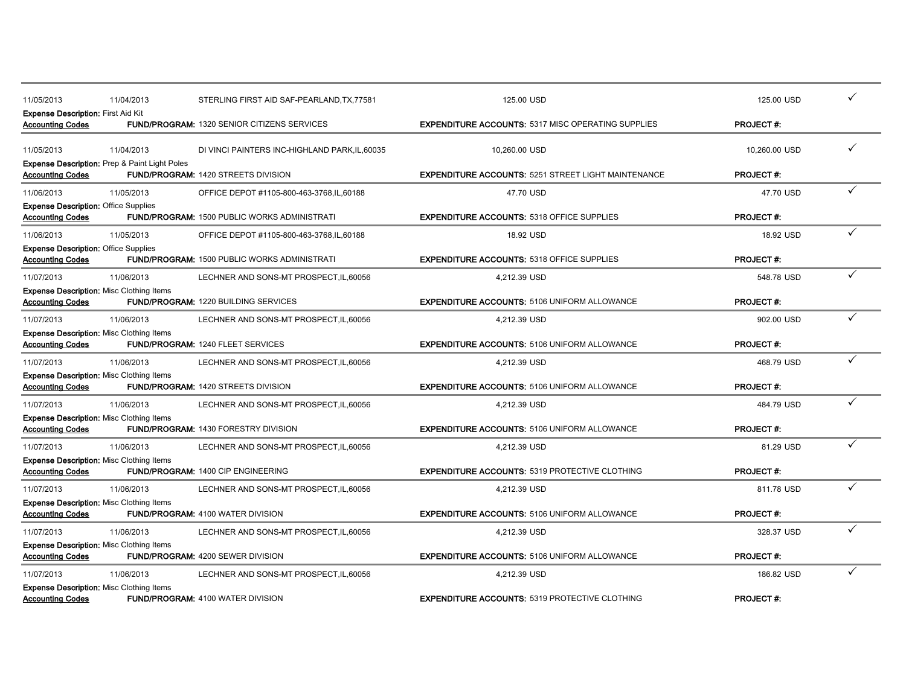| | | | | | |
|---|---|---|---|---|---|
| 11/05/2013 | 11/04/2013 | STERLING FIRST AID SAF-PEARLAND,TX,77581 | 125.00 USD | 125.00 USD | ✓ |
| **Expense Description:** First Aid Kit | | | | | |
| **Accounting Codes** | | **FUND/PROGRAM:** 1320 SENIOR CITIZENS SERVICES | **EXPENDITURE ACCOUNTS:** 5317 MISC OPERATING SUPPLIES | **PROJECT #:** | |
| 11/05/2013 | 11/04/2013 | DI VINCI PAINTERS INC-HIGHLAND PARK,IL,60035 | 10,260.00 USD | 10,260.00 USD | ✓ |
| **Expense Description:** Prep & Paint Light Poles | | | | | |
| **Accounting Codes** | | **FUND/PROGRAM:** 1420 STREETS DIVISION | **EXPENDITURE ACCOUNTS:** 5251 STREET LIGHT MAINTENANCE | **PROJECT #:** | |
| 11/06/2013 | 11/05/2013 | OFFICE DEPOT #1105-800-463-3768,IL,60188 | 47.70 USD | 47.70 USD | ✓ |
| **Expense Description:** Office Supplies | | | | | |
| **Accounting Codes** | | **FUND/PROGRAM:** 1500 PUBLIC WORKS ADMINISTRATI | **EXPENDITURE ACCOUNTS:** 5318 OFFICE SUPPLIES | **PROJECT #:** | |
| 11/06/2013 | 11/05/2013 | OFFICE DEPOT #1105-800-463-3768,IL,60188 | 18.92 USD | 18.92 USD | ✓ |
| **Expense Description:** Office Supplies | | | | | |
| **Accounting Codes** | | **FUND/PROGRAM:** 1500 PUBLIC WORKS ADMINISTRATI | **EXPENDITURE ACCOUNTS:** 5318 OFFICE SUPPLIES | **PROJECT #:** | |
| 11/07/2013 | 11/06/2013 | LECHNER AND SONS-MT PROSPECT,IL,60056 | 4,212.39 USD | 548.78 USD | ✓ |
| **Expense Description:** Misc Clothing Items | | | | | |
| **Accounting Codes** | | **FUND/PROGRAM:** 1220 BUILDING SERVICES | **EXPENDITURE ACCOUNTS:** 5106 UNIFORM ALLOWANCE | **PROJECT #:** | |
| 11/07/2013 | 11/06/2013 | LECHNER AND SONS-MT PROSPECT,IL,60056 | 4,212.39 USD | 902.00 USD | ✓ |
| **Expense Description:** Misc Clothing Items | | | | | |
| **Accounting Codes** | | **FUND/PROGRAM:** 1240 FLEET SERVICES | **EXPENDITURE ACCOUNTS:** 5106 UNIFORM ALLOWANCE | **PROJECT #:** | |
| 11/07/2013 | 11/06/2013 | LECHNER AND SONS-MT PROSPECT,IL,60056 | 4,212.39 USD | 468.79 USD | ✓ |
| **Expense Description:** Misc Clothing Items | | | | | |
| **Accounting Codes** | | **FUND/PROGRAM:** 1420 STREETS DIVISION | **EXPENDITURE ACCOUNTS:** 5106 UNIFORM ALLOWANCE | **PROJECT #:** | |
| 11/07/2013 | 11/06/2013 | LECHNER AND SONS-MT PROSPECT,IL,60056 | 4,212.39 USD | 484.79 USD | ✓ |
| **Expense Description:** Misc Clothing Items | | | | | |
| **Accounting Codes** | | **FUND/PROGRAM:** 1430 FORESTRY DIVISION | **EXPENDITURE ACCOUNTS:** 5106 UNIFORM ALLOWANCE | **PROJECT #:** | |
| 11/07/2013 | 11/06/2013 | LECHNER AND SONS-MT PROSPECT,IL,60056 | 4,212.39 USD | 81.29 USD | ✓ |
| **Expense Description:** Misc Clothing Items | | | | | |
| **Accounting Codes** | | **FUND/PROGRAM:** 1400 CIP ENGINEERING | **EXPENDITURE ACCOUNTS:** 5319 PROTECTIVE CLOTHING | **PROJECT #:** | |
| 11/07/2013 | 11/06/2013 | LECHNER AND SONS-MT PROSPECT,IL,60056 | 4,212.39 USD | 811.78 USD | ✓ |
| **Expense Description:** Misc Clothing Items | | | | | |
| **Accounting Codes** | | **FUND/PROGRAM:** 4100 WATER DIVISION | **EXPENDITURE ACCOUNTS:** 5106 UNIFORM ALLOWANCE | **PROJECT #:** | |
| 11/07/2013 | 11/06/2013 | LECHNER AND SONS-MT PROSPECT,IL,60056 | 4,212.39 USD | 328.37 USD | ✓ |
| **Expense Description:** Misc Clothing Items | | | | | |
| **Accounting Codes** | | **FUND/PROGRAM:** 4200 SEWER DIVISION | **EXPENDITURE ACCOUNTS:** 5106 UNIFORM ALLOWANCE | **PROJECT #:** | |
| 11/07/2013 | 11/06/2013 | LECHNER AND SONS-MT PROSPECT,IL,60056 | 4,212.39 USD | 186.82 USD | ✓ |
| **Expense Description:** Misc Clothing Items | | | | | |
| **Accounting Codes** | | **FUND/PROGRAM:** 4100 WATER DIVISION | **EXPENDITURE ACCOUNTS:** 5319 PROTECTIVE CLOTHING | **PROJECT #:** | |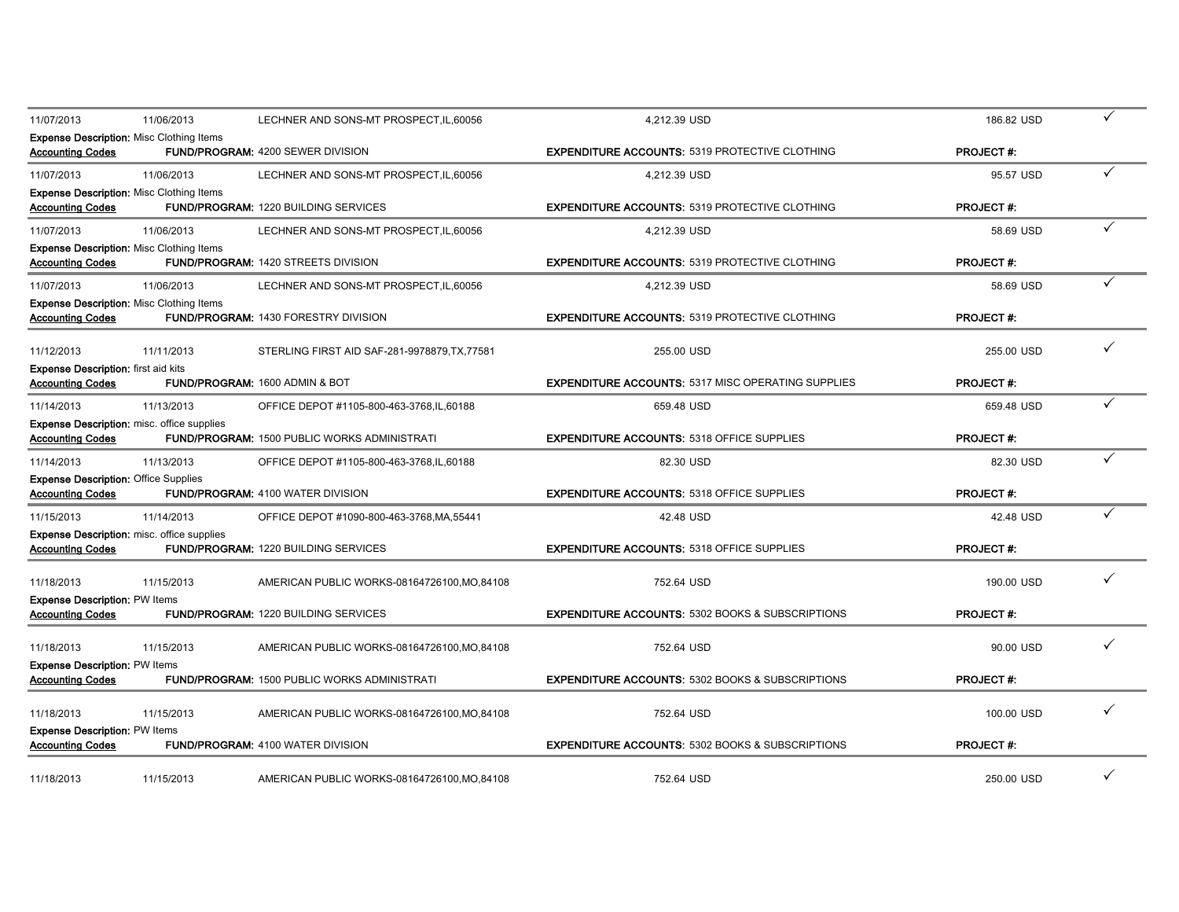| | | | | | |
|---|---|---|---|---|---|
| 11/07/2013 | 11/06/2013 | LECHNER AND SONS-MT PROSPECT,IL,60056 | 4,212.39 USD | 186.82 USD | ✓ |
| **Expense Description:** Misc Clothing Items | | | | | |
| **Accounting Codes** | **FUND/PROGRAM:** 4200 SEWER DIVISION | | **EXPENDITURE ACCOUNTS:** 5319 PROTECTIVE CLOTHING | **PROJECT #:** | |
| 11/07/2013 | 11/06/2013 | LECHNER AND SONS-MT PROSPECT,IL,60056 | 4,212.39 USD | 95.57 USD | ✓ |
| **Expense Description:** Misc Clothing Items | | | | | |
| **Accounting Codes** | **FUND/PROGRAM:** 1220 BUILDING SERVICES | | **EXPENDITURE ACCOUNTS:** 5319 PROTECTIVE CLOTHING | **PROJECT #:** | |
| 11/07/2013 | 11/06/2013 | LECHNER AND SONS-MT PROSPECT,IL,60056 | 4,212.39 USD | 58.69 USD | ✓ |
| **Expense Description:** Misc Clothing Items | | | | | |
| **Accounting Codes** | **FUND/PROGRAM:** 1420 STREETS DIVISION | | **EXPENDITURE ACCOUNTS:** 5319 PROTECTIVE CLOTHING | **PROJECT #:** | |
| 11/07/2013 | 11/06/2013 | LECHNER AND SONS-MT PROSPECT,IL,60056 | 4,212.39 USD | 58.69 USD | ✓ |
| **Expense Description:** Misc Clothing Items | | | | | |
| **Accounting Codes** | **FUND/PROGRAM:** 1430 FORESTRY DIVISION | | **EXPENDITURE ACCOUNTS:** 5319 PROTECTIVE CLOTHING | **PROJECT #:** | |
| 11/12/2013 | 11/11/2013 | STERLING FIRST AID SAF-281-9978879,TX,77581 | 255.00 USD | 255.00 USD | ✓ |
| **Expense Description:** first aid kits | | | | | |
| **Accounting Codes** | **FUND/PROGRAM:** 1600 ADMIN & BOT | | **EXPENDITURE ACCOUNTS:** 5317 MISC OPERATING SUPPLIES | **PROJECT #:** | |
| 11/14/2013 | 11/13/2013 | OFFICE DEPOT #1105-800-463-3768,IL,60188 | 659.48 USD | 659.48 USD | ✓ |
| **Expense Description:** misc. office supplies | | | | | |
| **Accounting Codes** | **FUND/PROGRAM:** 1500 PUBLIC WORKS ADMINISTRATI | | **EXPENDITURE ACCOUNTS:** 5318 OFFICE SUPPLIES | **PROJECT #:** | |
| 11/14/2013 | 11/13/2013 | OFFICE DEPOT #1105-800-463-3768,IL,60188 | 82.30 USD | 82.30 USD | ✓ |
| **Expense Description:** Office Supplies | | | | | |
| **Accounting Codes** | **FUND/PROGRAM:** 4100 WATER DIVISION | | **EXPENDITURE ACCOUNTS:** 5318 OFFICE SUPPLIES | **PROJECT #:** | |
| 11/15/2013 | 11/14/2013 | OFFICE DEPOT #1090-800-463-3768,MA,55441 | 42.48 USD | 42.48 USD | ✓ |
| **Expense Description:** misc. office supplies | | | | | |
| **Accounting Codes** | **FUND/PROGRAM:** 1220 BUILDING SERVICES | | **EXPENDITURE ACCOUNTS:** 5318 OFFICE SUPPLIES | **PROJECT #:** | |
| 11/18/2013 | 11/15/2013 | AMERICAN PUBLIC WORKS-08164726100,MO,84108 | 752.64 USD | 190.00 USD | ✓ |
| **Expense Description:** PW Items | | | | | |
| **Accounting Codes** | **FUND/PROGRAM:** 1220 BUILDING SERVICES | | **EXPENDITURE ACCOUNTS:** 5302 BOOKS & SUBSCRIPTIONS | **PROJECT #:** | |
| 11/18/2013 | 11/15/2013 | AMERICAN PUBLIC WORKS-08164726100,MO,84108 | 752.64 USD | 90.00 USD | ✓ |
| **Expense Description:** PW Items | | | | | |
| **Accounting Codes** | **FUND/PROGRAM:** 1500 PUBLIC WORKS ADMINISTRATI | | **EXPENDITURE ACCOUNTS:** 5302 BOOKS & SUBSCRIPTIONS | **PROJECT #:** | |
| 11/18/2013 | 11/15/2013 | AMERICAN PUBLIC WORKS-08164726100,MO,84108 | 752.64 USD | 100.00 USD | ✓ |
| **Expense Description:** PW Items | | | | | |
| **Accounting Codes** | **FUND/PROGRAM:** 4100 WATER DIVISION | | **EXPENDITURE ACCOUNTS:** 5302 BOOKS & SUBSCRIPTIONS | **PROJECT #:** | |
| 11/18/2013 | 11/15/2013 | AMERICAN PUBLIC WORKS-08164726100,MO,84108 | 752.64 USD | 250.00 USD | ✓ |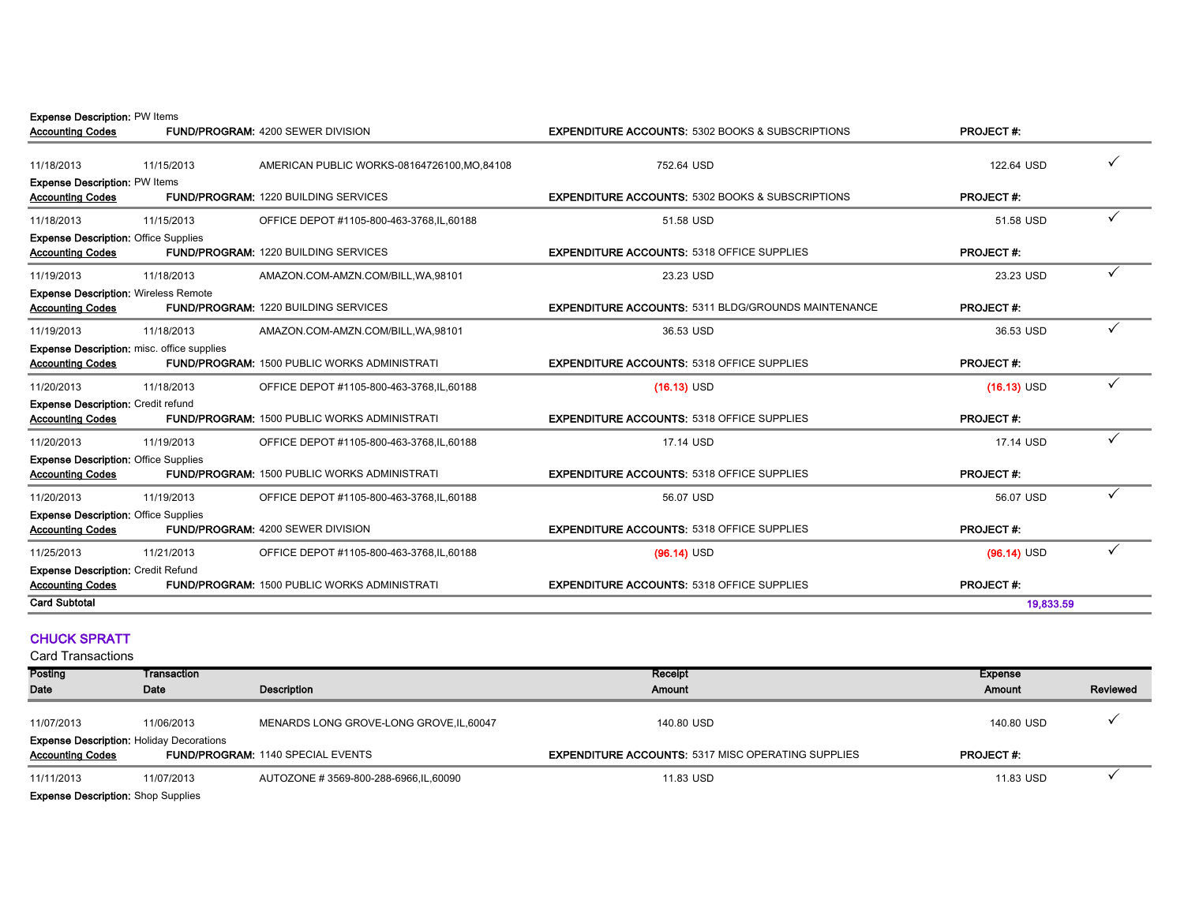**Expense Description:** PW Items

**Accounting Codes** **FUND/PROGRAM:** 4200 SEWER DIVISION **EXPENDITURE ACCOUNTS:** 5302 BOOKS & SUBSCRIPTIONS **PROJECT #:**

| Posting Date | Transaction Date | Description | Receipt Amount | Expense Amount | Reviewed |
|---|---|---|---|---|---|
| 11/18/2013 | 11/15/2013 | AMERICAN PUBLIC WORKS-08164726100,MO,84108 | 752.64 USD | 122.64 USD | ✓ |

**Expense Description:** PW Items

**Accounting Codes** **FUND/PROGRAM:** 1220 BUILDING SERVICES **EXPENDITURE ACCOUNTS:** 5302 BOOKS & SUBSCRIPTIONS **PROJECT #:**

| Posting Date | Transaction Date | Description | Receipt Amount | Expense Amount | Reviewed |
|---|---|---|---|---|---|
| 11/18/2013 | 11/15/2013 | OFFICE DEPOT #1105-800-463-3768,IL,60188 | 51.58 USD | 51.58 USD | ✓ |

**Expense Description:** Office Supplies

**Accounting Codes** **FUND/PROGRAM:** 1220 BUILDING SERVICES **EXPENDITURE ACCOUNTS:** 5318 OFFICE SUPPLIES **PROJECT #:**

| Posting Date | Transaction Date | Description | Receipt Amount | Expense Amount | Reviewed |
|---|---|---|---|---|---|
| 11/19/2013 | 11/18/2013 | AMAZON.COM-AMZN.COM/BILL,WA,98101 | 23.23 USD | 23.23 USD | ✓ |

**Expense Description:** Wireless Remote

**Accounting Codes** **FUND/PROGRAM:** 1220 BUILDING SERVICES **EXPENDITURE ACCOUNTS:** 5311 BLDG/GROUNDS MAINTENANCE **PROJECT #:**

| Posting Date | Transaction Date | Description | Receipt Amount | Expense Amount | Reviewed |
|---|---|---|---|---|---|
| 11/19/2013 | 11/18/2013 | AMAZON.COM-AMZN.COM/BILL,WA,98101 | 36.53 USD | 36.53 USD | ✓ |

**Expense Description:** misc. office supplies

**Accounting Codes** **FUND/PROGRAM:** 1500 PUBLIC WORKS ADMINISTRATI **EXPENDITURE ACCOUNTS:** 5318 OFFICE SUPPLIES **PROJECT #:**

| Posting Date | Transaction Date | Description | Receipt Amount | Expense Amount | Reviewed |
|---|---|---|---|---|---|
| 11/20/2013 | 11/18/2013 | OFFICE DEPOT #1105-800-463-3768,IL,60188 | (16.13) USD | (16.13) USD | ✓ |

**Expense Description:** Credit refund

**Accounting Codes** **FUND/PROGRAM:** 1500 PUBLIC WORKS ADMINISTRATI **EXPENDITURE ACCOUNTS:** 5318 OFFICE SUPPLIES **PROJECT #:**

| Posting Date | Transaction Date | Description | Receipt Amount | Expense Amount | Reviewed |
|---|---|---|---|---|---|
| 11/20/2013 | 11/19/2013 | OFFICE DEPOT #1105-800-463-3768,IL,60188 | 17.14 USD | 17.14 USD | ✓ |

**Expense Description:** Office Supplies

**Accounting Codes** **FUND/PROGRAM:** 1500 PUBLIC WORKS ADMINISTRATI **EXPENDITURE ACCOUNTS:** 5318 OFFICE SUPPLIES **PROJECT #:**

| Posting Date | Transaction Date | Description | Receipt Amount | Expense Amount | Reviewed |
|---|---|---|---|---|---|
| 11/20/2013 | 11/19/2013 | OFFICE DEPOT #1105-800-463-3768,IL,60188 | 56.07 USD | 56.07 USD | ✓ |

**Expense Description:** Office Supplies

**Accounting Codes** **FUND/PROGRAM:** 4200 SEWER DIVISION **EXPENDITURE ACCOUNTS:** 5318 OFFICE SUPPLIES **PROJECT #:**

| Posting Date | Transaction Date | Description | Receipt Amount | Expense Amount | Reviewed |
|---|---|---|---|---|---|
| 11/25/2013 | 11/21/2013 | OFFICE DEPOT #1105-800-463-3768,IL,60188 | (96.14) USD | (96.14) USD | ✓ |

**Expense Description:** Credit Refund

**Accounting Codes** **FUND/PROGRAM:** 1500 PUBLIC WORKS ADMINISTRATI **EXPENDITURE ACCOUNTS:** 5318 OFFICE SUPPLIES **PROJECT #:**

**Card Subtotal** **19,833.59**

## CHUCK SPRATT

Card Transactions

| Posting Date | Transaction Date | Description | Receipt Amount | Expense Amount | Reviewed |
|---|---|---|---|---|---|
| 11/07/2013 | 11/06/2013 | MENARDS LONG GROVE-LONG GROVE,IL,60047 | 140.80 USD | 140.80 USD | ✓ |

**Expense Description:** Holiday Decorations

**Accounting Codes** **FUND/PROGRAM:** 1140 SPECIAL EVENTS **EXPENDITURE ACCOUNTS:** 5317 MISC OPERATING SUPPLIES **PROJECT #:**

| Posting Date | Transaction Date | Description | Receipt Amount | Expense Amount | Reviewed |
|---|---|---|---|---|---|
| 11/11/2013 | 11/07/2013 | AUTOZONE # 3569-800-288-6966,IL,60090 | 11.83 USD | 11.83 USD | ✓ |

**Expense Description:** Shop Supplies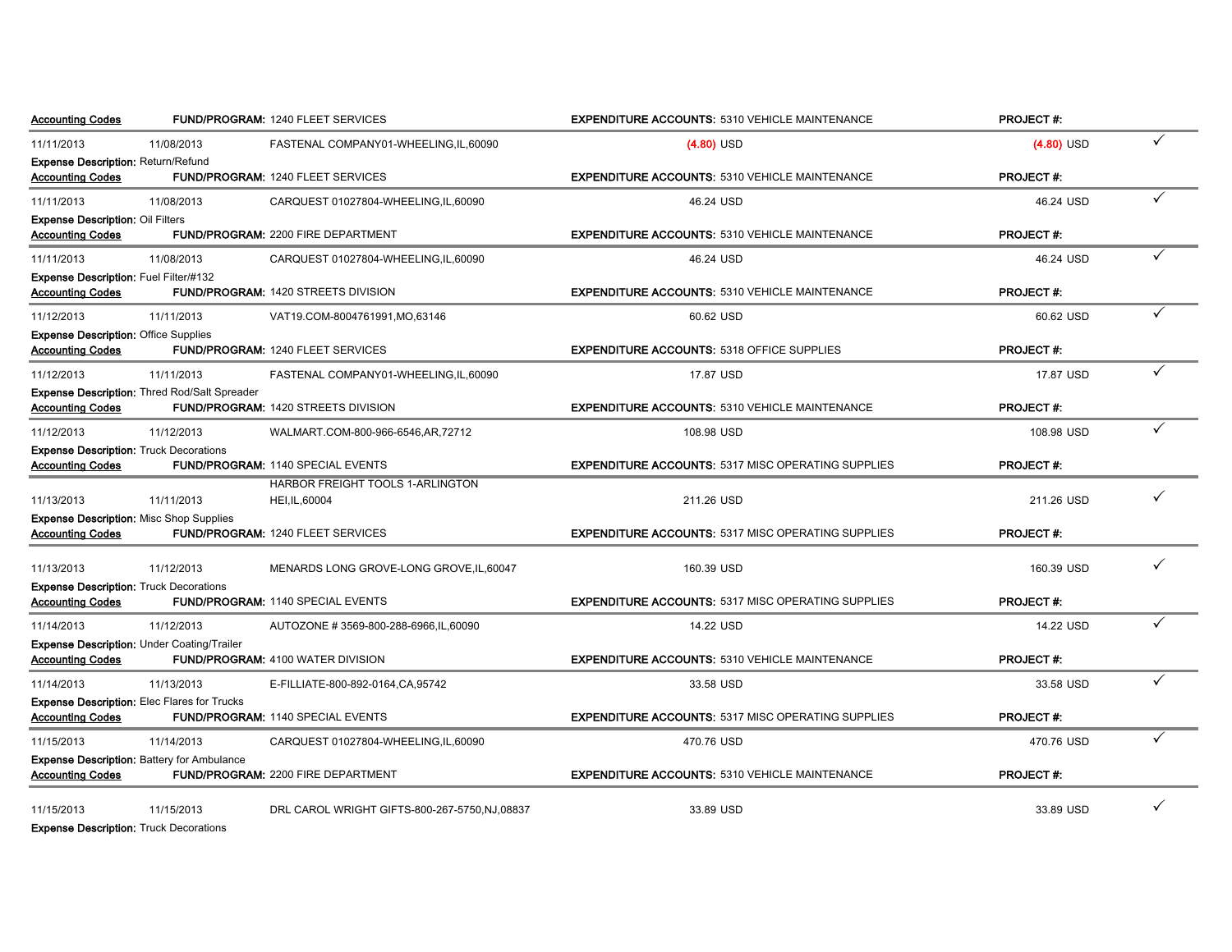**Accounting Codes** **FUND/PROGRAM:** 1240 FLEET SERVICES **EXPENDITURE ACCOUNTS:** 5310 VEHICLE MAINTENANCE **PROJECT #:**

| | | | | | |
|---|---|---|---|---|---|
| 11/11/2013 | 11/08/2013 | FASTENAL COMPANY01-WHEELING,IL,60090 | (4.80) USD | (4.80) USD | ✓ |

**Expense Description:** Return/Refund
**Accounting Codes** **FUND/PROGRAM:** 1240 FLEET SERVICES **EXPENDITURE ACCOUNTS:** 5310 VEHICLE MAINTENANCE **PROJECT #:**

| | | | | | |
|---|---|---|---|---|---|
| 11/11/2013 | 11/08/2013 | CARQUEST 01027804-WHEELING,IL,60090 | 46.24 USD | 46.24 USD | ✓ |

**Expense Description:** Oil Filters
**Accounting Codes** **FUND/PROGRAM:** 2200 FIRE DEPARTMENT **EXPENDITURE ACCOUNTS:** 5310 VEHICLE MAINTENANCE **PROJECT #:**

| | | | | | |
|---|---|---|---|---|---|
| 11/11/2013 | 11/08/2013 | CARQUEST 01027804-WHEELING,IL,60090 | 46.24 USD | 46.24 USD | ✓ |

**Expense Description:** Fuel Filter/#132
**Accounting Codes** **FUND/PROGRAM:** 1420 STREETS DIVISION **EXPENDITURE ACCOUNTS:** 5310 VEHICLE MAINTENANCE **PROJECT #:**

| | | | | | |
|---|---|---|---|---|---|
| 11/12/2013 | 11/11/2013 | VAT19.COM-8004761991,MO,63146 | 60.62 USD | 60.62 USD | ✓ |

**Expense Description:** Office Supplies
**Accounting Codes** **FUND/PROGRAM:** 1240 FLEET SERVICES **EXPENDITURE ACCOUNTS:** 5318 OFFICE SUPPLIES **PROJECT #:**

| | | | | | |
|---|---|---|---|---|---|
| 11/12/2013 | 11/11/2013 | FASTENAL COMPANY01-WHEELING,IL,60090 | 17.87 USD | 17.87 USD | ✓ |

**Expense Description:** Thred Rod/Salt Spreader
**Accounting Codes** **FUND/PROGRAM:** 1420 STREETS DIVISION **EXPENDITURE ACCOUNTS:** 5310 VEHICLE MAINTENANCE **PROJECT #:**

| | | | | | |
|---|---|---|---|---|---|
| 11/12/2013 | 11/12/2013 | WALMART.COM-800-966-6546,AR,72712 | 108.98 USD | 108.98 USD | ✓ |

**Expense Description:** Truck Decorations
**Accounting Codes** **FUND/PROGRAM:** 1140 SPECIAL EVENTS **EXPENDITURE ACCOUNTS:** 5317 MISC OPERATING SUPPLIES **PROJECT #:**

| | | | | | |
|---|---|---|---|---|---|
| 11/13/2013 | 11/11/2013 | HARBOR FREIGHT TOOLS 1-ARLINGTON HEI,IL,60004 | 211.26 USD | 211.26 USD | ✓ |

**Expense Description:** Misc Shop Supplies
**Accounting Codes** **FUND/PROGRAM:** 1240 FLEET SERVICES **EXPENDITURE ACCOUNTS:** 5317 MISC OPERATING SUPPLIES **PROJECT #:**

| | | | | | |
|---|---|---|---|---|---|
| 11/13/2013 | 11/12/2013 | MENARDS LONG GROVE-LONG GROVE,IL,60047 | 160.39 USD | 160.39 USD | ✓ |

**Expense Description:** Truck Decorations
**Accounting Codes** **FUND/PROGRAM:** 1140 SPECIAL EVENTS **EXPENDITURE ACCOUNTS:** 5317 MISC OPERATING SUPPLIES **PROJECT #:**

| | | | | | |
|---|---|---|---|---|---|
| 11/14/2013 | 11/12/2013 | AUTOZONE # 3569-800-288-6966,IL,60090 | 14.22 USD | 14.22 USD | ✓ |

**Expense Description:** Under Coating/Trailer
**Accounting Codes** **FUND/PROGRAM:** 4100 WATER DIVISION **EXPENDITURE ACCOUNTS:** 5310 VEHICLE MAINTENANCE **PROJECT #:**

| | | | | | |
|---|---|---|---|---|---|
| 11/14/2013 | 11/13/2013 | E-FILLIATE-800-892-0164,CA,95742 | 33.58 USD | 33.58 USD | ✓ |

**Expense Description:** Elec Flares for Trucks
**Accounting Codes** **FUND/PROGRAM:** 1140 SPECIAL EVENTS **EXPENDITURE ACCOUNTS:** 5317 MISC OPERATING SUPPLIES **PROJECT #:**

| | | | | | |
|---|---|---|---|---|---|
| 11/15/2013 | 11/14/2013 | CARQUEST 01027804-WHEELING,IL,60090 | 470.76 USD | 470.76 USD | ✓ |

**Expense Description:** Battery for Ambulance
**Accounting Codes** **FUND/PROGRAM:** 2200 FIRE DEPARTMENT **EXPENDITURE ACCOUNTS:** 5310 VEHICLE MAINTENANCE **PROJECT #:**

| | | | | | |
|---|---|---|---|---|---|
| 11/15/2013 | 11/15/2013 | DRL CAROL WRIGHT GIFTS-800-267-5750,NJ,08837 | 33.89 USD | 33.89 USD | ✓ |

**Expense Description:** Truck Decorations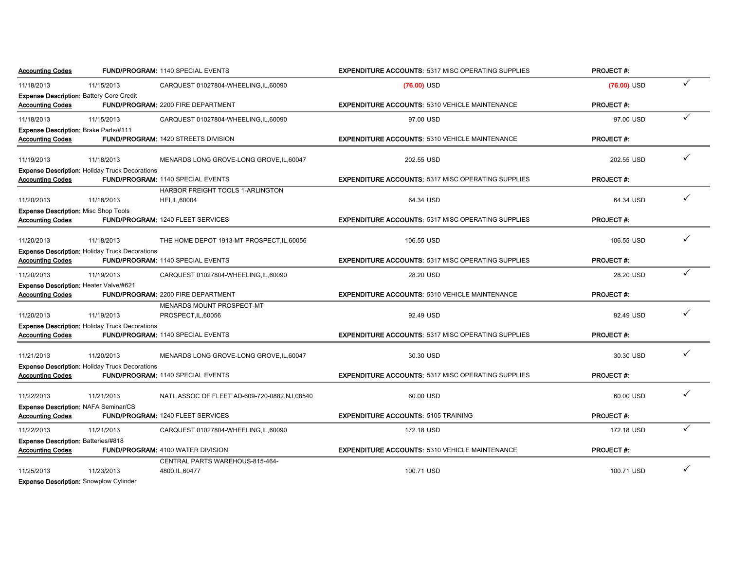| | | | | | | | |
|---|---|---|---|---|---|---|---|
| **Accounting Codes** | | **FUND/PROGRAM:** 1140 SPECIAL EVENTS | | **EXPENDITURE ACCOUNTS:** 5317 MISC OPERATING SUPPLIES | | **PROJECT #:** | |
| 11/18/2013 | 11/15/2013 | CARQUEST 01027804-WHEELING,IL,60090 | (76.00) USD | | (76.00) USD | | ✓ |
| **Expense Description:** Battery Core Credit | | | | | | | |
| **Accounting Codes** | | **FUND/PROGRAM:** 2200 FIRE DEPARTMENT | | **EXPENDITURE ACCOUNTS:** 5310 VEHICLE MAINTENANCE | | **PROJECT #:** | |
| 11/18/2013 | 11/15/2013 | CARQUEST 01027804-WHEELING,IL,60090 | 97.00 USD | | 97.00 USD | | ✓ |
| **Expense Description:** Brake Parts/#111 | | | | | | | |
| **Accounting Codes** | | **FUND/PROGRAM:** 1420 STREETS DIVISION | | **EXPENDITURE ACCOUNTS:** 5310 VEHICLE MAINTENANCE | | **PROJECT #:** | |
| 11/19/2013 | 11/18/2013 | MENARDS LONG GROVE-LONG GROVE,IL,60047 | 202.55 USD | | 202.55 USD | | ✓ |
| **Expense Description:** Holiday Truck Decorations | | | | | | | |
| **Accounting Codes** | | **FUND/PROGRAM:** 1140 SPECIAL EVENTS | | **EXPENDITURE ACCOUNTS:** 5317 MISC OPERATING SUPPLIES | | **PROJECT #:** | |
| 11/20/2013 | 11/18/2013 | HARBOR FREIGHT TOOLS 1-ARLINGTON HEI,IL,60004 | 64.34 USD | | 64.34 USD | | ✓ |
| **Expense Description:** Misc Shop Tools | | | | | | | |
| **Accounting Codes** | | **FUND/PROGRAM:** 1240 FLEET SERVICES | | **EXPENDITURE ACCOUNTS:** 5317 MISC OPERATING SUPPLIES | | **PROJECT #:** | |
| 11/20/2013 | 11/18/2013 | THE HOME DEPOT 1913-MT PROSPECT,IL,60056 | 106.55 USD | | 106.55 USD | | ✓ |
| **Expense Description:** Holiday Truck Decorations | | | | | | | |
| **Accounting Codes** | | **FUND/PROGRAM:** 1140 SPECIAL EVENTS | | **EXPENDITURE ACCOUNTS:** 5317 MISC OPERATING SUPPLIES | | **PROJECT #:** | |
| 11/20/2013 | 11/19/2013 | CARQUEST 01027804-WHEELING,IL,60090 | 28.20 USD | | 28.20 USD | | ✓ |
| **Expense Description:** Heater Valve/#621 | | | | | | | |
| **Accounting Codes** | | **FUND/PROGRAM:** 2200 FIRE DEPARTMENT | | **EXPENDITURE ACCOUNTS:** 5310 VEHICLE MAINTENANCE | | **PROJECT #:** | |
| 11/20/2013 | 11/19/2013 | MENARDS MOUNT PROSPECT-MT PROSPECT,IL,60056 | 92.49 USD | | 92.49 USD | | ✓ |
| **Expense Description:** Holiday Truck Decorations | | | | | | | |
| **Accounting Codes** | | **FUND/PROGRAM:** 1140 SPECIAL EVENTS | | **EXPENDITURE ACCOUNTS:** 5317 MISC OPERATING SUPPLIES | | **PROJECT #:** | |
| 11/21/2013 | 11/20/2013 | MENARDS LONG GROVE-LONG GROVE,IL,60047 | 30.30 USD | | 30.30 USD | | ✓ |
| **Expense Description:** Holiday Truck Decorations | | | | | | | |
| **Accounting Codes** | | **FUND/PROGRAM:** 1140 SPECIAL EVENTS | | **EXPENDITURE ACCOUNTS:** 5317 MISC OPERATING SUPPLIES | | **PROJECT #:** | |
| 11/22/2013 | 11/21/2013 | NATL ASSOC OF FLEET AD-609-720-0882,NJ,08540 | 60.00 USD | | 60.00 USD | | ✓ |
| **Expense Description:** NAFA Seminar/CS | | | | | | | |
| **Accounting Codes** | | **FUND/PROGRAM:** 1240 FLEET SERVICES | | **EXPENDITURE ACCOUNTS:** 5105 TRAINING | | **PROJECT #:** | |
| 11/22/2013 | 11/21/2013 | CARQUEST 01027804-WHEELING,IL,60090 | 172.18 USD | | 172.18 USD | | ✓ |
| **Expense Description:** Batteries/#818 | | | | | | | |
| **Accounting Codes** | | **FUND/PROGRAM:** 4100 WATER DIVISION | | **EXPENDITURE ACCOUNTS:** 5310 VEHICLE MAINTENANCE | | **PROJECT #:** | |
| 11/25/2013 | 11/23/2013 | CENTRAL PARTS WAREHOUS-815-464-4800,IL,60477 | 100.71 USD | | 100.71 USD | | ✓ |
| **Expense Description:** Snowplow Cylinder | | | | | | | |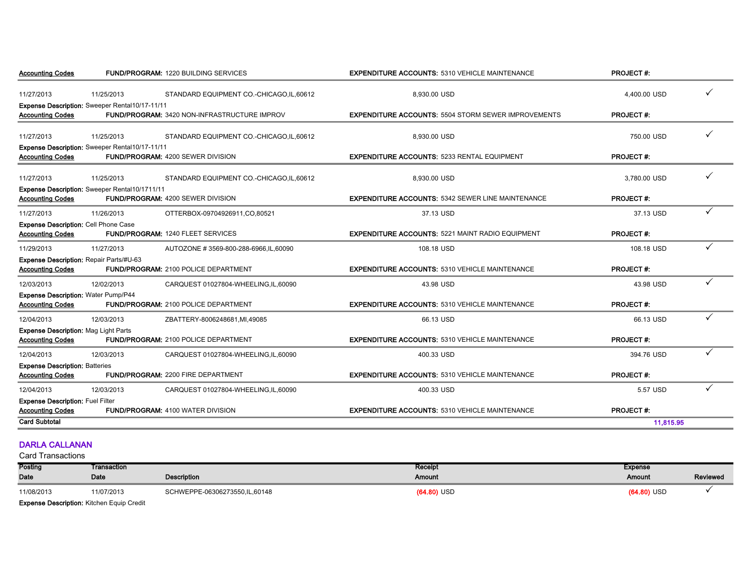**Accounting Codes** **FUND/PROGRAM:** 1220 BUILDING SERVICES **EXPENDITURE ACCOUNTS:** 5310 VEHICLE MAINTENANCE **PROJECT #:**

| Posting Date | Transaction Date | Description | Receipt Amount | Expense Amount | Reviewed |
|---|---|---|---|---|---|
| 11/27/2013 | 11/25/2013 | STANDARD EQUIPMENT CO.-CHICAGO,IL,60612 | 8,930.00 USD | 4,400.00 USD | ✓ |

**Expense Description:** Sweeper Rental10/17-11/11
**Accounting Codes** **FUND/PROGRAM:** 3420 NON-INFRASTRUCTURE IMPROV **EXPENDITURE ACCOUNTS:** 5504 STORM SEWER IMPROVEMENTS **PROJECT #:**

| Posting Date | Transaction Date | Description | Receipt Amount | Expense Amount | Reviewed |
|---|---|---|---|---|---|
| 11/27/2013 | 11/25/2013 | STANDARD EQUIPMENT CO.-CHICAGO,IL,60612 | 8,930.00 USD | 750.00 USD | ✓ |

**Expense Description:** Sweeper Rental10/17-11/11
**Accounting Codes** **FUND/PROGRAM:** 4200 SEWER DIVISION **EXPENDITURE ACCOUNTS:** 5233 RENTAL EQUIPMENT **PROJECT #:**

| Posting Date | Transaction Date | Description | Receipt Amount | Expense Amount | Reviewed |
|---|---|---|---|---|---|
| 11/27/2013 | 11/25/2013 | STANDARD EQUIPMENT CO.-CHICAGO,IL,60612 | 8,930.00 USD | 3,780.00 USD | ✓ |

**Expense Description:** Sweeper Rental10/1711/11
**Accounting Codes** **FUND/PROGRAM:** 4200 SEWER DIVISION **EXPENDITURE ACCOUNTS:** 5342 SEWER LINE MAINTENANCE **PROJECT #:**

| Posting Date | Transaction Date | Description | Receipt Amount | Expense Amount | Reviewed |
|---|---|---|---|---|---|
| 11/27/2013 | 11/26/2013 | OTTERBOX-09704926911,CO,80521 | 37.13 USD | 37.13 USD | ✓ |

**Expense Description:** Cell Phone Case
**Accounting Codes** **FUND/PROGRAM:** 1240 FLEET SERVICES **EXPENDITURE ACCOUNTS:** 5221 MAINT RADIO EQUIPMENT **PROJECT #:**

| Posting Date | Transaction Date | Description | Receipt Amount | Expense Amount | Reviewed |
|---|---|---|---|---|---|
| 11/29/2013 | 11/27/2013 | AUTOZONE # 3569-800-288-6966,IL,60090 | 108.18 USD | 108.18 USD | ✓ |

**Expense Description:** Repair Parts/#U-63
**Accounting Codes** **FUND/PROGRAM:** 2100 POLICE DEPARTMENT **EXPENDITURE ACCOUNTS:** 5310 VEHICLE MAINTENANCE **PROJECT #:**

| Posting Date | Transaction Date | Description | Receipt Amount | Expense Amount | Reviewed |
|---|---|---|---|---|---|
| 12/03/2013 | 12/02/2013 | CARQUEST 01027804-WHEELING,IL,60090 | 43.98 USD | 43.98 USD | ✓ |

**Expense Description:** Water Pump/P44
**Accounting Codes** **FUND/PROGRAM:** 2100 POLICE DEPARTMENT **EXPENDITURE ACCOUNTS:** 5310 VEHICLE MAINTENANCE **PROJECT #:**

| Posting Date | Transaction Date | Description | Receipt Amount | Expense Amount | Reviewed |
|---|---|---|---|---|---|
| 12/04/2013 | 12/03/2013 | ZBATTERY-8006248681,MI,49085 | 66.13 USD | 66.13 USD | ✓ |

**Expense Description:** Mag Light Parts
**Accounting Codes** **FUND/PROGRAM:** 2100 POLICE DEPARTMENT **EXPENDITURE ACCOUNTS:** 5310 VEHICLE MAINTENANCE **PROJECT #:**

| Posting Date | Transaction Date | Description | Receipt Amount | Expense Amount | Reviewed |
|---|---|---|---|---|---|
| 12/04/2013 | 12/03/2013 | CARQUEST 01027804-WHEELING,IL,60090 | 400.33 USD | 394.76 USD | ✓ |

**Expense Description:** Batteries
**Accounting Codes** **FUND/PROGRAM:** 2200 FIRE DEPARTMENT **EXPENDITURE ACCOUNTS:** 5310 VEHICLE MAINTENANCE **PROJECT #:**

| Posting Date | Transaction Date | Description | Receipt Amount | Expense Amount | Reviewed |
|---|---|---|---|---|---|
| 12/04/2013 | 12/03/2013 | CARQUEST 01027804-WHEELING,IL,60090 | 400.33 USD | 5.57 USD | ✓ |

**Expense Description:** Fuel Filter
**Accounting Codes** **FUND/PROGRAM:** 4100 WATER DIVISION **EXPENDITURE ACCOUNTS:** 5310 VEHICLE MAINTENANCE **PROJECT #:**

**Card Subtotal** 11,815.95

## DARLA CALLANAN

Card Transactions

| Posting Date | Transaction Date | Description | Receipt Amount | Expense Amount | Reviewed |
|---|---|---|---|---|---|
| 11/08/2013 | 11/07/2013 | SCHWEPPE-06306273550,IL,60148 | (64.80) USD | (64.80) USD | ✓ |

**Expense Description:** Kitchen Equip Credit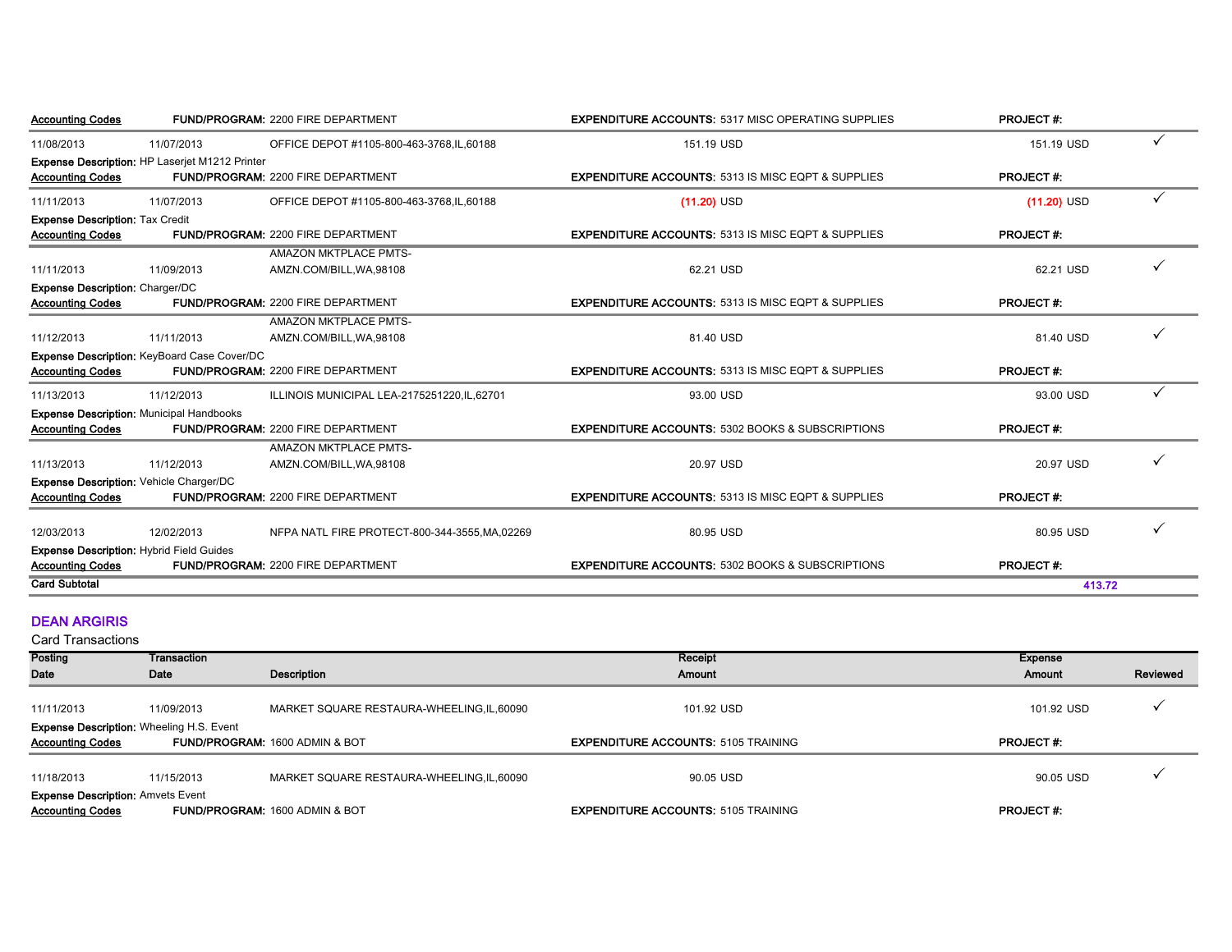| | | | | | | |
|---|---|---|---|---|---|---|
| **Accounting Codes** | | **FUND/PROGRAM:** 2200 FIRE DEPARTMENT | **EXPENDITURE ACCOUNTS:** 5317 MISC OPERATING SUPPLIES | | **PROJECT #:** | |
| 11/08/2013 | 11/07/2013 | OFFICE DEPOT #1105-800-463-3768,IL,60188 | 151.19 USD | | 151.19 USD | ✓ |
| **Expense Description:** HP Laserjet M1212 Printer | | | | | | |
| **Accounting Codes** | | **FUND/PROGRAM:** 2200 FIRE DEPARTMENT | **EXPENDITURE ACCOUNTS:** 5313 IS MISC EQPT & SUPPLIES | | **PROJECT #:** | |
| 11/11/2013 | 11/07/2013 | OFFICE DEPOT #1105-800-463-3768,IL,60188 | (11.20) USD | | (11.20) USD | ✓ |
| **Expense Description:** Tax Credit | | | | | | |
| **Accounting Codes** | | **FUND/PROGRAM:** 2200 FIRE DEPARTMENT | **EXPENDITURE ACCOUNTS:** 5313 IS MISC EQPT & SUPPLIES | | **PROJECT #:** | |
| 11/11/2013 | 11/09/2013 | AMAZON MKTPLACE PMTS-AMZN.COM/BILL,WA,98108 | 62.21 USD | | 62.21 USD | ✓ |
| **Expense Description:** Charger/DC | | | | | | |
| **Accounting Codes** | | **FUND/PROGRAM:** 2200 FIRE DEPARTMENT | **EXPENDITURE ACCOUNTS:** 5313 IS MISC EQPT & SUPPLIES | | **PROJECT #:** | |
| 11/12/2013 | 11/11/2013 | AMAZON MKTPLACE PMTS-AMZN.COM/BILL,WA,98108 | 81.40 USD | | 81.40 USD | ✓ |
| **Expense Description:** KeyBoard Case Cover/DC | | | | | | |
| **Accounting Codes** | | **FUND/PROGRAM:** 2200 FIRE DEPARTMENT | **EXPENDITURE ACCOUNTS:** 5313 IS MISC EQPT & SUPPLIES | | **PROJECT #:** | |
| 11/13/2013 | 11/12/2013 | ILLINOIS MUNICIPAL LEA-2175251220,IL,62701 | 93.00 USD | | 93.00 USD | ✓ |
| **Expense Description:** Municipal Handbooks | | | | | | |
| **Accounting Codes** | | **FUND/PROGRAM:** 2200 FIRE DEPARTMENT | **EXPENDITURE ACCOUNTS:** 5302 BOOKS & SUBSCRIPTIONS | | **PROJECT #:** | |
| 11/13/2013 | 11/12/2013 | AMAZON MKTPLACE PMTS-AMZN.COM/BILL,WA,98108 | 20.97 USD | | 20.97 USD | ✓ |
| **Expense Description:** Vehicle Charger/DC | | | | | | |
| **Accounting Codes** | | **FUND/PROGRAM:** 2200 FIRE DEPARTMENT | **EXPENDITURE ACCOUNTS:** 5313 IS MISC EQPT & SUPPLIES | | **PROJECT #:** | |
| 12/03/2013 | 12/02/2013 | NFPA NATL FIRE PROTECT-800-344-3555,MA,02269 | 80.95 USD | | 80.95 USD | ✓ |
| **Expense Description:** Hybrid Field Guides | | | | | | |
| **Accounting Codes** | | **FUND/PROGRAM:** 2200 FIRE DEPARTMENT | **EXPENDITURE ACCOUNTS:** 5302 BOOKS & SUBSCRIPTIONS | | **PROJECT #:** | |
| **Card Subtotal** | | | | | | **413.72** |

## DEAN ARGIRIS

Card Transactions

| Posting Date | Transaction Date | Description | Receipt Amount | | Expense Amount | Reviewed |
|---|---|---|---|---|---|---|
| 11/11/2013 | 11/09/2013 | MARKET SQUARE RESTAURA-WHEELING,IL,60090 | 101.92 USD | | 101.92 USD | ✓ |
| **Expense Description:** Wheeling H.S. Event | | | | | | |
| **Accounting Codes** | | **FUND/PROGRAM:** 1600 ADMIN & BOT | **EXPENDITURE ACCOUNTS:** 5105 TRAINING | | **PROJECT #:** | |
| 11/18/2013 | 11/15/2013 | MARKET SQUARE RESTAURA-WHEELING,IL,60090 | 90.05 USD | | 90.05 USD | ✓ |
| **Expense Description:** Amvets Event | | | | | | |
| **Accounting Codes** | | **FUND/PROGRAM:** 1600 ADMIN & BOT | **EXPENDITURE ACCOUNTS:** 5105 TRAINING | | **PROJECT #:** | |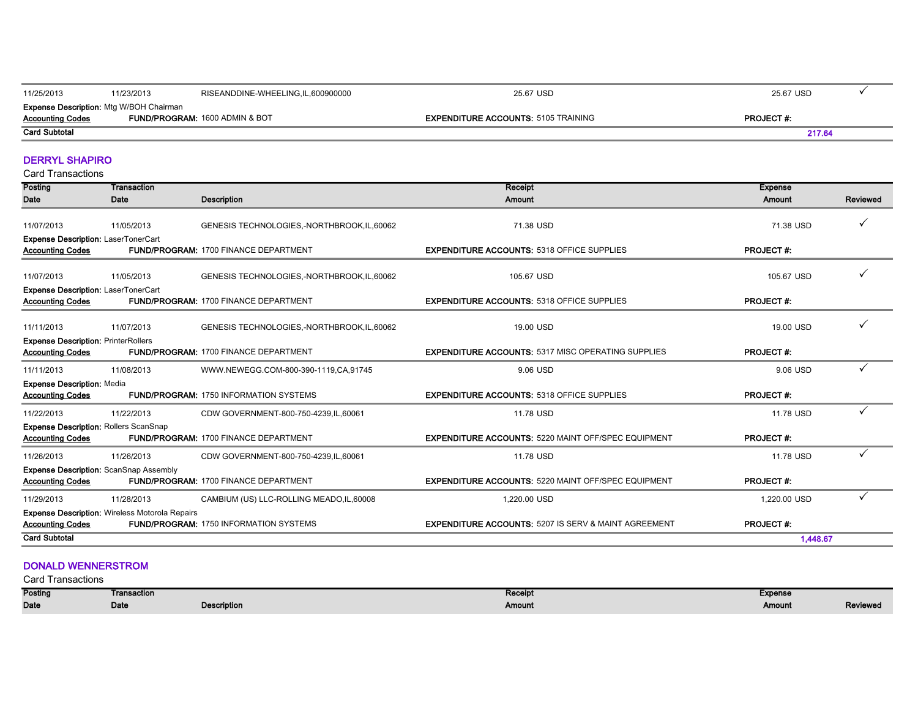| Posting Date | Transaction Date | Description | Receipt Amount | Expense Amount | Reviewed |
|---|---|---|---|---|---|
| 11/25/2013 | 11/23/2013 | RISEANDDINE-WHEELING,IL,600900000 | 25.67 USD | 25.67 USD | ✓ |

**Expense Description:** Mtg W/BOH Chairman
**Accounting Codes** **FUND/PROGRAM:** 1600 ADMIN & BOT **EXPENDITURE ACCOUNTS:** 5105 TRAINING **PROJECT #:**

**Card Subtotal** **217.64**

## DERRYL SHAPIRO

Card Transactions

| Posting Date | Transaction Date | Description | Receipt Amount | Expense Amount | Reviewed |
|---|---|---|---|---|---|
| 11/07/2013 | 11/05/2013 | GENESIS TECHNOLOGIES,-NORTHBROOK,IL,60062 | 71.38 USD | 71.38 USD | ✓ |

**Expense Description:** LaserTonerCart
**Accounting Codes** **FUND/PROGRAM:** 1700 FINANCE DEPARTMENT **EXPENDITURE ACCOUNTS:** 5318 OFFICE SUPPLIES **PROJECT #:**

| Posting Date | Transaction Date | Description | Receipt Amount | Expense Amount | Reviewed |
|---|---|---|---|---|---|
| 11/07/2013 | 11/05/2013 | GENESIS TECHNOLOGIES,-NORTHBROOK,IL,60062 | 105.67 USD | 105.67 USD | ✓ |

**Expense Description:** LaserTonerCart
**Accounting Codes** **FUND/PROGRAM:** 1700 FINANCE DEPARTMENT **EXPENDITURE ACCOUNTS:** 5318 OFFICE SUPPLIES **PROJECT #:**

| Posting Date | Transaction Date | Description | Receipt Amount | Expense Amount | Reviewed |
|---|---|---|---|---|---|
| 11/11/2013 | 11/07/2013 | GENESIS TECHNOLOGIES,-NORTHBROOK,IL,60062 | 19.00 USD | 19.00 USD | ✓ |

**Expense Description:** PrinterRollers
**Accounting Codes** **FUND/PROGRAM:** 1700 FINANCE DEPARTMENT **EXPENDITURE ACCOUNTS:** 5317 MISC OPERATING SUPPLIES **PROJECT #:**

| Posting Date | Transaction Date | Description | Receipt Amount | Expense Amount | Reviewed |
|---|---|---|---|---|---|
| 11/11/2013 | 11/08/2013 | WWW.NEWEGG.COM-800-390-1119,CA,91745 | 9.06 USD | 9.06 USD | ✓ |

**Expense Description:** Media
**Accounting Codes** **FUND/PROGRAM:** 1750 INFORMATION SYSTEMS **EXPENDITURE ACCOUNTS:** 5318 OFFICE SUPPLIES **PROJECT #:**

| Posting Date | Transaction Date | Description | Receipt Amount | Expense Amount | Reviewed |
|---|---|---|---|---|---|
| 11/22/2013 | 11/22/2013 | CDW GOVERNMENT-800-750-4239,IL,60061 | 11.78 USD | 11.78 USD | ✓ |

**Expense Description:** Rollers ScanSnap
**Accounting Codes** **FUND/PROGRAM:** 1700 FINANCE DEPARTMENT **EXPENDITURE ACCOUNTS:** 5220 MAINT OFF/SPEC EQUIPMENT **PROJECT #:**

| Posting Date | Transaction Date | Description | Receipt Amount | Expense Amount | Reviewed |
|---|---|---|---|---|---|
| 11/26/2013 | 11/26/2013 | CDW GOVERNMENT-800-750-4239,IL,60061 | 11.78 USD | 11.78 USD | ✓ |

**Expense Description:** ScanSnap Assembly
**Accounting Codes** **FUND/PROGRAM:** 1700 FINANCE DEPARTMENT **EXPENDITURE ACCOUNTS:** 5220 MAINT OFF/SPEC EQUIPMENT **PROJECT #:**

| Posting Date | Transaction Date | Description | Receipt Amount | Expense Amount | Reviewed |
|---|---|---|---|---|---|
| 11/29/2013 | 11/28/2013 | CAMBIUM (US) LLC-ROLLING MEADO,IL,60008 | 1,220.00 USD | 1,220.00 USD | ✓ |

**Expense Description:** Wireless Motorola Repairs
**Accounting Codes** **FUND/PROGRAM:** 1750 INFORMATION SYSTEMS **EXPENDITURE ACCOUNTS:** 5207 IS SERV & MAINT AGREEMENT **PROJECT #:**

**Card Subtotal** **1,448.67**

## DONALD WENNERSTROM

Card Transactions

| Posting Date | Transaction Date | Description | Receipt Amount | Expense Amount | Reviewed |
|---|---|---|---|---|---|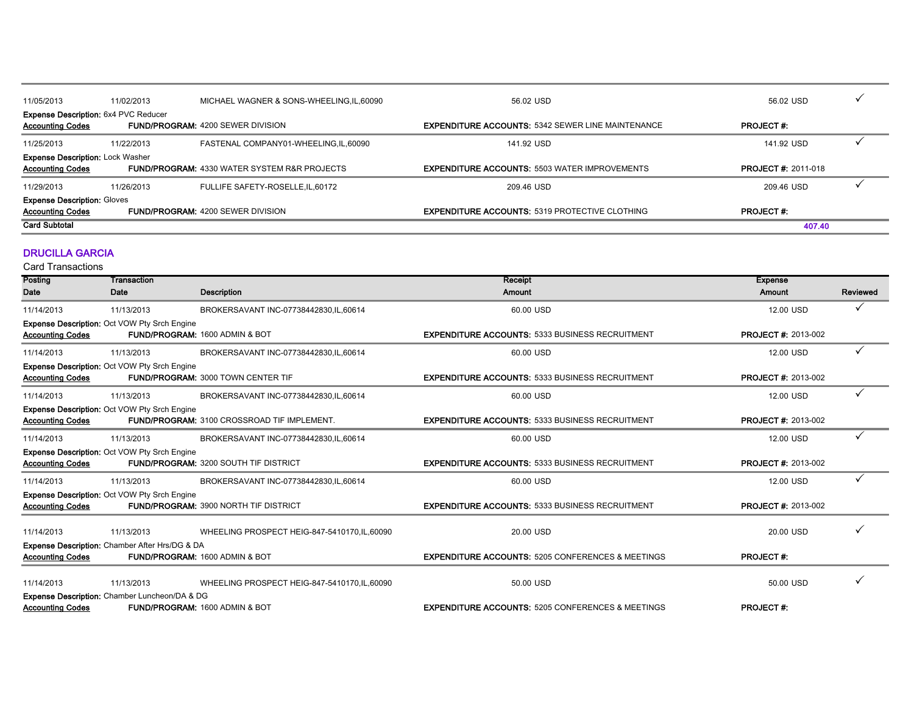| Posting Date | Transaction Date | Description | Receipt Amount | Expense Amount | Reviewed |
|---|---|---|---|---|---|
| 11/05/2013 | 11/02/2013 | MICHAEL WAGNER & SONS-WHEELING,IL,60090 | 56.02 USD | 56.02 USD | ✓ |
| **Expense Description:** 6x4 PVC Reducer | | | | | |
| **Accounting Codes** | **FUND/PROGRAM:** 4200 SEWER DIVISION | | **EXPENDITURE ACCOUNTS:** 5342 SEWER LINE MAINTENANCE | **PROJECT #:** | |
| 11/25/2013 | 11/22/2013 | FASTENAL COMPANY01-WHEELING,IL,60090 | 141.92 USD | 141.92 USD | ✓ |
| **Expense Description:** Lock Washer | | | | | |
| **Accounting Codes** | **FUND/PROGRAM:** 4330 WATER SYSTEM R&R PROJECTS | | **EXPENDITURE ACCOUNTS:** 5503 WATER IMPROVEMENTS | **PROJECT #:** 2011-018 | |
| 11/29/2013 | 11/26/2013 | FULLIFE SAFETY-ROSELLE,IL,60172 | 209.46 USD | 209.46 USD | ✓ |
| **Expense Description:** Gloves | | | | | |
| **Accounting Codes** | **FUND/PROGRAM:** 4200 SEWER DIVISION | | **EXPENDITURE ACCOUNTS:** 5319 PROTECTIVE CLOTHING | **PROJECT #:** | |
| **Card Subtotal** | | | | 407.40 | |

## DRUCILLA GARCIA

Card Transactions

| Posting Date | Transaction Date | Description | Receipt Amount | Expense Amount | Reviewed |
|---|---|---|---|---|---|
| 11/14/2013 | 11/13/2013 | BROKERSAVANT INC-07738442830,IL,60614 | 60.00 USD | 12.00 USD | ✓ |
| **Expense Description:** Oct VOW Pty Srch Engine | | | | | |
| **Accounting Codes** | **FUND/PROGRAM:** 1600 ADMIN & BOT | | **EXPENDITURE ACCOUNTS:** 5333 BUSINESS RECRUITMENT | **PROJECT #:** 2013-002 | |
| 11/14/2013 | 11/13/2013 | BROKERSAVANT INC-07738442830,IL,60614 | 60.00 USD | 12.00 USD | ✓ |
| **Expense Description:** Oct VOW Pty Srch Engine | | | | | |
| **Accounting Codes** | **FUND/PROGRAM:** 3000 TOWN CENTER TIF | | **EXPENDITURE ACCOUNTS:** 5333 BUSINESS RECRUITMENT | **PROJECT #:** 2013-002 | |
| 11/14/2013 | 11/13/2013 | BROKERSAVANT INC-07738442830,IL,60614 | 60.00 USD | 12.00 USD | ✓ |
| **Expense Description:** Oct VOW Pty Srch Engine | | | | | |
| **Accounting Codes** | **FUND/PROGRAM:** 3100 CROSSROAD TIF IMPLEMENT. | | **EXPENDITURE ACCOUNTS:** 5333 BUSINESS RECRUITMENT | **PROJECT #:** 2013-002 | |
| 11/14/2013 | 11/13/2013 | BROKERSAVANT INC-07738442830,IL,60614 | 60.00 USD | 12.00 USD | ✓ |
| **Expense Description:** Oct VOW Pty Srch Engine | | | | | |
| **Accounting Codes** | **FUND/PROGRAM:** 3200 SOUTH TIF DISTRICT | | **EXPENDITURE ACCOUNTS:** 5333 BUSINESS RECRUITMENT | **PROJECT #:** 2013-002 | |
| 11/14/2013 | 11/13/2013 | BROKERSAVANT INC-07738442830,IL,60614 | 60.00 USD | 12.00 USD | ✓ |
| **Expense Description:** Oct VOW Pty Srch Engine | | | | | |
| **Accounting Codes** | **FUND/PROGRAM:** 3900 NORTH TIF DISTRICT | | **EXPENDITURE ACCOUNTS:** 5333 BUSINESS RECRUITMENT | **PROJECT #:** 2013-002 | |
| 11/14/2013 | 11/13/2013 | WHEELING PROSPECT HEIG-847-5410170,IL,60090 | 20.00 USD | 20.00 USD | ✓ |
| **Expense Description:** Chamber After Hrs/DG & DA | | | | | |
| **Accounting Codes** | **FUND/PROGRAM:** 1600 ADMIN & BOT | | **EXPENDITURE ACCOUNTS:** 5205 CONFERENCES & MEETINGS | **PROJECT #:** | |
| 11/14/2013 | 11/13/2013 | WHEELING PROSPECT HEIG-847-5410170,IL,60090 | 50.00 USD | 50.00 USD | ✓ |
| **Expense Description:** Chamber Luncheon/DA & DG | | | | | |
| **Accounting Codes** | **FUND/PROGRAM:** 1600 ADMIN & BOT | | **EXPENDITURE ACCOUNTS:** 5205 CONFERENCES & MEETINGS | **PROJECT #:** | |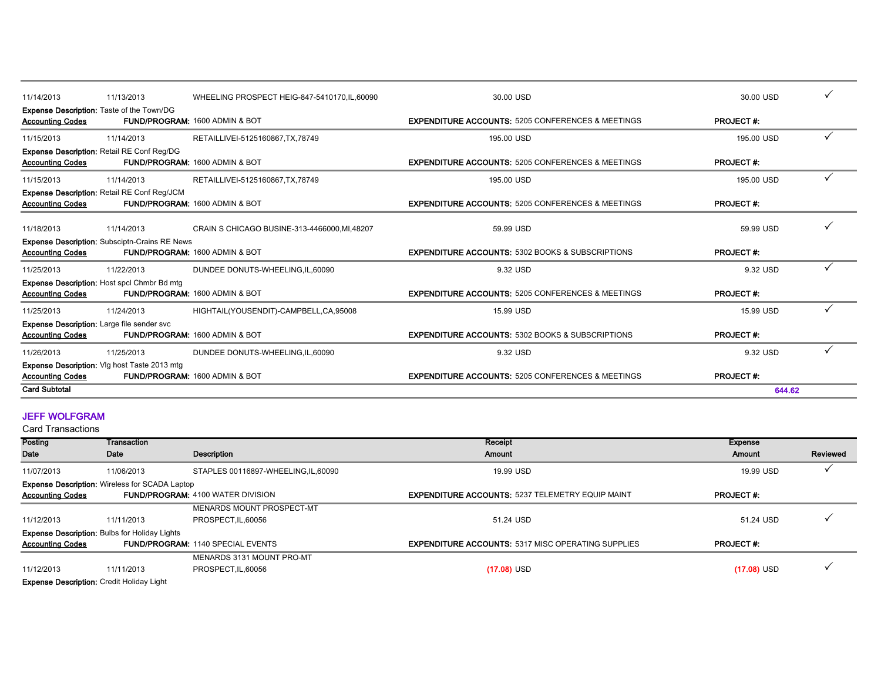| Posting Date | Transaction Date | Description | Receipt Amount | Expense Amount | Reviewed |
|---|---|---|---|---|---|
| 11/14/2013 | 11/13/2013 | WHEELING PROSPECT HEIG-847-5410170,IL,60090 | 30.00 USD | 30.00 USD | ✓ |

**Expense Description:** Taste of the Town/DG
**Accounting Codes** **FUND/PROGRAM:** 1600 ADMIN & BOT **EXPENDITURE ACCOUNTS:** 5205 CONFERENCES & MEETINGS **PROJECT #:**

| Posting Date | Transaction Date | Description | Receipt Amount | Expense Amount | Reviewed |
|---|---|---|---|---|---|
| 11/15/2013 | 11/14/2013 | RETAILLIVEI-5125160867,TX,78749 | 195.00 USD | 195.00 USD | ✓ |

**Expense Description:** Retail RE Conf Reg/DG
**Accounting Codes** **FUND/PROGRAM:** 1600 ADMIN & BOT **EXPENDITURE ACCOUNTS:** 5205 CONFERENCES & MEETINGS **PROJECT #:**

| Posting Date | Transaction Date | Description | Receipt Amount | Expense Amount | Reviewed |
|---|---|---|---|---|---|
| 11/15/2013 | 11/14/2013 | RETAILLIVEI-5125160867,TX,78749 | 195.00 USD | 195.00 USD | ✓ |

**Expense Description:** Retail RE Conf Reg/JCM
**Accounting Codes** **FUND/PROGRAM:** 1600 ADMIN & BOT **EXPENDITURE ACCOUNTS:** 5205 CONFERENCES & MEETINGS **PROJECT #:**

| Posting Date | Transaction Date | Description | Receipt Amount | Expense Amount | Reviewed |
|---|---|---|---|---|---|
| 11/18/2013 | 11/14/2013 | CRAIN S CHICAGO BUSINE-313-4466000,MI,48207 | 59.99 USD | 59.99 USD | ✓ |

**Expense Description:** Subsciptn-Crains RE News
**Accounting Codes** **FUND/PROGRAM:** 1600 ADMIN & BOT **EXPENDITURE ACCOUNTS:** 5302 BOOKS & SUBSCRIPTIONS **PROJECT #:**

| Posting Date | Transaction Date | Description | Receipt Amount | Expense Amount | Reviewed |
|---|---|---|---|---|---|
| 11/25/2013 | 11/22/2013 | DUNDEE DONUTS-WHEELING,IL,60090 | 9.32 USD | 9.32 USD | ✓ |

**Expense Description:** Host spcl Chmbr Bd mtg
**Accounting Codes** **FUND/PROGRAM:** 1600 ADMIN & BOT **EXPENDITURE ACCOUNTS:** 5205 CONFERENCES & MEETINGS **PROJECT #:**

| Posting Date | Transaction Date | Description | Receipt Amount | Expense Amount | Reviewed |
|---|---|---|---|---|---|
| 11/25/2013 | 11/24/2013 | HIGHTAIL(YOUSENDIT)-CAMPBELL,CA,95008 | 15.99 USD | 15.99 USD | ✓ |

**Expense Description:** Large file sender svc
**Accounting Codes** **FUND/PROGRAM:** 1600 ADMIN & BOT **EXPENDITURE ACCOUNTS:** 5302 BOOKS & SUBSCRIPTIONS **PROJECT #:**

| Posting Date | Transaction Date | Description | Receipt Amount | Expense Amount | Reviewed |
|---|---|---|---|---|---|
| 11/26/2013 | 11/25/2013 | DUNDEE DONUTS-WHEELING,IL,60090 | 9.32 USD | 9.32 USD | ✓ |

**Expense Description:** Vlg host Taste 2013 mtg
**Accounting Codes** **FUND/PROGRAM:** 1600 ADMIN & BOT **EXPENDITURE ACCOUNTS:** 5205 CONFERENCES & MEETINGS **PROJECT #:**

**Card Subtotal** 644.62

## JEFF WOLFGRAM

Card Transactions

| Posting Date | Transaction Date | Description | Receipt Amount | Expense Amount | Reviewed |
|---|---|---|---|---|---|
| 11/07/2013 | 11/06/2013 | STAPLES 00116897-WHEELING,IL,60090 | 19.99 USD | 19.99 USD | ✓ |

**Expense Description:** Wireless for SCADA Laptop
**Accounting Codes** **FUND/PROGRAM:** 4100 WATER DIVISION **EXPENDITURE ACCOUNTS:** 5237 TELEMETRY EQUIP MAINT **PROJECT #:**

| Posting Date | Transaction Date | Description | Receipt Amount | Expense Amount | Reviewed |
|---|---|---|---|---|---|
| 11/12/2013 | 11/11/2013 | MENARDS MOUNT PROSPECT-MT PROSPECT,IL,60056 | 51.24 USD | 51.24 USD | ✓ |

**Expense Description:** Bulbs for Holiday Lights
**Accounting Codes** **FUND/PROGRAM:** 1140 SPECIAL EVENTS **EXPENDITURE ACCOUNTS:** 5317 MISC OPERATING SUPPLIES **PROJECT #:**

| Posting Date | Transaction Date | Description | Receipt Amount | Expense Amount | Reviewed |
|---|---|---|---|---|---|
| 11/12/2013 | 11/11/2013 | MENARDS 3131 MOUNT PRO-MT PROSPECT,IL,60056 | (17.08) USD | (17.08) USD | ✓ |

**Expense Description:** Credit Holiday Light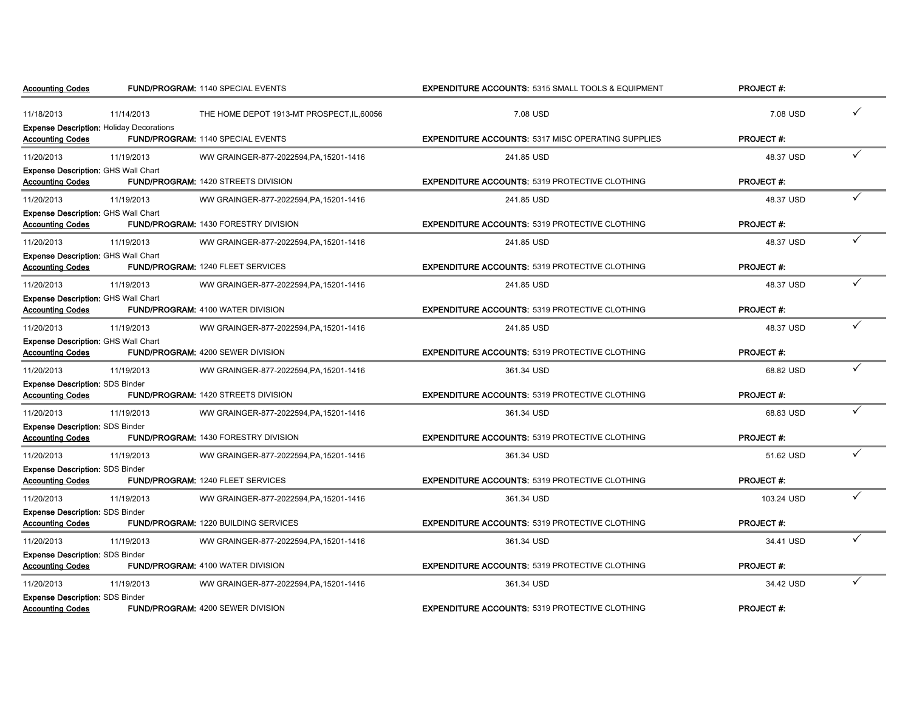| | | | | | |
|---|---|---|---|---|---|
| **Accounting Codes** | | **FUND/PROGRAM:** 1140 SPECIAL EVENTS | **EXPENDITURE ACCOUNTS:** 5315 SMALL TOOLS & EQUIPMENT | **PROJECT #:** | |
| 11/18/2013 | 11/14/2013 | THE HOME DEPOT 1913-MT PROSPECT,IL,60056 | 7.08 USD | 7.08 USD | ✓ |
| **Expense Description:** Holiday Decorations | | | | | |
| **Accounting Codes** | | **FUND/PROGRAM:** 1140 SPECIAL EVENTS | **EXPENDITURE ACCOUNTS:** 5317 MISC OPERATING SUPPLIES | **PROJECT #:** | |
| 11/20/2013 | 11/19/2013 | WW GRAINGER-877-2022594,PA,15201-1416 | 241.85 USD | 48.37 USD | ✓ |
| **Expense Description:** GHS Wall Chart | | | | | |
| **Accounting Codes** | | **FUND/PROGRAM:** 1420 STREETS DIVISION | **EXPENDITURE ACCOUNTS:** 5319 PROTECTIVE CLOTHING | **PROJECT #:** | |
| 11/20/2013 | 11/19/2013 | WW GRAINGER-877-2022594,PA,15201-1416 | 241.85 USD | 48.37 USD | ✓ |
| **Expense Description:** GHS Wall Chart | | | | | |
| **Accounting Codes** | | **FUND/PROGRAM:** 1430 FORESTRY DIVISION | **EXPENDITURE ACCOUNTS:** 5319 PROTECTIVE CLOTHING | **PROJECT #:** | |
| 11/20/2013 | 11/19/2013 | WW GRAINGER-877-2022594,PA,15201-1416 | 241.85 USD | 48.37 USD | ✓ |
| **Expense Description:** GHS Wall Chart | | | | | |
| **Accounting Codes** | | **FUND/PROGRAM:** 1240 FLEET SERVICES | **EXPENDITURE ACCOUNTS:** 5319 PROTECTIVE CLOTHING | **PROJECT #:** | |
| 11/20/2013 | 11/19/2013 | WW GRAINGER-877-2022594,PA,15201-1416 | 241.85 USD | 48.37 USD | ✓ |
| **Expense Description:** GHS Wall Chart | | | | | |
| **Accounting Codes** | | **FUND/PROGRAM:** 4100 WATER DIVISION | **EXPENDITURE ACCOUNTS:** 5319 PROTECTIVE CLOTHING | **PROJECT #:** | |
| 11/20/2013 | 11/19/2013 | WW GRAINGER-877-2022594,PA,15201-1416 | 241.85 USD | 48.37 USD | ✓ |
| **Expense Description:** GHS Wall Chart | | | | | |
| **Accounting Codes** | | **FUND/PROGRAM:** 4200 SEWER DIVISION | **EXPENDITURE ACCOUNTS:** 5319 PROTECTIVE CLOTHING | **PROJECT #:** | |
| 11/20/2013 | 11/19/2013 | WW GRAINGER-877-2022594,PA,15201-1416 | 361.34 USD | 68.82 USD | ✓ |
| **Expense Description:** SDS Binder | | | | | |
| **Accounting Codes** | | **FUND/PROGRAM:** 1420 STREETS DIVISION | **EXPENDITURE ACCOUNTS:** 5319 PROTECTIVE CLOTHING | **PROJECT #:** | |
| 11/20/2013 | 11/19/2013 | WW GRAINGER-877-2022594,PA,15201-1416 | 361.34 USD | 68.83 USD | ✓ |
| **Expense Description:** SDS Binder | | | | | |
| **Accounting Codes** | | **FUND/PROGRAM:** 1430 FORESTRY DIVISION | **EXPENDITURE ACCOUNTS:** 5319 PROTECTIVE CLOTHING | **PROJECT #:** | |
| 11/20/2013 | 11/19/2013 | WW GRAINGER-877-2022594,PA,15201-1416 | 361.34 USD | 51.62 USD | ✓ |
| **Expense Description:** SDS Binder | | | | | |
| **Accounting Codes** | | **FUND/PROGRAM:** 1240 FLEET SERVICES | **EXPENDITURE ACCOUNTS:** 5319 PROTECTIVE CLOTHING | **PROJECT #:** | |
| 11/20/2013 | 11/19/2013 | WW GRAINGER-877-2022594,PA,15201-1416 | 361.34 USD | 103.24 USD | ✓ |
| **Expense Description:** SDS Binder | | | | | |
| **Accounting Codes** | | **FUND/PROGRAM:** 1220 BUILDING SERVICES | **EXPENDITURE ACCOUNTS:** 5319 PROTECTIVE CLOTHING | **PROJECT #:** | |
| 11/20/2013 | 11/19/2013 | WW GRAINGER-877-2022594,PA,15201-1416 | 361.34 USD | 34.41 USD | ✓ |
| **Expense Description:** SDS Binder | | | | | |
| **Accounting Codes** | | **FUND/PROGRAM:** 4100 WATER DIVISION | **EXPENDITURE ACCOUNTS:** 5319 PROTECTIVE CLOTHING | **PROJECT #:** | |
| 11/20/2013 | 11/19/2013 | WW GRAINGER-877-2022594,PA,15201-1416 | 361.34 USD | 34.42 USD | ✓ |
| **Expense Description:** SDS Binder | | | | | |
| **Accounting Codes** | | **FUND/PROGRAM:** 4200 SEWER DIVISION | **EXPENDITURE ACCOUNTS:** 5319 PROTECTIVE CLOTHING | **PROJECT #:** | |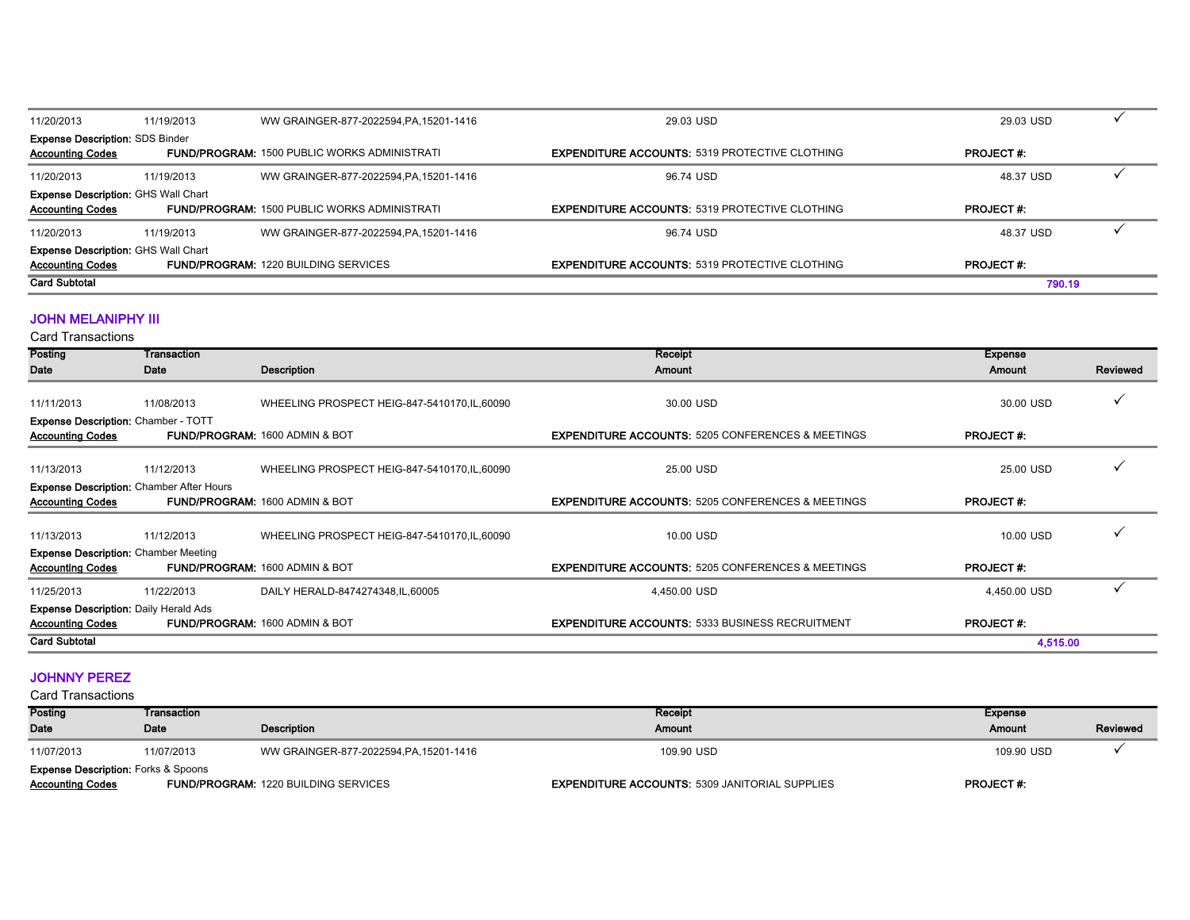| Posting Date | Transaction Date | Description | Receipt Amount | Expense Amount | Reviewed |
|---|---|---|---|---|---|
| 11/20/2013 | 11/19/2013 | WW GRAINGER-877-2022594,PA,15201-1416 | 29.03 USD | 29.03 USD | ✓ |
| **Expense Description:** SDS Binder | | | | | |
| **Accounting Codes** | **FUND/PROGRAM:** 1500 PUBLIC WORKS ADMINISTRATI | | **EXPENDITURE ACCOUNTS:** 5319 PROTECTIVE CLOTHING | **PROJECT #:** | |
| 11/20/2013 | 11/19/2013 | WW GRAINGER-877-2022594,PA,15201-1416 | 96.74 USD | 48.37 USD | ✓ |
| **Expense Description:** GHS Wall Chart | | | | | |
| **Accounting Codes** | **FUND/PROGRAM:** 1500 PUBLIC WORKS ADMINISTRATI | | **EXPENDITURE ACCOUNTS:** 5319 PROTECTIVE CLOTHING | **PROJECT #:** | |
| 11/20/2013 | 11/19/2013 | WW GRAINGER-877-2022594,PA,15201-1416 | 96.74 USD | 48.37 USD | ✓ |
| **Expense Description:** GHS Wall Chart | | | | | |
| **Accounting Codes** | **FUND/PROGRAM:** 1220 BUILDING SERVICES | | **EXPENDITURE ACCOUNTS:** 5319 PROTECTIVE CLOTHING | **PROJECT #:** | |
| **Card Subtotal** | | | | **790.19** | |

## JOHN MELANIPHY III

Card Transactions

| Posting Date | Transaction Date | Description | Receipt Amount | Expense Amount | Reviewed |
|---|---|---|---|---|---|
| 11/11/2013 | 11/08/2013 | WHEELING PROSPECT HEIG-847-5410170,IL,60090 | 30.00 USD | 30.00 USD | ✓ |
| **Expense Description:** Chamber - TOTT | | | | | |
| **Accounting Codes** | **FUND/PROGRAM:** 1600 ADMIN & BOT | | **EXPENDITURE ACCOUNTS:** 5205 CONFERENCES & MEETINGS | **PROJECT #:** | |
| 11/13/2013 | 11/12/2013 | WHEELING PROSPECT HEIG-847-5410170,IL,60090 | 25.00 USD | 25.00 USD | ✓ |
| **Expense Description:** Chamber After Hours | | | | | |
| **Accounting Codes** | **FUND/PROGRAM:** 1600 ADMIN & BOT | | **EXPENDITURE ACCOUNTS:** 5205 CONFERENCES & MEETINGS | **PROJECT #:** | |
| 11/13/2013 | 11/12/2013 | WHEELING PROSPECT HEIG-847-5410170,IL,60090 | 10.00 USD | 10.00 USD | ✓ |
| **Expense Description:** Chamber Meeting | | | | | |
| **Accounting Codes** | **FUND/PROGRAM:** 1600 ADMIN & BOT | | **EXPENDITURE ACCOUNTS:** 5205 CONFERENCES & MEETINGS | **PROJECT #:** | |
| 11/25/2013 | 11/22/2013 | DAILY HERALD-8474274348,IL,60005 | 4,450.00 USD | 4,450.00 USD | ✓ |
| **Expense Description:** Daily Herald Ads | | | | | |
| **Accounting Codes** | **FUND/PROGRAM:** 1600 ADMIN & BOT | | **EXPENDITURE ACCOUNTS:** 5333 BUSINESS RECRUITMENT | **PROJECT #:** | |
| **Card Subtotal** | | | | **4,515.00** | |

## JOHNNY PEREZ

Card Transactions

| Posting Date | Transaction Date | Description | Receipt Amount | Expense Amount | Reviewed |
|---|---|---|---|---|---|
| 11/07/2013 | 11/07/2013 | WW GRAINGER-877-2022594,PA,15201-1416 | 109.90 USD | 109.90 USD | ✓ |
| **Expense Description:** Forks & Spoons | | | | | |
| **Accounting Codes** | **FUND/PROGRAM:** 1220 BUILDING SERVICES | | **EXPENDITURE ACCOUNTS:** 5309 JANITORIAL SUPPLIES | **PROJECT #:** | |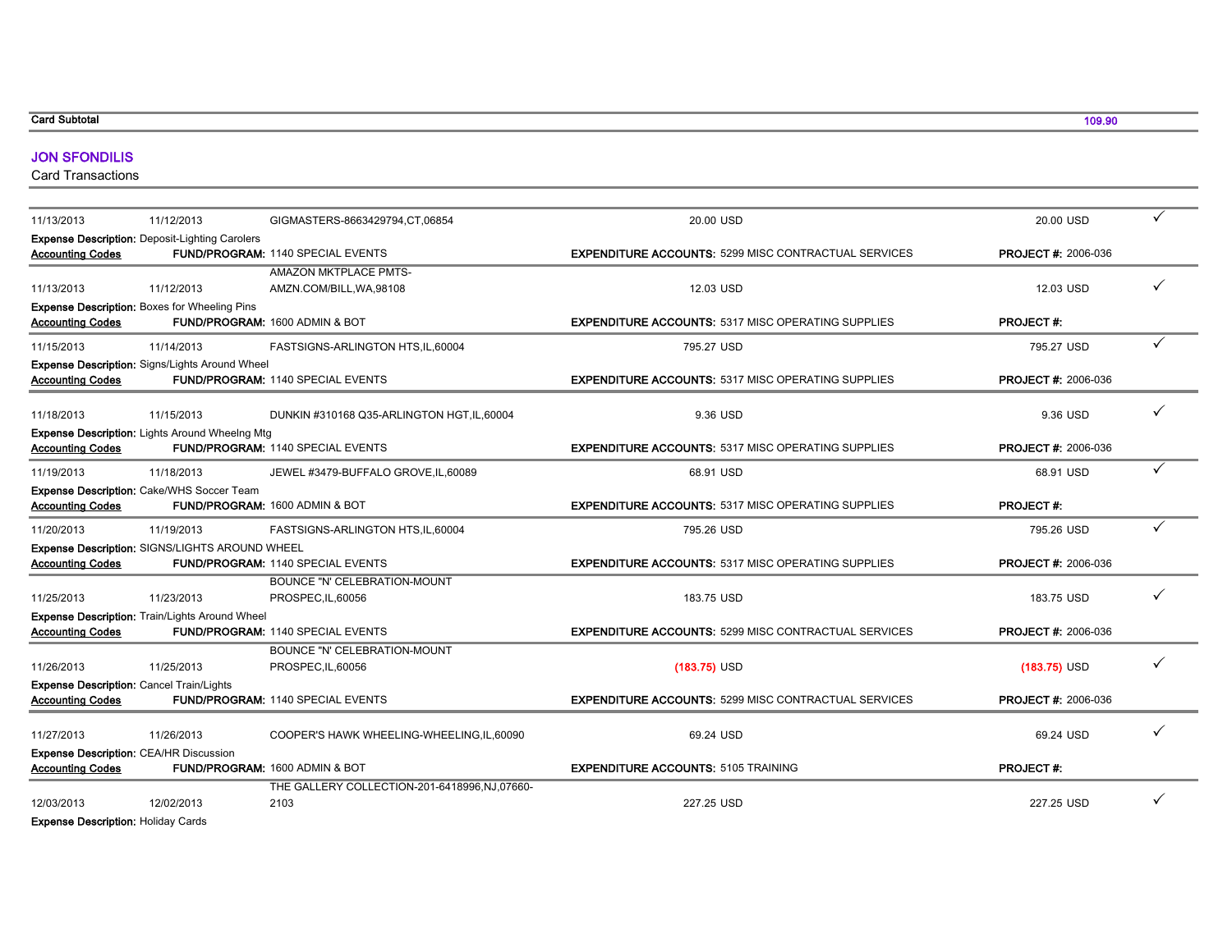**Card Subtotal** 109.90

## JON SFONDILIS

Card Transactions

| Posting Date | Transaction Date | Merchant | Amount | Billing Amount | |
|---|---|---|---|---|---|
| 11/13/2013 | 11/12/2013 | GIGMASTERS-8663429794,CT,06854 | 20.00 USD | 20.00 USD | ✓ |
| **Expense Description:** Deposit-Lighting Carolers | | | | | |
| **Accounting Codes** | **FUND/PROGRAM:** 1140 SPECIAL EVENTS | | **EXPENDITURE ACCOUNTS:** 5299 MISC CONTRACTUAL SERVICES | **PROJECT #:** 2006-036 | |
| 11/13/2013 | 11/12/2013 | AMAZON MKTPLACE PMTS-AMZN.COM/BILL,WA,98108 | 12.03 USD | 12.03 USD | ✓ |
| **Expense Description:** Boxes for Wheeling Pins | | | | | |
| **Accounting Codes** | **FUND/PROGRAM:** 1600 ADMIN & BOT | | **EXPENDITURE ACCOUNTS:** 5317 MISC OPERATING SUPPLIES | **PROJECT #:** | |
| 11/15/2013 | 11/14/2013 | FASTSIGNS-ARLINGTON HTS,IL,60004 | 795.27 USD | 795.27 USD | ✓ |
| **Expense Description:** Signs/Lights Around Wheel | | | | | |
| **Accounting Codes** | **FUND/PROGRAM:** 1140 SPECIAL EVENTS | | **EXPENDITURE ACCOUNTS:** 5317 MISC OPERATING SUPPLIES | **PROJECT #:** 2006-036 | |
| 11/18/2013 | 11/15/2013 | DUNKIN #310168 Q35-ARLINGTON HGT,IL,60004 | 9.36 USD | 9.36 USD | ✓ |
| **Expense Description:** Lights Around Wheelng Mtg | | | | | |
| **Accounting Codes** | **FUND/PROGRAM:** 1140 SPECIAL EVENTS | | **EXPENDITURE ACCOUNTS:** 5317 MISC OPERATING SUPPLIES | **PROJECT #:** 2006-036 | |
| 11/19/2013 | 11/18/2013 | JEWEL #3479-BUFFALO GROVE,IL,60089 | 68.91 USD | 68.91 USD | ✓ |
| **Expense Description:** Cake/WHS Soccer Team | | | | | |
| **Accounting Codes** | **FUND/PROGRAM:** 1600 ADMIN & BOT | | **EXPENDITURE ACCOUNTS:** 5317 MISC OPERATING SUPPLIES | **PROJECT #:** | |
| 11/20/2013 | 11/19/2013 | FASTSIGNS-ARLINGTON HTS,IL,60004 | 795.26 USD | 795.26 USD | ✓ |
| **Expense Description:** SIGNS/LIGHTS AROUND WHEEL | | | | | |
| **Accounting Codes** | **FUND/PROGRAM:** 1140 SPECIAL EVENTS | | **EXPENDITURE ACCOUNTS:** 5317 MISC OPERATING SUPPLIES | **PROJECT #:** 2006-036 | |
| 11/25/2013 | 11/23/2013 | BOUNCE "N' CELEBRATION-MOUNT PROSPEC,IL,60056 | 183.75 USD | 183.75 USD | ✓ |
| **Expense Description:** Train/Lights Around Wheel | | | | | |
| **Accounting Codes** | **FUND/PROGRAM:** 1140 SPECIAL EVENTS | | **EXPENDITURE ACCOUNTS:** 5299 MISC CONTRACTUAL SERVICES | **PROJECT #:** 2006-036 | |
| 11/26/2013 | 11/25/2013 | BOUNCE "N' CELEBRATION-MOUNT PROSPEC,IL,60056 | (183.75) USD | (183.75) USD | ✓ |
| **Expense Description:** Cancel Train/Lights | | | | | |
| **Accounting Codes** | **FUND/PROGRAM:** 1140 SPECIAL EVENTS | | **EXPENDITURE ACCOUNTS:** 5299 MISC CONTRACTUAL SERVICES | **PROJECT #:** 2006-036 | |
| 11/27/2013 | 11/26/2013 | COOPER'S HAWK WHEELING-WHEELING,IL,60090 | 69.24 USD | 69.24 USD | ✓ |
| **Expense Description:** CEA/HR Discussion | | | | | |
| **Accounting Codes** | **FUND/PROGRAM:** 1600 ADMIN & BOT | | **EXPENDITURE ACCOUNTS:** 5105 TRAINING | **PROJECT #:** | |
| 12/03/2013 | 12/02/2013 | THE GALLERY COLLECTION-201-6418996,NJ,07660-2103 | 227.25 USD | 227.25 USD | ✓ |
| **Expense Description:** Holiday Cards | | | | | |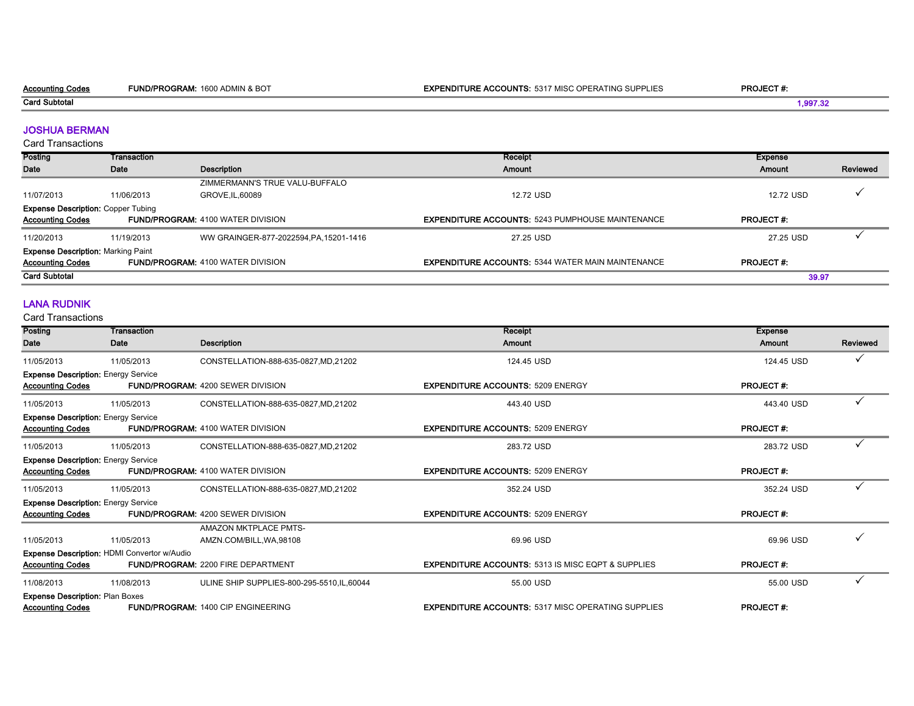| Accounting Codes | FUND/PROGRAM: 1600 ADMIN & BOT | EXPENDITURE ACCOUNTS: 5317 MISC OPERATING SUPPLIES | PROJECT #: | |
|---|---|---|---|---|
| **Card Subtotal** | | | **1,997.32** | |

## JOSHUA BERMAN

Card Transactions

| Posting Date | Transaction Date | Description | Receipt Amount | Expense Amount | Reviewed |
|---|---|---|---|---|---|
| 11/07/2013 | 11/06/2013 | ZIMMERMANN'S TRUE VALU-BUFFALO GROVE,IL,60089 | 12.72 USD | 12.72 USD | ✓ |
| **Expense Description:** Copper Tubing | | | | | |
| **Accounting Codes** | **FUND/PROGRAM:** 4100 WATER DIVISION | | **EXPENDITURE ACCOUNTS:** 5243 PUMPHOUSE MAINTENANCE | **PROJECT #:** | |
| 11/20/2013 | 11/19/2013 | WW GRAINGER-877-2022594,PA,15201-1416 | 27.25 USD | 27.25 USD | ✓ |
| **Expense Description:** Marking Paint | | | | | |
| **Accounting Codes** | **FUND/PROGRAM:** 4100 WATER DIVISION | | **EXPENDITURE ACCOUNTS:** 5344 WATER MAIN MAINTENANCE | **PROJECT #:** | |
| **Card Subtotal** | | | | **39.97** | |

## LANA RUDNIK

Card Transactions

| Posting Date | Transaction Date | Description | Receipt Amount | Expense Amount | Reviewed |
|---|---|---|---|---|---|
| 11/05/2013 | 11/05/2013 | CONSTELLATION-888-635-0827,MD,21202 | 124.45 USD | 124.45 USD | ✓ |
| **Expense Description:** Energy Service | | | | | |
| **Accounting Codes** | **FUND/PROGRAM:** 4200 SEWER DIVISION | | **EXPENDITURE ACCOUNTS:** 5209 ENERGY | **PROJECT #:** | |
| 11/05/2013 | 11/05/2013 | CONSTELLATION-888-635-0827,MD,21202 | 443.40 USD | 443.40 USD | ✓ |
| **Expense Description:** Energy Service | | | | | |
| **Accounting Codes** | **FUND/PROGRAM:** 4100 WATER DIVISION | | **EXPENDITURE ACCOUNTS:** 5209 ENERGY | **PROJECT #:** | |
| 11/05/2013 | 11/05/2013 | CONSTELLATION-888-635-0827,MD,21202 | 283.72 USD | 283.72 USD | ✓ |
| **Expense Description:** Energy Service | | | | | |
| **Accounting Codes** | **FUND/PROGRAM:** 4100 WATER DIVISION | | **EXPENDITURE ACCOUNTS:** 5209 ENERGY | **PROJECT #:** | |
| 11/05/2013 | 11/05/2013 | CONSTELLATION-888-635-0827,MD,21202 | 352.24 USD | 352.24 USD | ✓ |
| **Expense Description:** Energy Service | | | | | |
| **Accounting Codes** | **FUND/PROGRAM:** 4200 SEWER DIVISION | | **EXPENDITURE ACCOUNTS:** 5209 ENERGY | **PROJECT #:** | |
| 11/05/2013 | 11/05/2013 | AMAZON MKTPLACE PMTS-AMZN.COM/BILL,WA,98108 | 69.96 USD | 69.96 USD | ✓ |
| **Expense Description:** HDMI Convertor w/Audio | | | | | |
| **Accounting Codes** | **FUND/PROGRAM:** 2200 FIRE DEPARTMENT | | **EXPENDITURE ACCOUNTS:** 5313 IS MISC EQPT & SUPPLIES | **PROJECT #:** | |
| 11/08/2013 | 11/08/2013 | ULINE SHIP SUPPLIES-800-295-5510,IL,60044 | 55.00 USD | 55.00 USD | ✓ |
| **Expense Description:** Plan Boxes | | | | | |
| **Accounting Codes** | **FUND/PROGRAM:** 1400 CIP ENGINEERING | | **EXPENDITURE ACCOUNTS:** 5317 MISC OPERATING SUPPLIES | **PROJECT #:** | |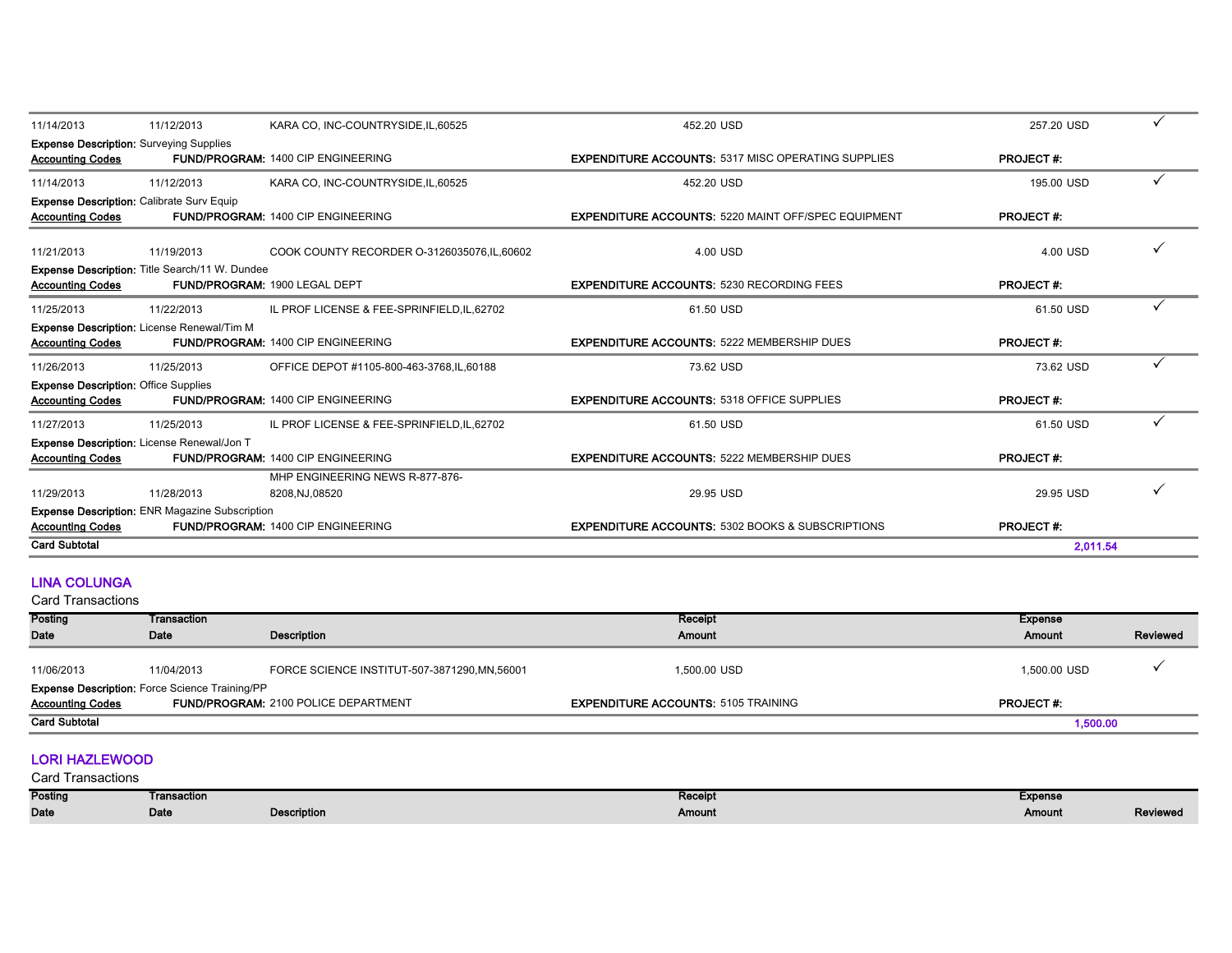| Posting Date | Transaction Date | Description | Receipt Amount | Expense Amount | Reviewed |
|---|---|---|---|---|---|
| 11/14/2013 | 11/12/2013 | KARA CO, INC-COUNTRYSIDE,IL,60525 | 452.20 USD | 257.20 USD | ✓ |

**Expense Description:** Surveying Supplies
**Accounting Codes** **FUND/PROGRAM:** 1400 CIP ENGINEERING **EXPENDITURE ACCOUNTS:** 5317 MISC OPERATING SUPPLIES **PROJECT #:**

| Posting Date | Transaction Date | Description | Receipt Amount | Expense Amount | Reviewed |
|---|---|---|---|---|---|
| 11/14/2013 | 11/12/2013 | KARA CO, INC-COUNTRYSIDE,IL,60525 | 452.20 USD | 195.00 USD | ✓ |

**Expense Description:** Calibrate Surv Equip
**Accounting Codes** **FUND/PROGRAM:** 1400 CIP ENGINEERING **EXPENDITURE ACCOUNTS:** 5220 MAINT OFF/SPEC EQUIPMENT **PROJECT #:**

| Posting Date | Transaction Date | Description | Receipt Amount | Expense Amount | Reviewed |
|---|---|---|---|---|---|
| 11/21/2013 | 11/19/2013 | COOK COUNTY RECORDER O-3126035076,IL,60602 | 4.00 USD | 4.00 USD | ✓ |

**Expense Description:** Title Search/11 W. Dundee
**Accounting Codes** **FUND/PROGRAM:** 1900 LEGAL DEPT **EXPENDITURE ACCOUNTS:** 5230 RECORDING FEES **PROJECT #:**

| Posting Date | Transaction Date | Description | Receipt Amount | Expense Amount | Reviewed |
|---|---|---|---|---|---|
| 11/25/2013 | 11/22/2013 | IL PROF LICENSE & FEE-SPRINFIELD,IL,62702 | 61.50 USD | 61.50 USD | ✓ |

**Expense Description:** License Renewal/Tim M
**Accounting Codes** **FUND/PROGRAM:** 1400 CIP ENGINEERING **EXPENDITURE ACCOUNTS:** 5222 MEMBERSHIP DUES **PROJECT #:**

| Posting Date | Transaction Date | Description | Receipt Amount | Expense Amount | Reviewed |
|---|---|---|---|---|---|
| 11/26/2013 | 11/25/2013 | OFFICE DEPOT #1105-800-463-3768,IL,60188 | 73.62 USD | 73.62 USD | ✓ |

**Expense Description:** Office Supplies
**Accounting Codes** **FUND/PROGRAM:** 1400 CIP ENGINEERING **EXPENDITURE ACCOUNTS:** 5318 OFFICE SUPPLIES **PROJECT #:**

| Posting Date | Transaction Date | Description | Receipt Amount | Expense Amount | Reviewed |
|---|---|---|---|---|---|
| 11/27/2013 | 11/25/2013 | IL PROF LICENSE & FEE-SPRINFIELD,IL,62702 | 61.50 USD | 61.50 USD | ✓ |

**Expense Description:** License Renewal/Jon T
**Accounting Codes** **FUND/PROGRAM:** 1400 CIP ENGINEERING **EXPENDITURE ACCOUNTS:** 5222 MEMBERSHIP DUES **PROJECT #:**

| Posting Date | Transaction Date | Description | Receipt Amount | Expense Amount | Reviewed |
|---|---|---|---|---|---|
| 11/29/2013 | 11/28/2013 | MHP ENGINEERING NEWS R-877-876-8208,NJ,08520 | 29.95 USD | 29.95 USD | ✓ |

**Expense Description:** ENR Magazine Subscription
**Accounting Codes** **FUND/PROGRAM:** 1400 CIP ENGINEERING **EXPENDITURE ACCOUNTS:** 5302 BOOKS & SUBSCRIPTIONS **PROJECT #:**

**Card Subtotal** **2,011.54**

## LINA COLUNGA

Card Transactions

| Posting Date | Transaction Date | Description | Receipt Amount | Expense Amount | Reviewed |
|---|---|---|---|---|---|
| 11/06/2013 | 11/04/2013 | FORCE SCIENCE INSTITUT-507-3871290,MN,56001 | 1,500.00 USD | 1,500.00 USD | ✓ |

**Expense Description:** Force Science Training/PP
**Accounting Codes** **FUND/PROGRAM:** 2100 POLICE DEPARTMENT **EXPENDITURE ACCOUNTS:** 5105 TRAINING **PROJECT #:**

**Card Subtotal** **1,500.00**

## LORI HAZLEWOOD

Card Transactions

| Posting Date | Transaction Date | Description | Receipt Amount | Expense Amount | Reviewed |
|---|---|---|---|---|---|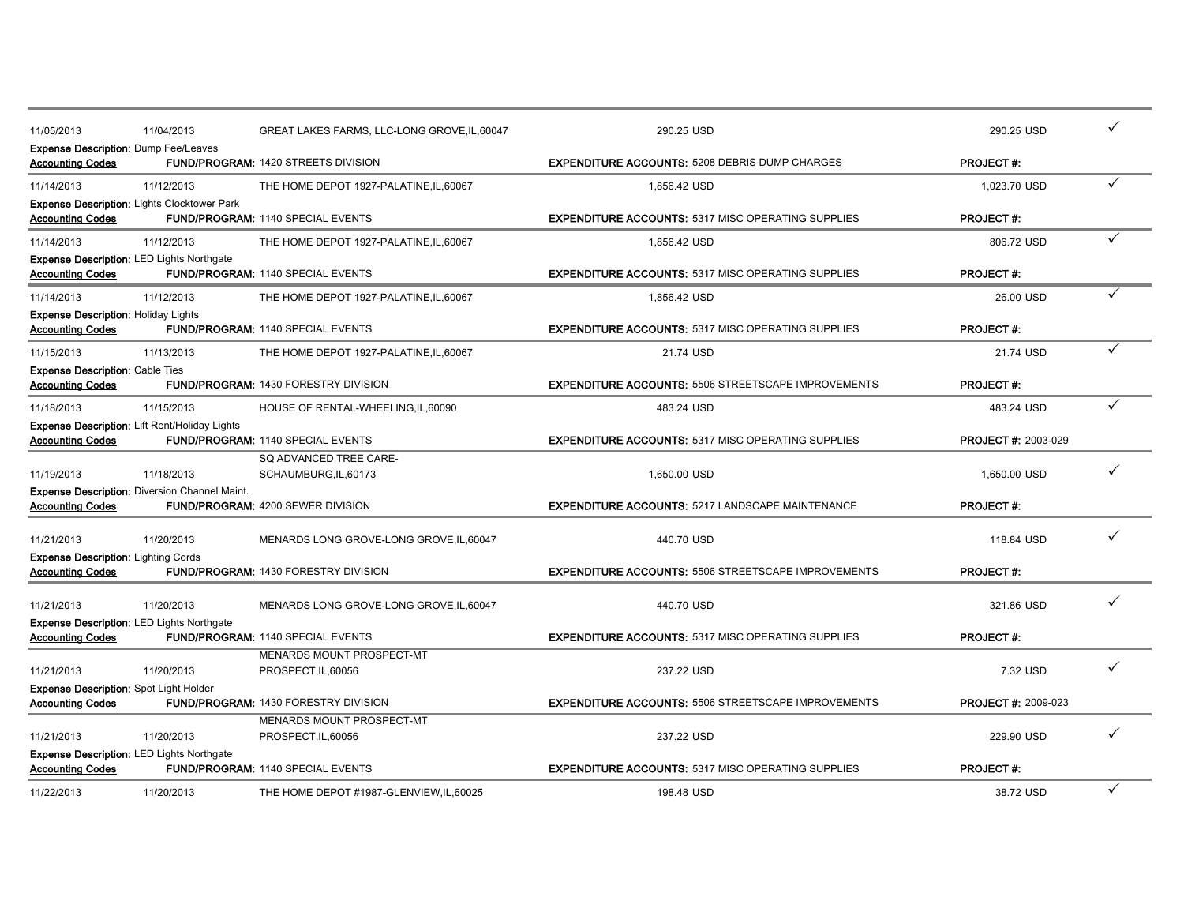| | | | | | |
|---|---|---|---|---|---|
| 11/05/2013 | 11/04/2013 | GREAT LAKES FARMS, LLC-LONG GROVE,IL,60047 | 290.25 USD | 290.25 USD | ✓ |
| **Expense Description:** Dump Fee/Leaves | | | | | |
| **Accounting Codes** | **FUND/PROGRAM:** 1420 STREETS DIVISION | | **EXPENDITURE ACCOUNTS:** 5208 DEBRIS DUMP CHARGES | **PROJECT #:** | |
| 11/14/2013 | 11/12/2013 | THE HOME DEPOT 1927-PALATINE,IL,60067 | 1,856.42 USD | 1,023.70 USD | ✓ |
| **Expense Description:** Lights Clocktower Park | | | | | |
| **Accounting Codes** | **FUND/PROGRAM:** 1140 SPECIAL EVENTS | | **EXPENDITURE ACCOUNTS:** 5317 MISC OPERATING SUPPLIES | **PROJECT #:** | |
| 11/14/2013 | 11/12/2013 | THE HOME DEPOT 1927-PALATINE,IL,60067 | 1,856.42 USD | 806.72 USD | ✓ |
| **Expense Description:** LED Lights Northgate | | | | | |
| **Accounting Codes** | **FUND/PROGRAM:** 1140 SPECIAL EVENTS | | **EXPENDITURE ACCOUNTS:** 5317 MISC OPERATING SUPPLIES | **PROJECT #:** | |
| 11/14/2013 | 11/12/2013 | THE HOME DEPOT 1927-PALATINE,IL,60067 | 1,856.42 USD | 26.00 USD | ✓ |
| **Expense Description:** Holiday Lights | | | | | |
| **Accounting Codes** | **FUND/PROGRAM:** 1140 SPECIAL EVENTS | | **EXPENDITURE ACCOUNTS:** 5317 MISC OPERATING SUPPLIES | **PROJECT #:** | |
| 11/15/2013 | 11/13/2013 | THE HOME DEPOT 1927-PALATINE,IL,60067 | 21.74 USD | 21.74 USD | ✓ |
| **Expense Description:** Cable Ties | | | | | |
| **Accounting Codes** | **FUND/PROGRAM:** 1430 FORESTRY DIVISION | | **EXPENDITURE ACCOUNTS:** 5506 STREETSCAPE IMPROVEMENTS | **PROJECT #:** | |
| 11/18/2013 | 11/15/2013 | HOUSE OF RENTAL-WHEELING,IL,60090 | 483.24 USD | 483.24 USD | ✓ |
| **Expense Description:** Lift Rent/Holiday Lights | | | | | |
| **Accounting Codes** | **FUND/PROGRAM:** 1140 SPECIAL EVENTS | | **EXPENDITURE ACCOUNTS:** 5317 MISC OPERATING SUPPLIES | **PROJECT #:** 2003-029 | |
| 11/19/2013 | 11/18/2013 | SQ ADVANCED TREE CARE-SCHAUMBURG,IL,60173 | 1,650.00 USD | 1,650.00 USD | ✓ |
| **Expense Description:** Diversion Channel Maint. | | | | | |
| **Accounting Codes** | **FUND/PROGRAM:** 4200 SEWER DIVISION | | **EXPENDITURE ACCOUNTS:** 5217 LANDSCAPE MAINTENANCE | **PROJECT #:** | |
| 11/21/2013 | 11/20/2013 | MENARDS LONG GROVE-LONG GROVE,IL,60047 | 440.70 USD | 118.84 USD | ✓ |
| **Expense Description:** Lighting Cords | | | | | |
| **Accounting Codes** | **FUND/PROGRAM:** 1430 FORESTRY DIVISION | | **EXPENDITURE ACCOUNTS:** 5506 STREETSCAPE IMPROVEMENTS | **PROJECT #:** | |
| 11/21/2013 | 11/20/2013 | MENARDS LONG GROVE-LONG GROVE,IL,60047 | 440.70 USD | 321.86 USD | ✓ |
| **Expense Description:** LED Lights Northgate | | | | | |
| **Accounting Codes** | **FUND/PROGRAM:** 1140 SPECIAL EVENTS | | **EXPENDITURE ACCOUNTS:** 5317 MISC OPERATING SUPPLIES | **PROJECT #:** | |
| 11/21/2013 | 11/20/2013 | MENARDS MOUNT PROSPECT-MT PROSPECT,IL,60056 | 237.22 USD | 7.32 USD | ✓ |
| **Expense Description:** Spot Light Holder | | | | | |
| **Accounting Codes** | **FUND/PROGRAM:** 1430 FORESTRY DIVISION | | **EXPENDITURE ACCOUNTS:** 5506 STREETSCAPE IMPROVEMENTS | **PROJECT #:** 2009-023 | |
| 11/21/2013 | 11/20/2013 | MENARDS MOUNT PROSPECT-MT PROSPECT,IL,60056 | 237.22 USD | 229.90 USD | ✓ |
| **Expense Description:** LED Lights Northgate | | | | | |
| **Accounting Codes** | **FUND/PROGRAM:** 1140 SPECIAL EVENTS | | **EXPENDITURE ACCOUNTS:** 5317 MISC OPERATING SUPPLIES | **PROJECT #:** | |
| 11/22/2013 | 11/20/2013 | THE HOME DEPOT #1987-GLENVIEW,IL,60025 | 198.48 USD | 38.72 USD | ✓ |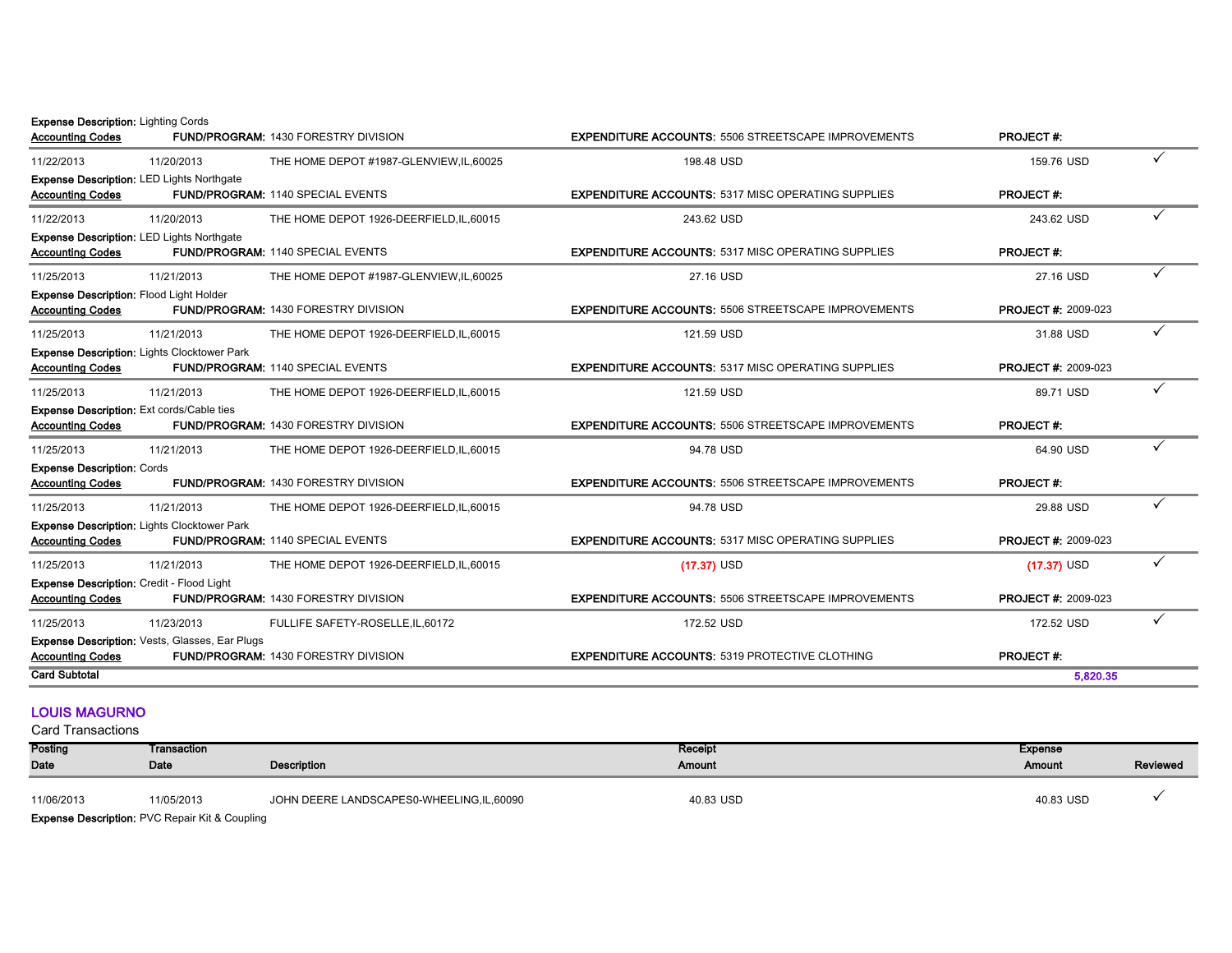**Expense Description:** Lighting Cords
**Accounting Codes** **FUND/PROGRAM:** 1430 FORESTRY DIVISION **EXPENDITURE ACCOUNTS:** 5506 STREETSCAPE IMPROVEMENTS **PROJECT #:**

| Posting Date | Transaction Date | Description | Receipt Amount | Expense Amount | Reviewed |
|---|---|---|---|---|---|
| 11/22/2013 | 11/20/2013 | THE HOME DEPOT #1987-GLENVIEW,IL,60025 | 198.48 USD | 159.76 USD | ✓ |
| **Expense Description:** LED Lights Northgate | | | | | |
| **Accounting Codes** | **FUND/PROGRAM:** 1140 SPECIAL EVENTS | | **EXPENDITURE ACCOUNTS:** 5317 MISC OPERATING SUPPLIES | **PROJECT #:** | |
| 11/22/2013 | 11/20/2013 | THE HOME DEPOT 1926-DEERFIELD,IL,60015 | 243.62 USD | 243.62 USD | ✓ |
| **Expense Description:** LED Lights Northgate | | | | | |
| **Accounting Codes** | **FUND/PROGRAM:** 1140 SPECIAL EVENTS | | **EXPENDITURE ACCOUNTS:** 5317 MISC OPERATING SUPPLIES | **PROJECT #:** | |
| 11/25/2013 | 11/21/2013 | THE HOME DEPOT #1987-GLENVIEW,IL,60025 | 27.16 USD | 27.16 USD | ✓ |
| **Expense Description:** Flood Light Holder | | | | | |
| **Accounting Codes** | **FUND/PROGRAM:** 1430 FORESTRY DIVISION | | **EXPENDITURE ACCOUNTS:** 5506 STREETSCAPE IMPROVEMENTS | **PROJECT #:** 2009-023 | |
| 11/25/2013 | 11/21/2013 | THE HOME DEPOT 1926-DEERFIELD,IL,60015 | 121.59 USD | 31.88 USD | ✓ |
| **Expense Description:** Lights Clocktower Park | | | | | |
| **Accounting Codes** | **FUND/PROGRAM:** 1140 SPECIAL EVENTS | | **EXPENDITURE ACCOUNTS:** 5317 MISC OPERATING SUPPLIES | **PROJECT #:** 2009-023 | |
| 11/25/2013 | 11/21/2013 | THE HOME DEPOT 1926-DEERFIELD,IL,60015 | 121.59 USD | 89.71 USD | ✓ |
| **Expense Description:** Ext cords/Cable ties | | | | | |
| **Accounting Codes** | **FUND/PROGRAM:** 1430 FORESTRY DIVISION | | **EXPENDITURE ACCOUNTS:** 5506 STREETSCAPE IMPROVEMENTS | **PROJECT #:** | |
| 11/25/2013 | 11/21/2013 | THE HOME DEPOT 1926-DEERFIELD,IL,60015 | 94.78 USD | 64.90 USD | ✓ |
| **Expense Description:** Cords | | | | | |
| **Accounting Codes** | **FUND/PROGRAM:** 1430 FORESTRY DIVISION | | **EXPENDITURE ACCOUNTS:** 5506 STREETSCAPE IMPROVEMENTS | **PROJECT #:** | |
| 11/25/2013 | 11/21/2013 | THE HOME DEPOT 1926-DEERFIELD,IL,60015 | 94.78 USD | 29.88 USD | ✓ |
| **Expense Description:** Lights Clocktower Park | | | | | |
| **Accounting Codes** | **FUND/PROGRAM:** 1140 SPECIAL EVENTS | | **EXPENDITURE ACCOUNTS:** 5317 MISC OPERATING SUPPLIES | **PROJECT #:** 2009-023 | |
| 11/25/2013 | 11/21/2013 | THE HOME DEPOT 1926-DEERFIELD,IL,60015 | (17.37) USD | (17.37) USD | ✓ |
| **Expense Description:** Credit - Flood Light | | | | | |
| **Accounting Codes** | **FUND/PROGRAM:** 1430 FORESTRY DIVISION | | **EXPENDITURE ACCOUNTS:** 5506 STREETSCAPE IMPROVEMENTS | **PROJECT #:** 2009-023 | |
| 11/25/2013 | 11/23/2013 | FULLIFE SAFETY-ROSELLE,IL,60172 | 172.52 USD | 172.52 USD | ✓ |
| **Expense Description:** Vests, Glasses, Ear Plugs | | | | | |
| **Accounting Codes** | **FUND/PROGRAM:** 1430 FORESTRY DIVISION | | **EXPENDITURE ACCOUNTS:** 5319 PROTECTIVE CLOTHING | **PROJECT #:** | |
| **Card Subtotal** | | | | **5,820.35** | |

## LOUIS MAGURNO

Card Transactions

| Posting Date | Transaction Date | Description | Receipt Amount | Expense Amount | Reviewed |
|---|---|---|---|---|---|
| 11/06/2013 | 11/05/2013 | JOHN DEERE LANDSCAPES0-WHEELING,IL,60090 | 40.83 USD | 40.83 USD | ✓ |

**Expense Description:** PVC Repair Kit & Coupling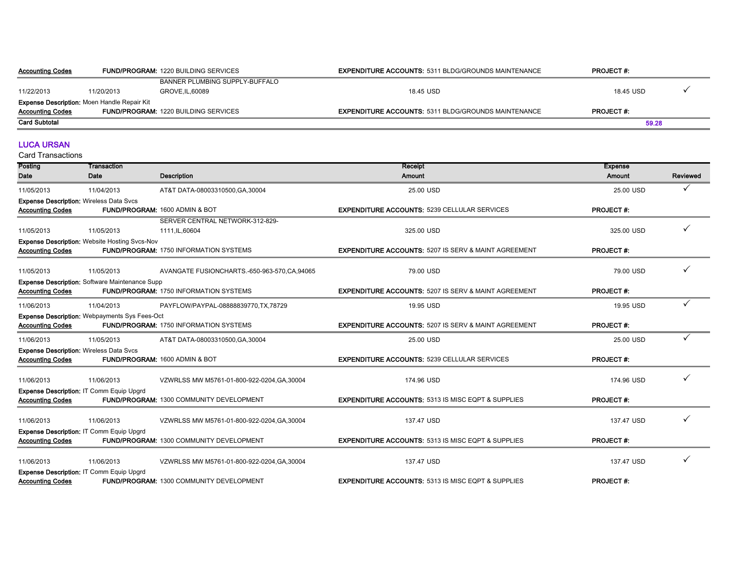| Accounting Codes | FUND/PROGRAM: 1220 BUILDING SERVICES | | EXPENDITURE ACCOUNTS: 5311 BLDG/GROUNDS MAINTENANCE | PROJECT #: | |
|---|---|---|---|---|---|
| 11/22/2013 | 11/20/2013 | BANNER PLUMBING SUPPLY-BUFFALO GROVE,IL,60089 | 18.45 USD | 18.45 USD | ✓ |
| Expense Description: Moen Handle Repair Kit | | | | | |
| Accounting Codes | FUND/PROGRAM: 1220 BUILDING SERVICES | | EXPENDITURE ACCOUNTS: 5311 BLDG/GROUNDS MAINTENANCE | PROJECT #: | |
| **Card Subtotal** | | | | 59.28 | |

## LUCA URSAN

Card Transactions

| Posting Date | Transaction Date | Description | Receipt Amount | Expense Amount | Reviewed |
|---|---|---|---|---|---|
| 11/05/2013 | 11/04/2013 | AT&T DATA-08003310500,GA,30004 | 25.00 USD | 25.00 USD | ✓ |
| Expense Description: Wireless Data Svcs | | | | | |
| Accounting Codes | FUND/PROGRAM: 1600 ADMIN & BOT | | EXPENDITURE ACCOUNTS: 5239 CELLULAR SERVICES | PROJECT #: | |
| 11/05/2013 | 11/05/2013 | SERVER CENTRAL NETWORK-312-829-1111,IL,60604 | 325.00 USD | 325.00 USD | ✓ |
| Expense Description: Website Hosting Svcs-Nov | | | | | |
| Accounting Codes | FUND/PROGRAM: 1750 INFORMATION SYSTEMS | | EXPENDITURE ACCOUNTS: 5207 IS SERV & MAINT AGREEMENT | PROJECT #: | |
| 11/05/2013 | 11/05/2013 | AVANGATE FUSIONCHARTS.-650-963-570,CA,94065 | 79.00 USD | 79.00 USD | ✓ |
| Expense Description: Software Maintenance Supp | | | | | |
| Accounting Codes | FUND/PROGRAM: 1750 INFORMATION SYSTEMS | | EXPENDITURE ACCOUNTS: 5207 IS SERV & MAINT AGREEMENT | PROJECT #: | |
| 11/06/2013 | 11/04/2013 | PAYFLOW/PAYPAL-08888839770,TX,78729 | 19.95 USD | 19.95 USD | ✓ |
| Expense Description: Webpayments Sys Fees-Oct | | | | | |
| Accounting Codes | FUND/PROGRAM: 1750 INFORMATION SYSTEMS | | EXPENDITURE ACCOUNTS: 5207 IS SERV & MAINT AGREEMENT | PROJECT #: | |
| 11/06/2013 | 11/05/2013 | AT&T DATA-08003310500,GA,30004 | 25.00 USD | 25.00 USD | ✓ |
| Expense Description: Wireless Data Svcs | | | | | |
| Accounting Codes | FUND/PROGRAM: 1600 ADMIN & BOT | | EXPENDITURE ACCOUNTS: 5239 CELLULAR SERVICES | PROJECT #: | |
| 11/06/2013 | 11/06/2013 | VZWRLSS MW M5761-01-800-922-0204,GA,30004 | 174.96 USD | 174.96 USD | ✓ |
| Expense Description: IT Comm Equip Upgrd | | | | | |
| Accounting Codes | FUND/PROGRAM: 1300 COMMUNITY DEVELOPMENT | | EXPENDITURE ACCOUNTS: 5313 IS MISC EQPT & SUPPLIES | PROJECT #: | |
| 11/06/2013 | 11/06/2013 | VZWRLSS MW M5761-01-800-922-0204,GA,30004 | 137.47 USD | 137.47 USD | ✓ |
| Expense Description: IT Comm Equip Upgrd | | | | | |
| Accounting Codes | FUND/PROGRAM: 1300 COMMUNITY DEVELOPMENT | | EXPENDITURE ACCOUNTS: 5313 IS MISC EQPT & SUPPLIES | PROJECT #: | |
| 11/06/2013 | 11/06/2013 | VZWRLSS MW M5761-01-800-922-0204,GA,30004 | 137.47 USD | 137.47 USD | ✓ |
| Expense Description: IT Comm Equip Upgrd | | | | | |
| Accounting Codes | FUND/PROGRAM: 1300 COMMUNITY DEVELOPMENT | | EXPENDITURE ACCOUNTS: 5313 IS MISC EQPT & SUPPLIES | PROJECT #: | |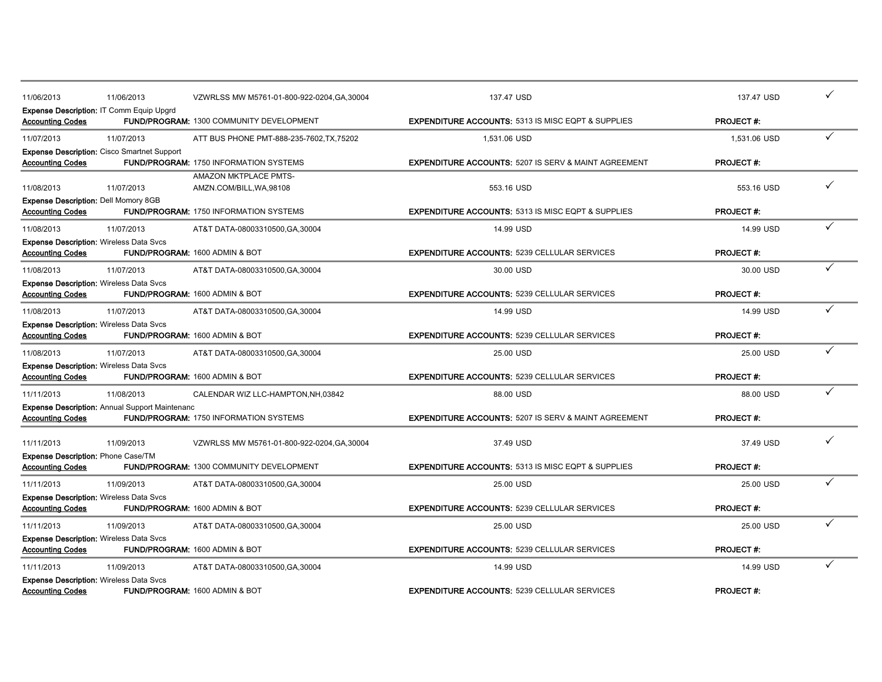| Posting Date | Transaction Date | Merchant | Amount | Billed Amount | |
|---|---|---|---|---|---|
| 11/06/2013 | 11/06/2013 | VZWRLSS MW M5761-01-800-922-0204,GA,30004 | 137.47 USD | 137.47 USD | ✓ |
| **Expense Description:** IT Comm Equip Upgrd | | | | | |
| **Accounting Codes** | | **FUND/PROGRAM:** 1300 COMMUNITY DEVELOPMENT | **EXPENDITURE ACCOUNTS:** 5313 IS MISC EQPT & SUPPLIES | **PROJECT #:** | |
| 11/07/2013 | 11/07/2013 | ATT BUS PHONE PMT-888-235-7602,TX,75202 | 1,531.06 USD | 1,531.06 USD | ✓ |
| **Expense Description:** Cisco Smartnet Support | | | | | |
| **Accounting Codes** | | **FUND/PROGRAM:** 1750 INFORMATION SYSTEMS | **EXPENDITURE ACCOUNTS:** 5207 IS SERV & MAINT AGREEMENT | **PROJECT #:** | |
| 11/08/2013 | 11/07/2013 | AMAZON MKTPLACE PMTS-AMZN.COM/BILL,WA,98108 | 553.16 USD | 553.16 USD | ✓ |
| **Expense Description:** Dell Momory 8GB | | | | | |
| **Accounting Codes** | | **FUND/PROGRAM:** 1750 INFORMATION SYSTEMS | **EXPENDITURE ACCOUNTS:** 5313 IS MISC EQPT & SUPPLIES | **PROJECT #:** | |
| 11/08/2013 | 11/07/2013 | AT&T DATA-08003310500,GA,30004 | 14.99 USD | 14.99 USD | ✓ |
| **Expense Description:** Wireless Data Svcs | | | | | |
| **Accounting Codes** | | **FUND/PROGRAM:** 1600 ADMIN & BOT | **EXPENDITURE ACCOUNTS:** 5239 CELLULAR SERVICES | **PROJECT #:** | |
| 11/08/2013 | 11/07/2013 | AT&T DATA-08003310500,GA,30004 | 30.00 USD | 30.00 USD | ✓ |
| **Expense Description:** Wireless Data Svcs | | | | | |
| **Accounting Codes** | | **FUND/PROGRAM:** 1600 ADMIN & BOT | **EXPENDITURE ACCOUNTS:** 5239 CELLULAR SERVICES | **PROJECT #:** | |
| 11/08/2013 | 11/07/2013 | AT&T DATA-08003310500,GA,30004 | 14.99 USD | 14.99 USD | ✓ |
| **Expense Description:** Wireless Data Svcs | | | | | |
| **Accounting Codes** | | **FUND/PROGRAM:** 1600 ADMIN & BOT | **EXPENDITURE ACCOUNTS:** 5239 CELLULAR SERVICES | **PROJECT #:** | |
| 11/08/2013 | 11/07/2013 | AT&T DATA-08003310500,GA,30004 | 25.00 USD | 25.00 USD | ✓ |
| **Expense Description:** Wireless Data Svcs | | | | | |
| **Accounting Codes** | | **FUND/PROGRAM:** 1600 ADMIN & BOT | **EXPENDITURE ACCOUNTS:** 5239 CELLULAR SERVICES | **PROJECT #:** | |
| 11/11/2013 | 11/08/2013 | CALENDAR WIZ LLC-HAMPTON,NH,03842 | 88.00 USD | 88.00 USD | ✓ |
| **Expense Description:** Annual Support Maintenanc | | | | | |
| **Accounting Codes** | | **FUND/PROGRAM:** 1750 INFORMATION SYSTEMS | **EXPENDITURE ACCOUNTS:** 5207 IS SERV & MAINT AGREEMENT | **PROJECT #:** | |
| 11/11/2013 | 11/09/2013 | VZWRLSS MW M5761-01-800-922-0204,GA,30004 | 37.49 USD | 37.49 USD | ✓ |
| **Expense Description:** Phone Case/TM | | | | | |
| **Accounting Codes** | | **FUND/PROGRAM:** 1300 COMMUNITY DEVELOPMENT | **EXPENDITURE ACCOUNTS:** 5313 IS MISC EQPT & SUPPLIES | **PROJECT #:** | |
| 11/11/2013 | 11/09/2013 | AT&T DATA-08003310500,GA,30004 | 25.00 USD | 25.00 USD | ✓ |
| **Expense Description:** Wireless Data Svcs | | | | | |
| **Accounting Codes** | | **FUND/PROGRAM:** 1600 ADMIN & BOT | **EXPENDITURE ACCOUNTS:** 5239 CELLULAR SERVICES | **PROJECT #:** | |
| 11/11/2013 | 11/09/2013 | AT&T DATA-08003310500,GA,30004 | 25.00 USD | 25.00 USD | ✓ |
| **Expense Description:** Wireless Data Svcs | | | | | |
| **Accounting Codes** | | **FUND/PROGRAM:** 1600 ADMIN & BOT | **EXPENDITURE ACCOUNTS:** 5239 CELLULAR SERVICES | **PROJECT #:** | |
| 11/11/2013 | 11/09/2013 | AT&T DATA-08003310500,GA,30004 | 14.99 USD | 14.99 USD | ✓ |
| **Expense Description:** Wireless Data Svcs | | | | | |
| **Accounting Codes** | | **FUND/PROGRAM:** 1600 ADMIN & BOT | **EXPENDITURE ACCOUNTS:** 5239 CELLULAR SERVICES | **PROJECT #:** | |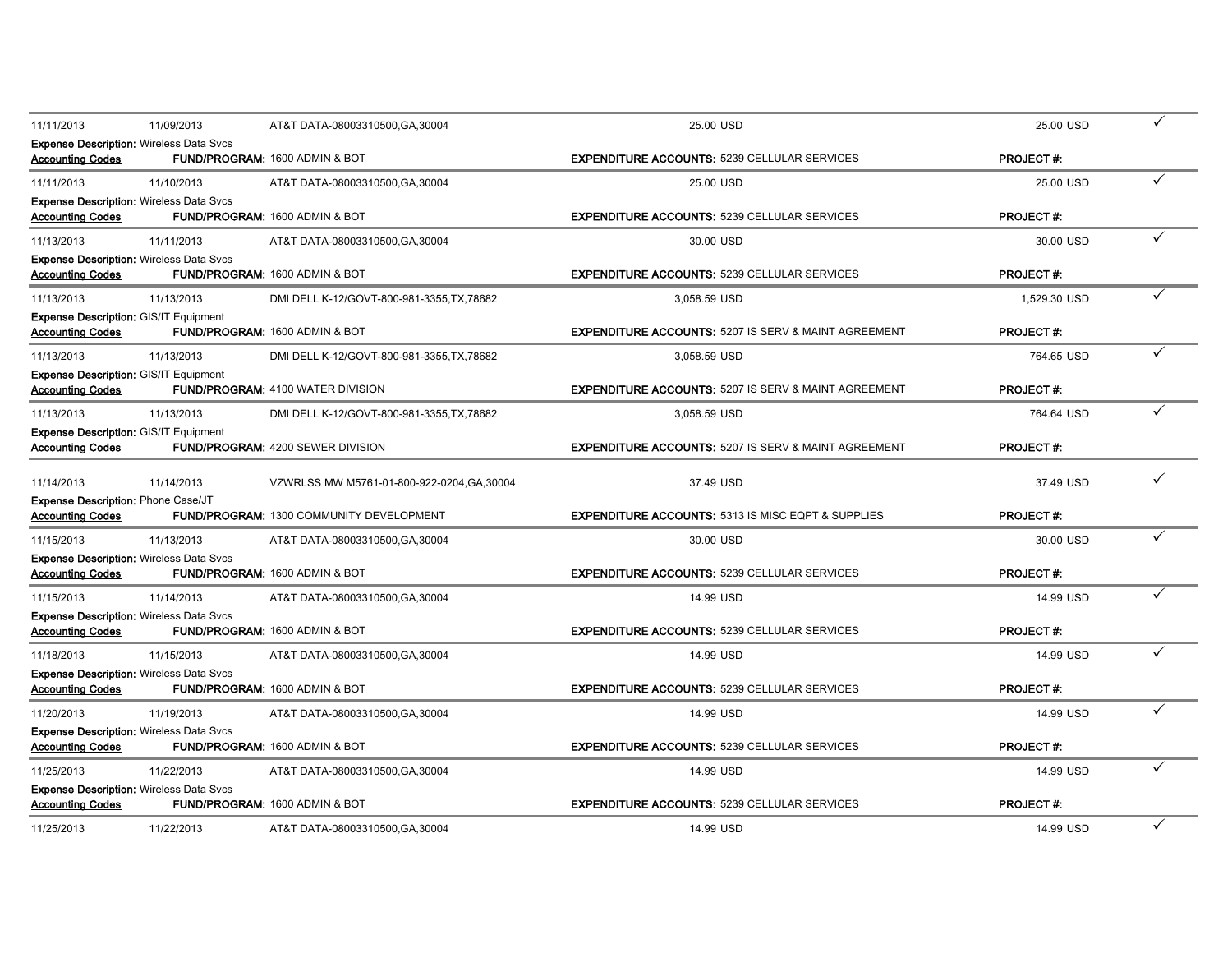| | | | | | |
|---|---|---|---|---|---|
| 11/11/2013 | 11/09/2013 | AT&T DATA-08003310500,GA,30004 | 25.00 USD | 25.00 USD | ✓ |
| **Expense Description:** Wireless Data Svcs | | | | | |
| **Accounting Codes** | **FUND/PROGRAM:** 1600 ADMIN & BOT | | **EXPENDITURE ACCOUNTS:** 5239 CELLULAR SERVICES | **PROJECT #:** | |
| 11/11/2013 | 11/10/2013 | AT&T DATA-08003310500,GA,30004 | 25.00 USD | 25.00 USD | ✓ |
| **Expense Description:** Wireless Data Svcs | | | | | |
| **Accounting Codes** | **FUND/PROGRAM:** 1600 ADMIN & BOT | | **EXPENDITURE ACCOUNTS:** 5239 CELLULAR SERVICES | **PROJECT #:** | |
| 11/13/2013 | 11/11/2013 | AT&T DATA-08003310500,GA,30004 | 30.00 USD | 30.00 USD | ✓ |
| **Expense Description:** Wireless Data Svcs | | | | | |
| **Accounting Codes** | **FUND/PROGRAM:** 1600 ADMIN & BOT | | **EXPENDITURE ACCOUNTS:** 5239 CELLULAR SERVICES | **PROJECT #:** | |
| 11/13/2013 | 11/13/2013 | DMI DELL K-12/GOVT-800-981-3355,TX,78682 | 3,058.59 USD | 1,529.30 USD | ✓ |
| **Expense Description:** GIS/IT Equipment | | | | | |
| **Accounting Codes** | **FUND/PROGRAM:** 1600 ADMIN & BOT | | **EXPENDITURE ACCOUNTS:** 5207 IS SERV & MAINT AGREEMENT | **PROJECT #:** | |
| 11/13/2013 | 11/13/2013 | DMI DELL K-12/GOVT-800-981-3355,TX,78682 | 3,058.59 USD | 764.65 USD | ✓ |
| **Expense Description:** GIS/IT Equipment | | | | | |
| **Accounting Codes** | **FUND/PROGRAM:** 4100 WATER DIVISION | | **EXPENDITURE ACCOUNTS:** 5207 IS SERV & MAINT AGREEMENT | **PROJECT #:** | |
| 11/13/2013 | 11/13/2013 | DMI DELL K-12/GOVT-800-981-3355,TX,78682 | 3,058.59 USD | 764.64 USD | ✓ |
| **Expense Description:** GIS/IT Equipment | | | | | |
| **Accounting Codes** | **FUND/PROGRAM:** 4200 SEWER DIVISION | | **EXPENDITURE ACCOUNTS:** 5207 IS SERV & MAINT AGREEMENT | **PROJECT #:** | |
| 11/14/2013 | 11/14/2013 | VZWRLSS MW M5761-01-800-922-0204,GA,30004 | 37.49 USD | 37.49 USD | ✓ |
| **Expense Description:** Phone Case/JT | | | | | |
| **Accounting Codes** | **FUND/PROGRAM:** 1300 COMMUNITY DEVELOPMENT | | **EXPENDITURE ACCOUNTS:** 5313 IS MISC EQPT & SUPPLIES | **PROJECT #:** | |
| 11/15/2013 | 11/13/2013 | AT&T DATA-08003310500,GA,30004 | 30.00 USD | 30.00 USD | ✓ |
| **Expense Description:** Wireless Data Svcs | | | | | |
| **Accounting Codes** | **FUND/PROGRAM:** 1600 ADMIN & BOT | | **EXPENDITURE ACCOUNTS:** 5239 CELLULAR SERVICES | **PROJECT #:** | |
| 11/15/2013 | 11/14/2013 | AT&T DATA-08003310500,GA,30004 | 14.99 USD | 14.99 USD | ✓ |
| **Expense Description:** Wireless Data Svcs | | | | | |
| **Accounting Codes** | **FUND/PROGRAM:** 1600 ADMIN & BOT | | **EXPENDITURE ACCOUNTS:** 5239 CELLULAR SERVICES | **PROJECT #:** | |
| 11/18/2013 | 11/15/2013 | AT&T DATA-08003310500,GA,30004 | 14.99 USD | 14.99 USD | ✓ |
| **Expense Description:** Wireless Data Svcs | | | | | |
| **Accounting Codes** | **FUND/PROGRAM:** 1600 ADMIN & BOT | | **EXPENDITURE ACCOUNTS:** 5239 CELLULAR SERVICES | **PROJECT #:** | |
| 11/20/2013 | 11/19/2013 | AT&T DATA-08003310500,GA,30004 | 14.99 USD | 14.99 USD | ✓ |
| **Expense Description:** Wireless Data Svcs | | | | | |
| **Accounting Codes** | **FUND/PROGRAM:** 1600 ADMIN & BOT | | **EXPENDITURE ACCOUNTS:** 5239 CELLULAR SERVICES | **PROJECT #:** | |
| 11/25/2013 | 11/22/2013 | AT&T DATA-08003310500,GA,30004 | 14.99 USD | 14.99 USD | ✓ |
| **Expense Description:** Wireless Data Svcs | | | | | |
| **Accounting Codes** | **FUND/PROGRAM:** 1600 ADMIN & BOT | | **EXPENDITURE ACCOUNTS:** 5239 CELLULAR SERVICES | **PROJECT #:** | |
| 11/25/2013 | 11/22/2013 | AT&T DATA-08003310500,GA,30004 | 14.99 USD | 14.99 USD | ✓ |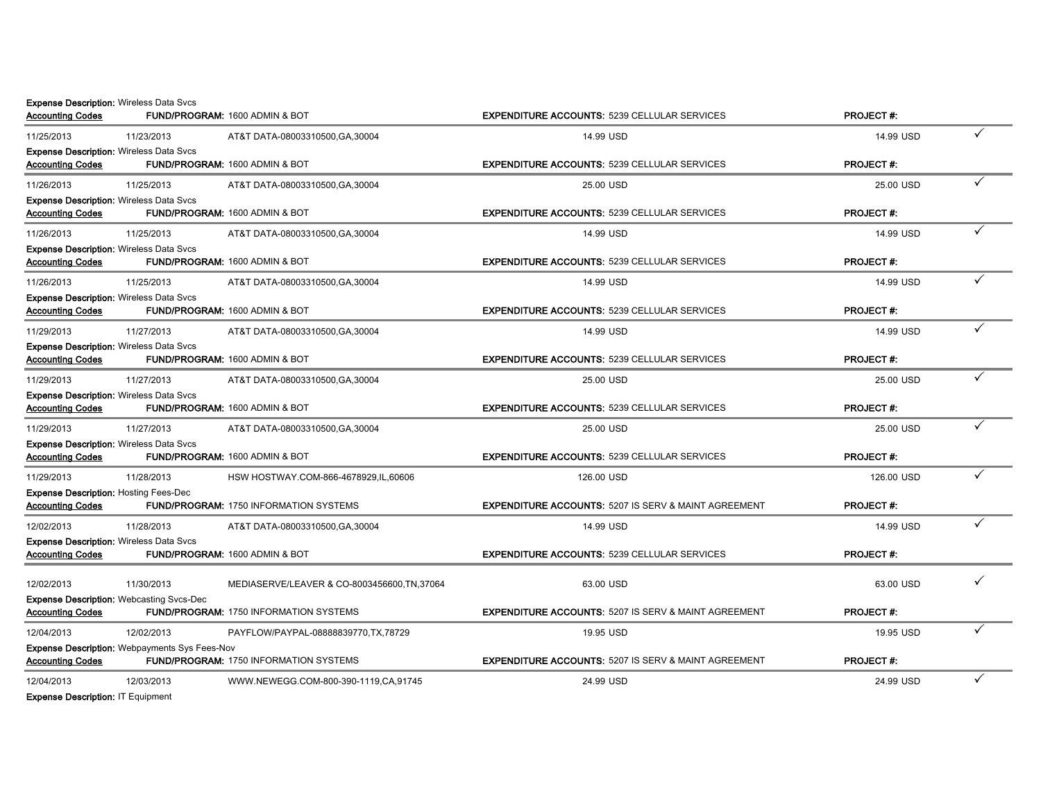**Expense Description:** Wireless Data Svcs

**Accounting Codes** **FUND/PROGRAM:** 1600 ADMIN & BOT **EXPENDITURE ACCOUNTS:** 5239 CELLULAR SERVICES **PROJECT #:**

| 11/25/2013 | 11/23/2013 | AT&T DATA-08003310500,GA,30004 | 14.99 USD | 14.99 USD | ✓ |
|---|---|---|---|---|---|

**Expense Description:** Wireless Data Svcs

**Accounting Codes** **FUND/PROGRAM:** 1600 ADMIN & BOT **EXPENDITURE ACCOUNTS:** 5239 CELLULAR SERVICES **PROJECT #:**

| 11/26/2013 | 11/25/2013 | AT&T DATA-08003310500,GA,30004 | 25.00 USD | 25.00 USD | ✓ |
|---|---|---|---|---|---|

**Expense Description:** Wireless Data Svcs

**Accounting Codes** **FUND/PROGRAM:** 1600 ADMIN & BOT **EXPENDITURE ACCOUNTS:** 5239 CELLULAR SERVICES **PROJECT #:**

| 11/26/2013 | 11/25/2013 | AT&T DATA-08003310500,GA,30004 | 14.99 USD | 14.99 USD | ✓ |
|---|---|---|---|---|---|

**Expense Description:** Wireless Data Svcs

**Accounting Codes** **FUND/PROGRAM:** 1600 ADMIN & BOT **EXPENDITURE ACCOUNTS:** 5239 CELLULAR SERVICES **PROJECT #:**

| 11/26/2013 | 11/25/2013 | AT&T DATA-08003310500,GA,30004 | 14.99 USD | 14.99 USD | ✓ |
|---|---|---|---|---|---|

**Expense Description:** Wireless Data Svcs

**Accounting Codes** **FUND/PROGRAM:** 1600 ADMIN & BOT **EXPENDITURE ACCOUNTS:** 5239 CELLULAR SERVICES **PROJECT #:**

| 11/29/2013 | 11/27/2013 | AT&T DATA-08003310500,GA,30004 | 14.99 USD | 14.99 USD | ✓ |
|---|---|---|---|---|---|

**Expense Description:** Wireless Data Svcs

**Accounting Codes** **FUND/PROGRAM:** 1600 ADMIN & BOT **EXPENDITURE ACCOUNTS:** 5239 CELLULAR SERVICES **PROJECT #:**

| 11/29/2013 | 11/27/2013 | AT&T DATA-08003310500,GA,30004 | 25.00 USD | 25.00 USD | ✓ |
|---|---|---|---|---|---|

**Expense Description:** Wireless Data Svcs

**Accounting Codes** **FUND/PROGRAM:** 1600 ADMIN & BOT **EXPENDITURE ACCOUNTS:** 5239 CELLULAR SERVICES **PROJECT #:**

| 11/29/2013 | 11/27/2013 | AT&T DATA-08003310500,GA,30004 | 25.00 USD | 25.00 USD | ✓ |
|---|---|---|---|---|---|

**Expense Description:** Wireless Data Svcs

**Accounting Codes** **FUND/PROGRAM:** 1600 ADMIN & BOT **EXPENDITURE ACCOUNTS:** 5239 CELLULAR SERVICES **PROJECT #:**

| 11/29/2013 | 11/28/2013 | HSW HOSTWAY.COM-866-4678929,IL,60606 | 126.00 USD | 126.00 USD | ✓ |
|---|---|---|---|---|---|

**Expense Description:** Hosting Fees-Dec

**Accounting Codes** **FUND/PROGRAM:** 1750 INFORMATION SYSTEMS **EXPENDITURE ACCOUNTS:** 5207 IS SERV & MAINT AGREEMENT **PROJECT #:**

| 12/02/2013 | 11/28/2013 | AT&T DATA-08003310500,GA,30004 | 14.99 USD | 14.99 USD | ✓ |
|---|---|---|---|---|---|

**Expense Description:** Wireless Data Svcs

**Accounting Codes** **FUND/PROGRAM:** 1600 ADMIN & BOT **EXPENDITURE ACCOUNTS:** 5239 CELLULAR SERVICES **PROJECT #:**

| 12/02/2013 | 11/30/2013 | MEDIASERVE/LEAVER & CO-8003456600,TN,37064 | 63.00 USD | 63.00 USD | ✓ |
|---|---|---|---|---|---|

**Expense Description:** Webcasting Svcs-Dec

**Accounting Codes** **FUND/PROGRAM:** 1750 INFORMATION SYSTEMS **EXPENDITURE ACCOUNTS:** 5207 IS SERV & MAINT AGREEMENT **PROJECT #:**

| 12/04/2013 | 12/02/2013 | PAYFLOW/PAYPAL-08888839770,TX,78729 | 19.95 USD | 19.95 USD | ✓ |
|---|---|---|---|---|---|

**Expense Description:** Webpayments Sys Fees-Nov

**Accounting Codes** **FUND/PROGRAM:** 1750 INFORMATION SYSTEMS **EXPENDITURE ACCOUNTS:** 5207 IS SERV & MAINT AGREEMENT **PROJECT #:**

| 12/04/2013 | 12/03/2013 | WWW.NEWEGG.COM-800-390-1119,CA,91745 | 24.99 USD | 24.99 USD | ✓ |
|---|---|---|---|---|---|

**Expense Description:** IT Equipment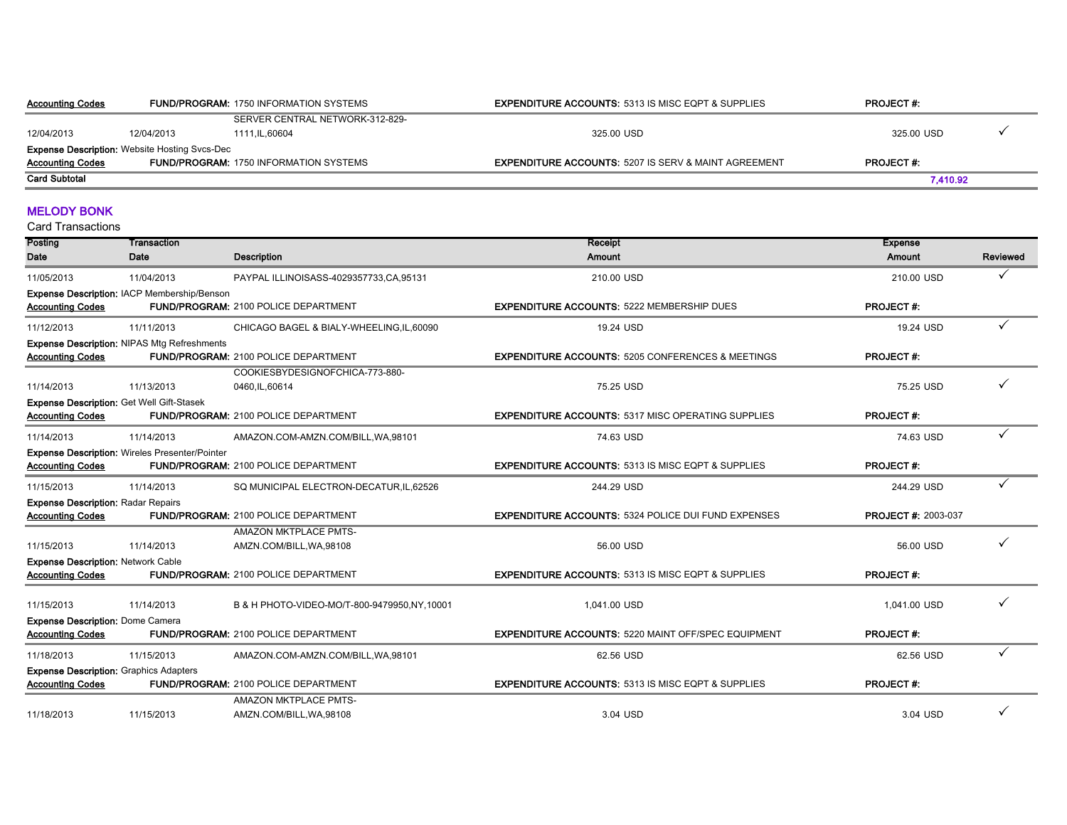| | | | | | |
|---|---|---|---|---|---|
| **Accounting Codes** | **FUND/PROGRAM:** 1750 INFORMATION SYSTEMS | | **EXPENDITURE ACCOUNTS:** 5313 IS MISC EQPT & SUPPLIES | **PROJECT #:** | |
| 12/04/2013 | 12/04/2013 | SERVER CENTRAL NETWORK-312-829-1111,IL,60604 | 325.00 USD | 325.00 USD | ✓ |
| **Expense Description:** Website Hosting Svcs-Dec | | | | | |
| **Accounting Codes** | **FUND/PROGRAM:** 1750 INFORMATION SYSTEMS | | **EXPENDITURE ACCOUNTS:** 5207 IS SERV & MAINT AGREEMENT | **PROJECT #:** | |
| **Card Subtotal** | | | | **7,410.92** | |

## MELODY BONK

Card Transactions

| Posting Date | Transaction Date | Description | Receipt Amount | Expense Amount | Reviewed |
|---|---|---|---|---|---|
| 11/05/2013 | 11/04/2013 | PAYPAL ILLINOISASS-4029357733,CA,95131 | 210.00 USD | 210.00 USD | ✓ |
| **Expense Description:** IACP Membership/Benson | | | | | |
| **Accounting Codes** | **FUND/PROGRAM:** 2100 POLICE DEPARTMENT | | **EXPENDITURE ACCOUNTS:** 5222 MEMBERSHIP DUES | **PROJECT #:** | |
| 11/12/2013 | 11/11/2013 | CHICAGO BAGEL & BIALY-WHEELING,IL,60090 | 19.24 USD | 19.24 USD | ✓ |
| **Expense Description:** NIPAS Mtg Refreshments | | | | | |
| **Accounting Codes** | **FUND/PROGRAM:** 2100 POLICE DEPARTMENT | | **EXPENDITURE ACCOUNTS:** 5205 CONFERENCES & MEETINGS | **PROJECT #:** | |
| 11/14/2013 | 11/13/2013 | COOKIESBYDESIGNOFCHICA-773-880-0460,IL,60614 | 75.25 USD | 75.25 USD | ✓ |
| **Expense Description:** Get Well Gift-Stasek | | | | | |
| **Accounting Codes** | **FUND/PROGRAM:** 2100 POLICE DEPARTMENT | | **EXPENDITURE ACCOUNTS:** 5317 MISC OPERATING SUPPLIES | **PROJECT #:** | |
| 11/14/2013 | 11/14/2013 | AMAZON.COM-AMZN.COM/BILL,WA,98101 | 74.63 USD | 74.63 USD | ✓ |
| **Expense Description:** Wireles Presenter/Pointer | | | | | |
| **Accounting Codes** | **FUND/PROGRAM:** 2100 POLICE DEPARTMENT | | **EXPENDITURE ACCOUNTS:** 5313 IS MISC EQPT & SUPPLIES | **PROJECT #:** | |
| 11/15/2013 | 11/14/2013 | SQ MUNICIPAL ELECTRON-DECATUR,IL,62526 | 244.29 USD | 244.29 USD | ✓ |
| **Expense Description:** Radar Repairs | | | | | |
| **Accounting Codes** | **FUND/PROGRAM:** 2100 POLICE DEPARTMENT | | **EXPENDITURE ACCOUNTS:** 5324 POLICE DUI FUND EXPENSES | **PROJECT #:** 2003-037 | |
| 11/15/2013 | 11/14/2013 | AMAZON MKTPLACE PMTS-AMZN.COM/BILL,WA,98108 | 56.00 USD | 56.00 USD | ✓ |
| **Expense Description:** Network Cable | | | | | |
| **Accounting Codes** | **FUND/PROGRAM:** 2100 POLICE DEPARTMENT | | **EXPENDITURE ACCOUNTS:** 5313 IS MISC EQPT & SUPPLIES | **PROJECT #:** | |
| 11/15/2013 | 11/14/2013 | B & H PHOTO-VIDEO-MO/T-800-9479950,NY,10001 | 1,041.00 USD | 1,041.00 USD | ✓ |
| **Expense Description:** Dome Camera | | | | | |
| **Accounting Codes** | **FUND/PROGRAM:** 2100 POLICE DEPARTMENT | | **EXPENDITURE ACCOUNTS:** 5220 MAINT OFF/SPEC EQUIPMENT | **PROJECT #:** | |
| 11/18/2013 | 11/15/2013 | AMAZON.COM-AMZN.COM/BILL,WA,98101 | 62.56 USD | 62.56 USD | ✓ |
| **Expense Description:** Graphics Adapters | | | | | |
| **Accounting Codes** | **FUND/PROGRAM:** 2100 POLICE DEPARTMENT | | **EXPENDITURE ACCOUNTS:** 5313 IS MISC EQPT & SUPPLIES | **PROJECT #:** | |
| 11/18/2013 | 11/15/2013 | AMAZON MKTPLACE PMTS-AMZN.COM/BILL,WA,98108 | 3.04 USD | 3.04 USD | ✓ |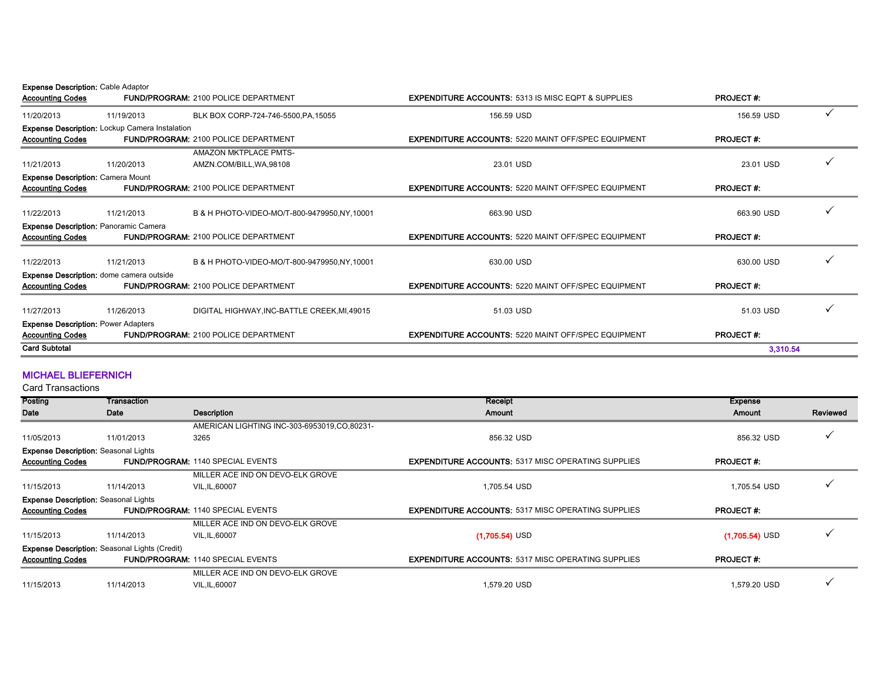**Expense Description:** Cable Adaptor

**Accounting Codes** **FUND/PROGRAM:** 2100 POLICE DEPARTMENT **EXPENDITURE ACCOUNTS:** 5313 IS MISC EQPT & SUPPLIES **PROJECT #:**

| Posting Date | Transaction Date | Description | Receipt Amount | Expense Amount | Reviewed |
|---|---|---|---|---|---|
| 11/20/2013 | 11/19/2013 | BLK BOX CORP-724-746-5500,PA,15055 | 156.59 USD | 156.59 USD | ✓ |

**Expense Description:** Lockup Camera Instalation

**Accounting Codes** **FUND/PROGRAM:** 2100 POLICE DEPARTMENT **EXPENDITURE ACCOUNTS:** 5220 MAINT OFF/SPEC EQUIPMENT **PROJECT #:**

| Posting Date | Transaction Date | Description | Receipt Amount | Expense Amount | Reviewed |
|---|---|---|---|---|---|
| 11/21/2013 | 11/20/2013 | AMAZON MKTPLACE PMTS-AMZN.COM/BILL,WA,98108 | 23.01 USD | 23.01 USD | ✓ |

**Expense Description:** Camera Mount

**Accounting Codes** **FUND/PROGRAM:** 2100 POLICE DEPARTMENT **EXPENDITURE ACCOUNTS:** 5220 MAINT OFF/SPEC EQUIPMENT **PROJECT #:**

| Posting Date | Transaction Date | Description | Receipt Amount | Expense Amount | Reviewed |
|---|---|---|---|---|---|
| 11/22/2013 | 11/21/2013 | B & H PHOTO-VIDEO-MO/T-800-9479950,NY,10001 | 663.90 USD | 663.90 USD | ✓ |

**Expense Description:** Panoramic Camera

**Accounting Codes** **FUND/PROGRAM:** 2100 POLICE DEPARTMENT **EXPENDITURE ACCOUNTS:** 5220 MAINT OFF/SPEC EQUIPMENT **PROJECT #:**

| Posting Date | Transaction Date | Description | Receipt Amount | Expense Amount | Reviewed |
|---|---|---|---|---|---|
| 11/22/2013 | 11/21/2013 | B & H PHOTO-VIDEO-MO/T-800-9479950,NY,10001 | 630.00 USD | 630.00 USD | ✓ |

**Expense Description:** dome camera outside

**Accounting Codes** **FUND/PROGRAM:** 2100 POLICE DEPARTMENT **EXPENDITURE ACCOUNTS:** 5220 MAINT OFF/SPEC EQUIPMENT **PROJECT #:**

| Posting Date | Transaction Date | Description | Receipt Amount | Expense Amount | Reviewed |
|---|---|---|---|---|---|
| 11/27/2013 | 11/26/2013 | DIGITAL HIGHWAY,INC-BATTLE CREEK,MI,49015 | 51.03 USD | 51.03 USD | ✓ |

**Expense Description:** Power Adapters

**Accounting Codes** **FUND/PROGRAM:** 2100 POLICE DEPARTMENT **EXPENDITURE ACCOUNTS:** 5220 MAINT OFF/SPEC EQUIPMENT **PROJECT #:**

**Card Subtotal** **3,310.54**

## MICHAEL BLIEFERNICH

Card Transactions

| Posting Date | Transaction Date | Description | Receipt Amount | Expense Amount | Reviewed |
|---|---|---|---|---|---|
| 11/05/2013 | 11/01/2013 | AMERICAN LIGHTING INC-303-6953019,CO,80231-3265 | 856.32 USD | 856.32 USD | ✓ |

**Expense Description:** Seasonal Lights

**Accounting Codes** **FUND/PROGRAM:** 1140 SPECIAL EVENTS **EXPENDITURE ACCOUNTS:** 5317 MISC OPERATING SUPPLIES **PROJECT #:**

| Posting Date | Transaction Date | Description | Receipt Amount | Expense Amount | Reviewed |
|---|---|---|---|---|---|
| 11/15/2013 | 11/14/2013 | MILLER ACE IND ON DEVO-ELK GROVE VIL,IL,60007 | 1,705.54 USD | 1,705.54 USD | ✓ |

**Expense Description:** Seasonal Lights

**Accounting Codes** **FUND/PROGRAM:** 1140 SPECIAL EVENTS **EXPENDITURE ACCOUNTS:** 5317 MISC OPERATING SUPPLIES **PROJECT #:**

| Posting Date | Transaction Date | Description | Receipt Amount | Expense Amount | Reviewed |
|---|---|---|---|---|---|
| 11/15/2013 | 11/14/2013 | MILLER ACE IND ON DEVO-ELK GROVE VIL,IL,60007 | (1,705.54) USD | (1,705.54) USD | ✓ |

**Expense Description:** Seasonal Lights (Credit)

**Accounting Codes** **FUND/PROGRAM:** 1140 SPECIAL EVENTS **EXPENDITURE ACCOUNTS:** 5317 MISC OPERATING SUPPLIES **PROJECT #:**

| Posting Date | Transaction Date | Description | Receipt Amount | Expense Amount | Reviewed |
|---|---|---|---|---|---|
| 11/15/2013 | 11/14/2013 | MILLER ACE IND ON DEVO-ELK GROVE VIL,IL,60007 | 1,579.20 USD | 1,579.20 USD | ✓ |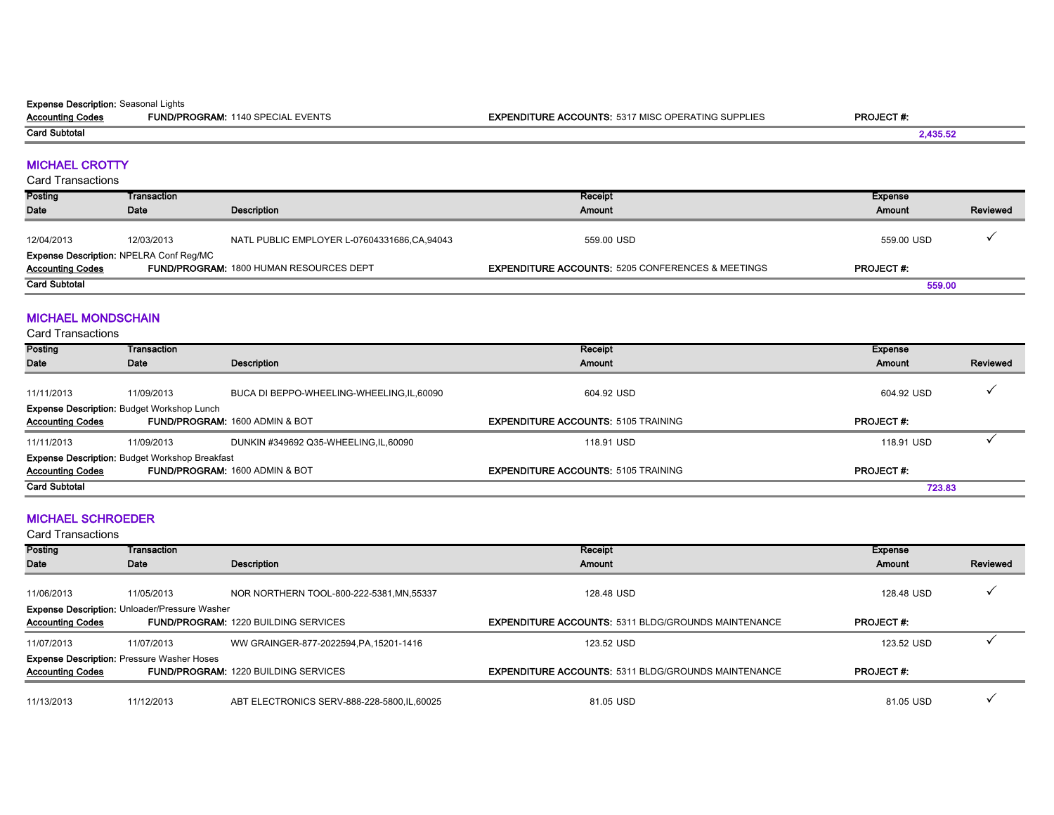**Expense Description:** Seasonal Lights

**Accounting Codes** **FUND/PROGRAM:** 1140 SPECIAL EVENTS **EXPENDITURE ACCOUNTS:** 5317 MISC OPERATING SUPPLIES **PROJECT #:**

**Card Subtotal** **2,435.52**

## MICHAEL CROTTY

Card Transactions

| Posting Date | Transaction Date | Description | Receipt Amount | Expense Amount | Reviewed |
|---|---|---|---|---|---|
| 12/04/2013 | 12/03/2013 | NATL PUBLIC EMPLOYER L-07604331686,CA,94043 | 559.00 USD | 559.00 USD | ✓ |

**Expense Description:** NPELRA Conf Reg/MC

**Accounting Codes** **FUND/PROGRAM:** 1800 HUMAN RESOURCES DEPT **EXPENDITURE ACCOUNTS:** 5205 CONFERENCES & MEETINGS **PROJECT #:**

**Card Subtotal** **559.00**

## MICHAEL MONDSCHAIN

Card Transactions

| Posting Date | Transaction Date | Description | Receipt Amount | Expense Amount | Reviewed |
|---|---|---|---|---|---|
| 11/11/2013 | 11/09/2013 | BUCA DI BEPPO-WHEELING-WHEELING,IL,60090 | 604.92 USD | 604.92 USD | ✓ |

**Expense Description:** Budget Workshop Lunch

**Accounting Codes** **FUND/PROGRAM:** 1600 ADMIN & BOT **EXPENDITURE ACCOUNTS:** 5105 TRAINING **PROJECT #:**

| Posting Date | Transaction Date | Description | Receipt Amount | Expense Amount | Reviewed |
|---|---|---|---|---|---|
| 11/11/2013 | 11/09/2013 | DUNKIN #349692 Q35-WHEELING,IL,60090 | 118.91 USD | 118.91 USD | ✓ |

**Expense Description:** Budget Workshop Breakfast

**Accounting Codes** **FUND/PROGRAM:** 1600 ADMIN & BOT **EXPENDITURE ACCOUNTS:** 5105 TRAINING **PROJECT #:**

**Card Subtotal** **723.83**

## MICHAEL SCHROEDER

Card Transactions

| Posting Date | Transaction Date | Description | Receipt Amount | Expense Amount | Reviewed |
|---|---|---|---|---|---|
| 11/06/2013 | 11/05/2013 | NOR NORTHERN TOOL-800-222-5381,MN,55337 | 128.48 USD | 128.48 USD | ✓ |

**Expense Description:** Unloader/Pressure Washer

**Accounting Codes** **FUND/PROGRAM:** 1220 BUILDING SERVICES **EXPENDITURE ACCOUNTS:** 5311 BLDG/GROUNDS MAINTENANCE **PROJECT #:**

| Posting Date | Transaction Date | Description | Receipt Amount | Expense Amount | Reviewed |
|---|---|---|---|---|---|
| 11/07/2013 | 11/07/2013 | WW GRAINGER-877-2022594,PA,15201-1416 | 123.52 USD | 123.52 USD | ✓ |

**Expense Description:** Pressure Washer Hoses

**Accounting Codes** **FUND/PROGRAM:** 1220 BUILDING SERVICES **EXPENDITURE ACCOUNTS:** 5311 BLDG/GROUNDS MAINTENANCE **PROJECT #:**

| Posting Date | Transaction Date | Description | Receipt Amount | Expense Amount | Reviewed |
|---|---|---|---|---|---|
| 11/13/2013 | 11/12/2013 | ABT ELECTRONICS SERV-888-228-5800,IL,60025 | 81.05 USD | 81.05 USD | ✓ |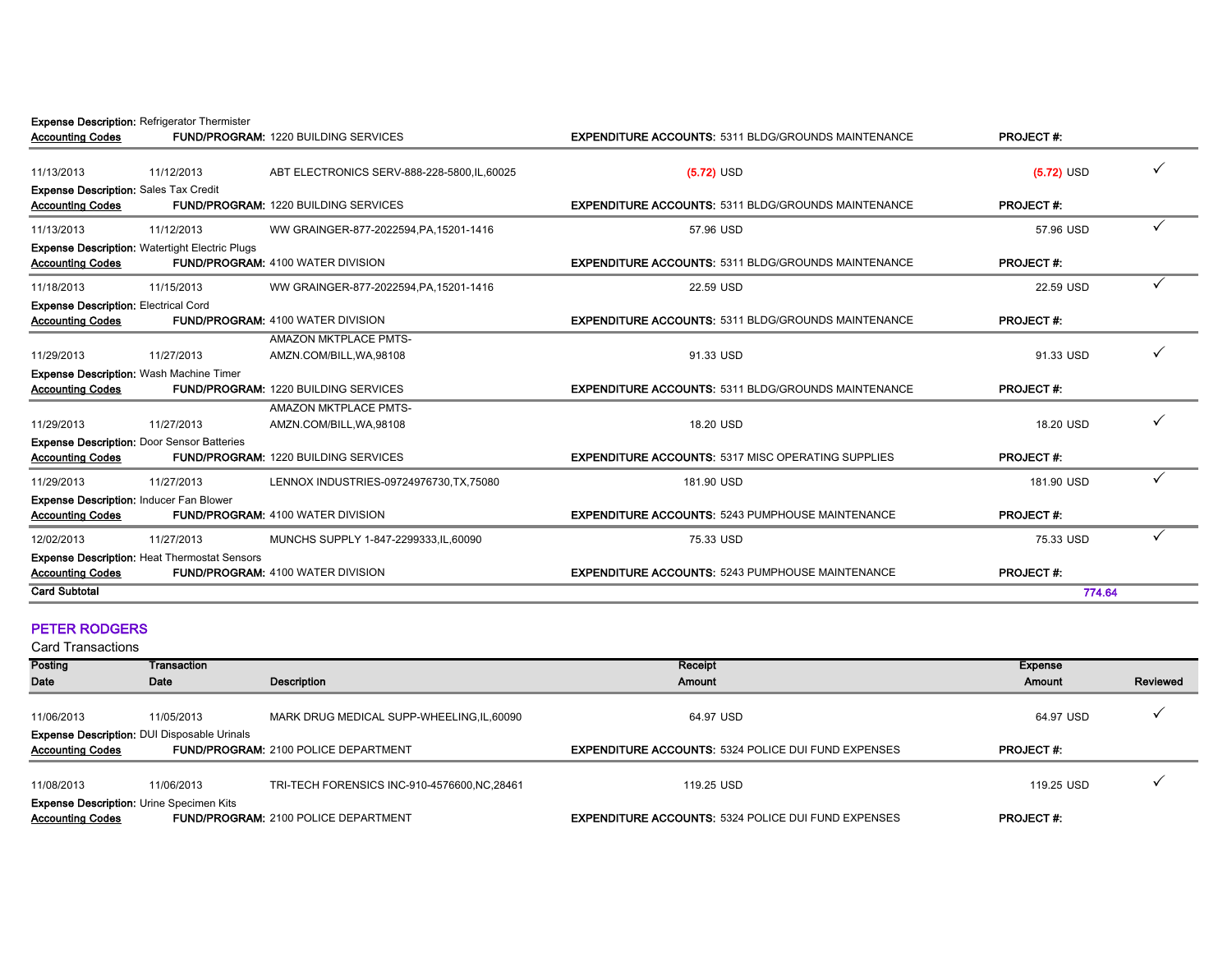**Expense Description:** Refrigerator Thermister

**Accounting Codes** | **FUND/PROGRAM:** 1220 BUILDING SERVICES | **EXPENDITURE ACCOUNTS:** 5311 BLDG/GROUNDS MAINTENANCE | **PROJECT #:**

| Posting Date | Transaction Date | Description | Receipt Amount | Expense Amount | Reviewed |
|---|---|---|---|---|---|
| 11/13/2013 | 11/12/2013 | ABT ELECTRONICS SERV-888-228-5800,IL,60025 | (5.72) USD | (5.72) USD | ✓ |

**Expense Description:** Sales Tax Credit

**Accounting Codes** | **FUND/PROGRAM:** 1220 BUILDING SERVICES | **EXPENDITURE ACCOUNTS:** 5311 BLDG/GROUNDS MAINTENANCE | **PROJECT #:**

| Posting Date | Transaction Date | Description | Receipt Amount | Expense Amount | Reviewed |
|---|---|---|---|---|---|
| 11/13/2013 | 11/12/2013 | WW GRAINGER-877-2022594,PA,15201-1416 | 57.96 USD | 57.96 USD | ✓ |

**Expense Description:** Watertight Electric Plugs

**Accounting Codes** | **FUND/PROGRAM:** 4100 WATER DIVISION | **EXPENDITURE ACCOUNTS:** 5311 BLDG/GROUNDS MAINTENANCE | **PROJECT #:**

| Posting Date | Transaction Date | Description | Receipt Amount | Expense Amount | Reviewed |
|---|---|---|---|---|---|
| 11/18/2013 | 11/15/2013 | WW GRAINGER-877-2022594,PA,15201-1416 | 22.59 USD | 22.59 USD | ✓ |

**Expense Description:** Electrical Cord

**Accounting Codes** | **FUND/PROGRAM:** 4100 WATER DIVISION | **EXPENDITURE ACCOUNTS:** 5311 BLDG/GROUNDS MAINTENANCE | **PROJECT #:**

| Posting Date | Transaction Date | Description | Receipt Amount | Expense Amount | Reviewed |
|---|---|---|---|---|---|
| 11/29/2013 | 11/27/2013 | AMAZON MKTPLACE PMTS-AMZN.COM/BILL,WA,98108 | 91.33 USD | 91.33 USD | ✓ |

**Expense Description:** Wash Machine Timer

**Accounting Codes** | **FUND/PROGRAM:** 1220 BUILDING SERVICES | **EXPENDITURE ACCOUNTS:** 5311 BLDG/GROUNDS MAINTENANCE | **PROJECT #:**

| Posting Date | Transaction Date | Description | Receipt Amount | Expense Amount | Reviewed |
|---|---|---|---|---|---|
| 11/29/2013 | 11/27/2013 | AMAZON MKTPLACE PMTS-AMZN.COM/BILL,WA,98108 | 18.20 USD | 18.20 USD | ✓ |

**Expense Description:** Door Sensor Batteries

**Accounting Codes** | **FUND/PROGRAM:** 1220 BUILDING SERVICES | **EXPENDITURE ACCOUNTS:** 5317 MISC OPERATING SUPPLIES | **PROJECT #:**

| Posting Date | Transaction Date | Description | Receipt Amount | Expense Amount | Reviewed |
|---|---|---|---|---|---|
| 11/29/2013 | 11/27/2013 | LENNOX INDUSTRIES-09724976730,TX,75080 | 181.90 USD | 181.90 USD | ✓ |

**Expense Description:** Inducer Fan Blower

**Accounting Codes** | **FUND/PROGRAM:** 4100 WATER DIVISION | **EXPENDITURE ACCOUNTS:** 5243 PUMPHOUSE MAINTENANCE | **PROJECT #:**

| Posting Date | Transaction Date | Description | Receipt Amount | Expense Amount | Reviewed |
|---|---|---|---|---|---|
| 12/02/2013 | 11/27/2013 | MUNCHS SUPPLY 1-847-2299333,IL,60090 | 75.33 USD | 75.33 USD | ✓ |

**Expense Description:** Heat Thermostat Sensors

**Accounting Codes** | **FUND/PROGRAM:** 4100 WATER DIVISION | **EXPENDITURE ACCOUNTS:** 5243 PUMPHOUSE MAINTENANCE | **PROJECT #:**

**Card Subtotal** **774.64**

## PETER RODGERS

Card Transactions

| Posting Date | Transaction Date | Description | Receipt Amount | Expense Amount | Reviewed |
|---|---|---|---|---|---|
| 11/06/2013 | 11/05/2013 | MARK DRUG MEDICAL SUPP-WHEELING,IL,60090 | 64.97 USD | 64.97 USD | ✓ |

**Expense Description:** DUI Disposable Urinals

**Accounting Codes** | **FUND/PROGRAM:** 2100 POLICE DEPARTMENT | **EXPENDITURE ACCOUNTS:** 5324 POLICE DUI FUND EXPENSES | **PROJECT #:**

| Posting Date | Transaction Date | Description | Receipt Amount | Expense Amount | Reviewed |
|---|---|---|---|---|---|
| 11/08/2013 | 11/06/2013 | TRI-TECH FORENSICS INC-910-4576600,NC,28461 | 119.25 USD | 119.25 USD | ✓ |

**Expense Description:** Urine Specimen Kits

**Accounting Codes** | **FUND/PROGRAM:** 2100 POLICE DEPARTMENT | **EXPENDITURE ACCOUNTS:** 5324 POLICE DUI FUND EXPENSES | **PROJECT #:**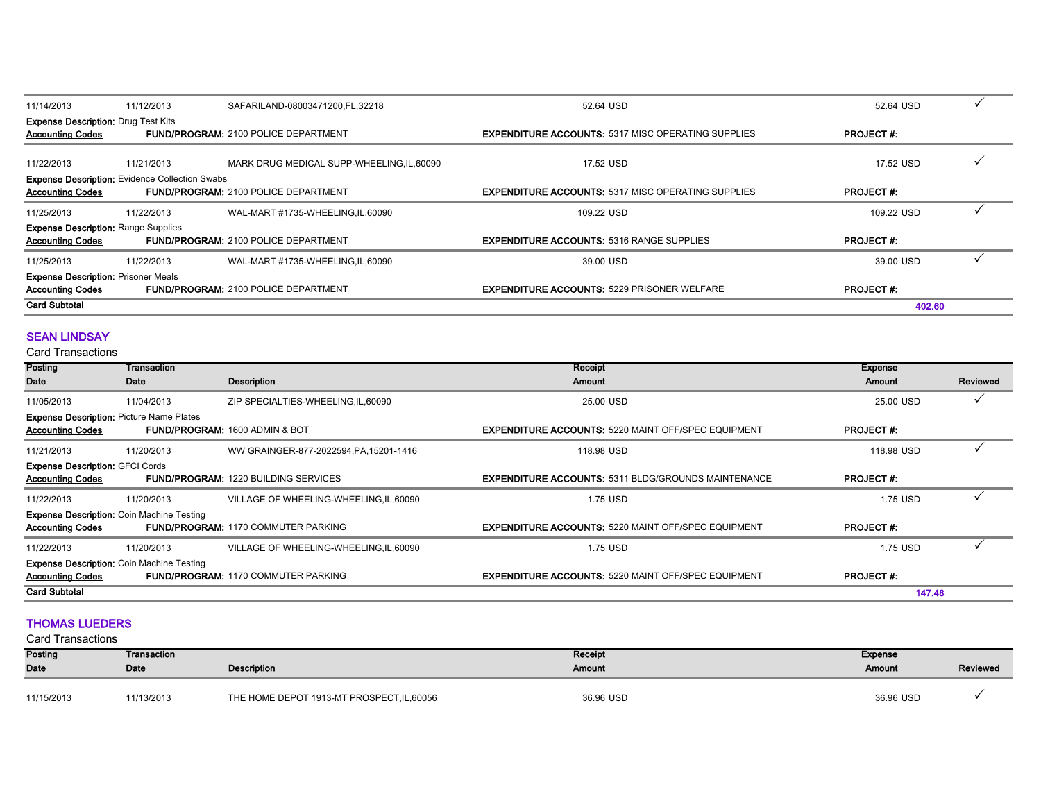| Posting Date | Transaction Date | Description | Receipt Amount | Expense Amount | Reviewed |
|---|---|---|---|---|---|
| 11/14/2013 | 11/12/2013 | SAFARILAND-08003471200,FL,32218 | 52.64 USD | 52.64 USD | ✓ |
| **Expense Description:** Drug Test Kits | | | | | |
| **Accounting Codes** | | **FUND/PROGRAM:** 2100 POLICE DEPARTMENT | **EXPENDITURE ACCOUNTS:** 5317 MISC OPERATING SUPPLIES | **PROJECT #:** | |
| 11/22/2013 | 11/21/2013 | MARK DRUG MEDICAL SUPP-WHEELING,IL,60090 | 17.52 USD | 17.52 USD | ✓ |
| **Expense Description:** Evidence Collection Swabs | | | | | |
| **Accounting Codes** | | **FUND/PROGRAM:** 2100 POLICE DEPARTMENT | **EXPENDITURE ACCOUNTS:** 5317 MISC OPERATING SUPPLIES | **PROJECT #:** | |
| 11/25/2013 | 11/22/2013 | WAL-MART #1735-WHEELING,IL,60090 | 109.22 USD | 109.22 USD | ✓ |
| **Expense Description:** Range Supplies | | | | | |
| **Accounting Codes** | | **FUND/PROGRAM:** 2100 POLICE DEPARTMENT | **EXPENDITURE ACCOUNTS:** 5316 RANGE SUPPLIES | **PROJECT #:** | |
| 11/25/2013 | 11/22/2013 | WAL-MART #1735-WHEELING,IL,60090 | 39.00 USD | 39.00 USD | ✓ |
| **Expense Description:** Prisoner Meals | | | | | |
| **Accounting Codes** | | **FUND/PROGRAM:** 2100 POLICE DEPARTMENT | **EXPENDITURE ACCOUNTS:** 5229 PRISONER WELFARE | **PROJECT #:** | |
| **Card Subtotal** | | | | 402.60 | |

## SEAN LINDSAY

Card Transactions

| Posting Date | Transaction Date | Description | Receipt Amount | Expense Amount | Reviewed |
|---|---|---|---|---|---|
| 11/05/2013 | 11/04/2013 | ZIP SPECIALTIES-WHEELING,IL,60090 | 25.00 USD | 25.00 USD | ✓ |
| **Expense Description:** Picture Name Plates | | | | | |
| **Accounting Codes** | | **FUND/PROGRAM:** 1600 ADMIN & BOT | **EXPENDITURE ACCOUNTS:** 5220 MAINT OFF/SPEC EQUIPMENT | **PROJECT #:** | |
| 11/21/2013 | 11/20/2013 | WW GRAINGER-877-2022594,PA,15201-1416 | 118.98 USD | 118.98 USD | ✓ |
| **Expense Description:** GFCI Cords | | | | | |
| **Accounting Codes** | | **FUND/PROGRAM:** 1220 BUILDING SERVICES | **EXPENDITURE ACCOUNTS:** 5311 BLDG/GROUNDS MAINTENANCE | **PROJECT #:** | |
| 11/22/2013 | 11/20/2013 | VILLAGE OF WHEELING-WHEELING,IL,60090 | 1.75 USD | 1.75 USD | ✓ |
| **Expense Description:** Coin Machine Testing | | | | | |
| **Accounting Codes** | | **FUND/PROGRAM:** 1170 COMMUTER PARKING | **EXPENDITURE ACCOUNTS:** 5220 MAINT OFF/SPEC EQUIPMENT | **PROJECT #:** | |
| 11/22/2013 | 11/20/2013 | VILLAGE OF WHEELING-WHEELING,IL,60090 | 1.75 USD | 1.75 USD | ✓ |
| **Expense Description:** Coin Machine Testing | | | | | |
| **Accounting Codes** | | **FUND/PROGRAM:** 1170 COMMUTER PARKING | **EXPENDITURE ACCOUNTS:** 5220 MAINT OFF/SPEC EQUIPMENT | **PROJECT #:** | |
| **Card Subtotal** | | | | 147.48 | |

## THOMAS LUEDERS

Card Transactions

| Posting Date | Transaction Date | Description | Receipt Amount | Expense Amount | Reviewed |
|---|---|---|---|---|---|
| 11/15/2013 | 11/13/2013 | THE HOME DEPOT 1913-MT PROSPECT,IL,60056 | 36.96 USD | 36.96 USD | ✓ |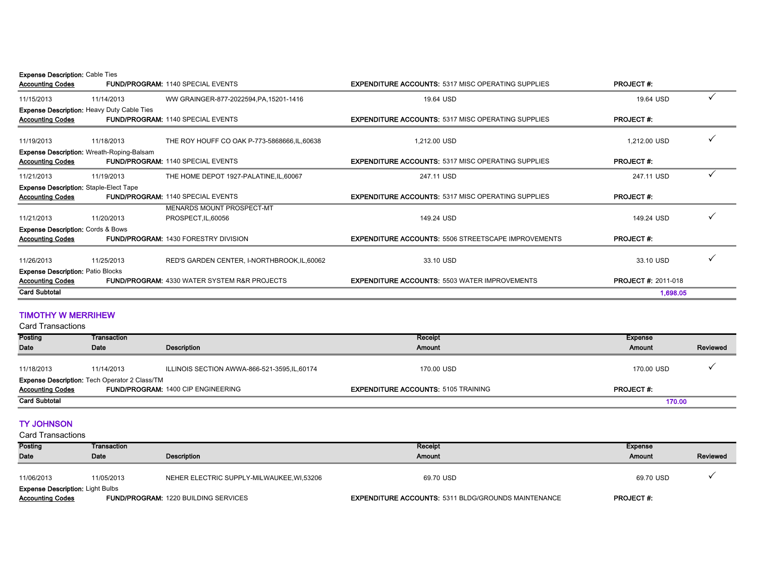**Expense Description:** Cable Ties

**Accounting Codes** — **FUND/PROGRAM:** 1140 SPECIAL EVENTS — **EXPENDITURE ACCOUNTS:** 5317 MISC OPERATING SUPPLIES — **PROJECT #:**

| Posting Date | Transaction Date | Description | Receipt Amount | Expense Amount | Reviewed |
|---|---|---|---|---|---|
| 11/15/2013 | 11/14/2013 | WW GRAINGER-877-2022594,PA,15201-1416 | 19.64 USD | 19.64 USD | ✓ |

**Expense Description:** Heavy Duty Cable Ties

**Accounting Codes** — **FUND/PROGRAM:** 1140 SPECIAL EVENTS — **EXPENDITURE ACCOUNTS:** 5317 MISC OPERATING SUPPLIES — **PROJECT #:**

| Posting Date | Transaction Date | Description | Receipt Amount | Expense Amount | Reviewed |
|---|---|---|---|---|---|
| 11/19/2013 | 11/18/2013 | THE ROY HOUFF CO OAK P-773-5868666,IL,60638 | 1,212.00 USD | 1,212.00 USD | ✓ |

**Expense Description:** Wreath-Roping-Balsam

**Accounting Codes** — **FUND/PROGRAM:** 1140 SPECIAL EVENTS — **EXPENDITURE ACCOUNTS:** 5317 MISC OPERATING SUPPLIES — **PROJECT #:**

| Posting Date | Transaction Date | Description | Receipt Amount | Expense Amount | Reviewed |
|---|---|---|---|---|---|
| 11/21/2013 | 11/19/2013 | THE HOME DEPOT 1927-PALATINE,IL,60067 | 247.11 USD | 247.11 USD | ✓ |

**Expense Description:** Staple-Elect Tape

**Accounting Codes** — **FUND/PROGRAM:** 1140 SPECIAL EVENTS — **EXPENDITURE ACCOUNTS:** 5317 MISC OPERATING SUPPLIES — **PROJECT #:**

| Posting Date | Transaction Date | Description | Receipt Amount | Expense Amount | Reviewed |
|---|---|---|---|---|---|
| 11/21/2013 | 11/20/2013 | MENARDS MOUNT PROSPECT-MT PROSPECT,IL,60056 | 149.24 USD | 149.24 USD | ✓ |

**Expense Description:** Cords & Bows

**Accounting Codes** — **FUND/PROGRAM:** 1430 FORESTRY DIVISION — **EXPENDITURE ACCOUNTS:** 5506 STREETSCAPE IMPROVEMENTS — **PROJECT #:**

| Posting Date | Transaction Date | Description | Receipt Amount | Expense Amount | Reviewed |
|---|---|---|---|---|---|
| 11/26/2013 | 11/25/2013 | RED'S GARDEN CENTER, I-NORTHBROOK,IL,60062 | 33.10 USD | 33.10 USD | ✓ |

**Expense Description:** Patio Blocks

**Accounting Codes** — **FUND/PROGRAM:** 4330 WATER SYSTEM R&R PROJECTS — **EXPENDITURE ACCOUNTS:** 5503 WATER IMPROVEMENTS — **PROJECT #:** 2011-018

**Card Subtotal** — **1,698.05**

## TIMOTHY W MERRIHEW

Card Transactions

| Posting Date | Transaction Date | Description | Receipt Amount | Expense Amount | Reviewed |
|---|---|---|---|---|---|
| 11/18/2013 | 11/14/2013 | ILLINOIS SECTION AWWA-866-521-3595,IL,60174 | 170.00 USD | 170.00 USD | ✓ |

**Expense Description:** Tech Operator 2 Class/TM

**Accounting Codes** — **FUND/PROGRAM:** 1400 CIP ENGINEERING — **EXPENDITURE ACCOUNTS:** 5105 TRAINING — **PROJECT #:**

**Card Subtotal** — **170.00**

## TY JOHNSON

Card Transactions

| Posting Date | Transaction Date | Description | Receipt Amount | Expense Amount | Reviewed |
|---|---|---|---|---|---|
| 11/06/2013 | 11/05/2013 | NEHER ELECTRIC SUPPLY-MILWAUKEE,WI,53206 | 69.70 USD | 69.70 USD | ✓ |

**Expense Description:** Light Bulbs

**Accounting Codes** — **FUND/PROGRAM:** 1220 BUILDING SERVICES — **EXPENDITURE ACCOUNTS:** 5311 BLDG/GROUNDS MAINTENANCE — **PROJECT #:**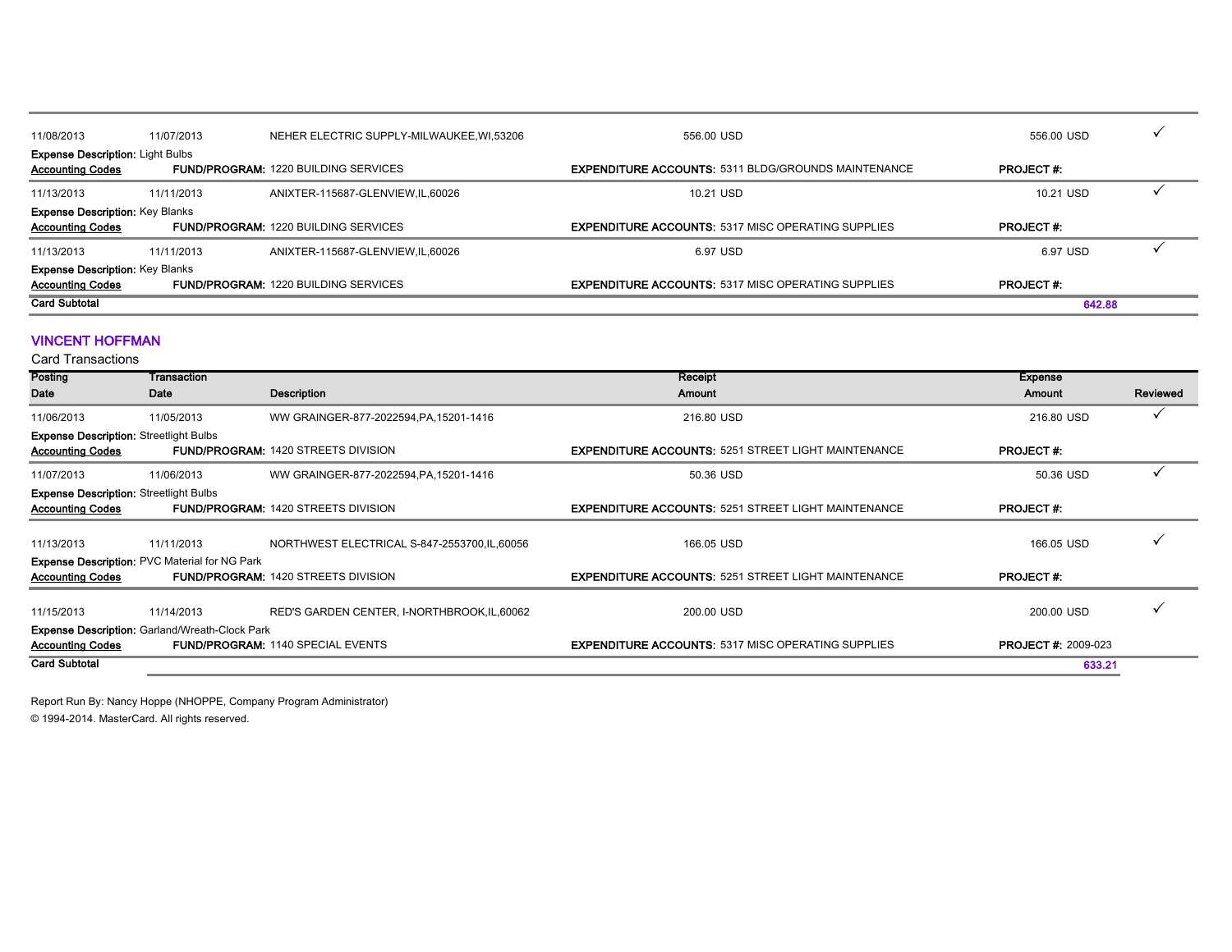| Posting Date | Transaction Date | Description | Receipt Amount | Expense Amount | Reviewed |
|---|---|---|---|---|---|
| 11/08/2013 | 11/07/2013 | NEHER ELECTRIC SUPPLY-MILWAUKEE,WI,53206 | 556.00 USD | 556.00 USD | ✓ |
| **Expense Description:** Light Bulbs | | | | | |
| **Accounting Codes** | **FUND/PROGRAM:** 1220 BUILDING SERVICES | | **EXPENDITURE ACCOUNTS:** 5311 BLDG/GROUNDS MAINTENANCE | **PROJECT #:** | |
| 11/13/2013 | 11/11/2013 | ANIXTER-115687-GLENVIEW,IL,60026 | 10.21 USD | 10.21 USD | ✓ |
| **Expense Description:** Key Blanks | | | | | |
| **Accounting Codes** | **FUND/PROGRAM:** 1220 BUILDING SERVICES | | **EXPENDITURE ACCOUNTS:** 5317 MISC OPERATING SUPPLIES | **PROJECT #:** | |
| 11/13/2013 | 11/11/2013 | ANIXTER-115687-GLENVIEW,IL,60026 | 6.97 USD | 6.97 USD | ✓ |
| **Expense Description:** Key Blanks | | | | | |
| **Accounting Codes** | **FUND/PROGRAM:** 1220 BUILDING SERVICES | | **EXPENDITURE ACCOUNTS:** 5317 MISC OPERATING SUPPLIES | **PROJECT #:** | |
| **Card Subtotal** | | | | **642.88** | |

## VINCENT HOFFMAN

Card Transactions

| Posting Date | Transaction Date | Description | Receipt Amount | Expense Amount | Reviewed |
|---|---|---|---|---|---|
| 11/06/2013 | 11/05/2013 | WW GRAINGER-877-2022594,PA,15201-1416 | 216.80 USD | 216.80 USD | ✓ |
| **Expense Description:** Streetlight Bulbs | | | | | |
| **Accounting Codes** | **FUND/PROGRAM:** 1420 STREETS DIVISION | | **EXPENDITURE ACCOUNTS:** 5251 STREET LIGHT MAINTENANCE | **PROJECT #:** | |
| 11/07/2013 | 11/06/2013 | WW GRAINGER-877-2022594,PA,15201-1416 | 50.36 USD | 50.36 USD | ✓ |
| **Expense Description:** Streetlight Bulbs | | | | | |
| **Accounting Codes** | **FUND/PROGRAM:** 1420 STREETS DIVISION | | **EXPENDITURE ACCOUNTS:** 5251 STREET LIGHT MAINTENANCE | **PROJECT #:** | |
| 11/13/2013 | 11/11/2013 | NORTHWEST ELECTRICAL S-847-2553700,IL,60056 | 166.05 USD | 166.05 USD | ✓ |
| **Expense Description:** PVC Material for NG Park | | | | | |
| **Accounting Codes** | **FUND/PROGRAM:** 1420 STREETS DIVISION | | **EXPENDITURE ACCOUNTS:** 5251 STREET LIGHT MAINTENANCE | **PROJECT #:** | |
| 11/15/2013 | 11/14/2013 | RED'S GARDEN CENTER, I-NORTHBROOK,IL,60062 | 200.00 USD | 200.00 USD | ✓ |
| **Expense Description:** Garland/Wreath-Clock Park | | | | | |
| **Accounting Codes** | **FUND/PROGRAM:** 1140 SPECIAL EVENTS | | **EXPENDITURE ACCOUNTS:** 5317 MISC OPERATING SUPPLIES | **PROJECT #:** 2009-023 | |
| **Card Subtotal** | | | | **633.21** | |

Report Run By: Nancy Hoppe (NHOPPE, Company Program Administrator)

© 1994-2014. MasterCard. All rights reserved.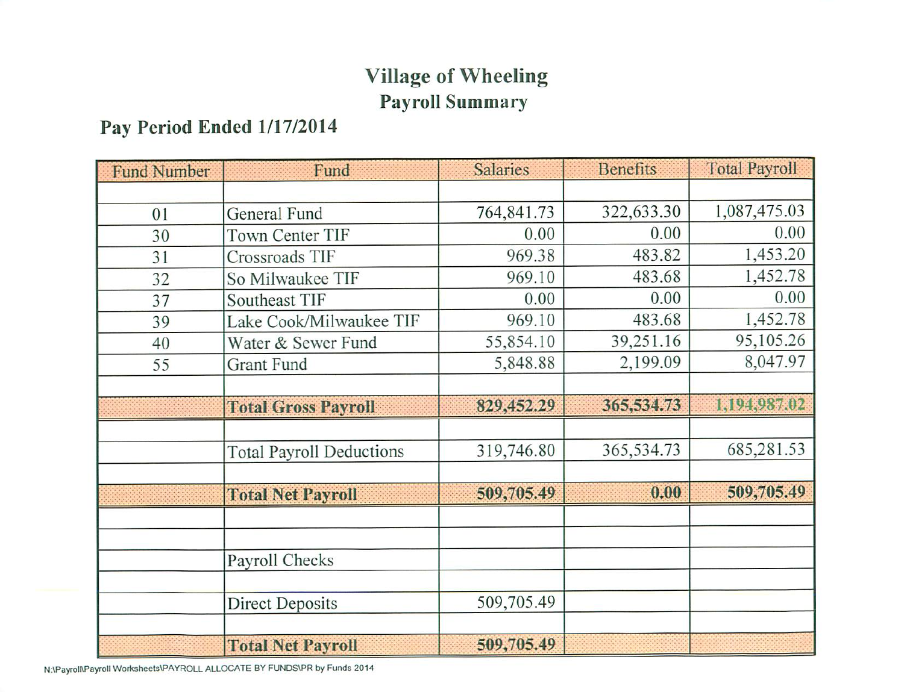# Village of Wheeling
## Payroll Summary

### Pay Period Ended 1/17/2014

| Fund Number | Fund | Salaries | Benefits | Total Payroll |
|---|---|---|---|---|
| | | | | |
| 01 | General Fund | 764,841.73 | 322,633.30 | 1,087,475.03 |
| 30 | Town Center TIF | 0.00 | 0.00 | 0.00 |
| 31 | Crossroads TIF | 969.38 | 483.82 | 1,453.20 |
| 32 | So Milwaukee TIF | 969.10 | 483.68 | 1,452.78 |
| 37 | Southeast TIF | 0.00 | 0.00 | 0.00 |
| 39 | Lake Cook/Milwaukee TIF | 969.10 | 483.68 | 1,452.78 |
| 40 | Water & Sewer Fund | 55,854.10 | 39,251.16 | 95,105.26 |
| 55 | Grant Fund | 5,848.88 | 2,199.09 | 8,047.97 |
| | | | | |
| | **Total Gross Payroll** | **829,452.29** | **365,534.73** | **1,194,987.02** |
| | | | | |
| | Total Payroll Deductions | 319,746.80 | 365,534.73 | 685,281.53 |
| | | | | |
| | **Total Net Payroll** | **509,705.49** | **0.00** | **509,705.49** |
| | | | | |
| | | | | |
| | Payroll Checks | | | |
| | | | | |
| | Direct Deposits | 509,705.49 | | |
| | | | | |
| | **Total Net Payroll** | **509,705.49** | | |

N:\Payroll\Payroll Worksheets\PAYROLL ALLOCATE BY FUNDS\PR by Funds 2014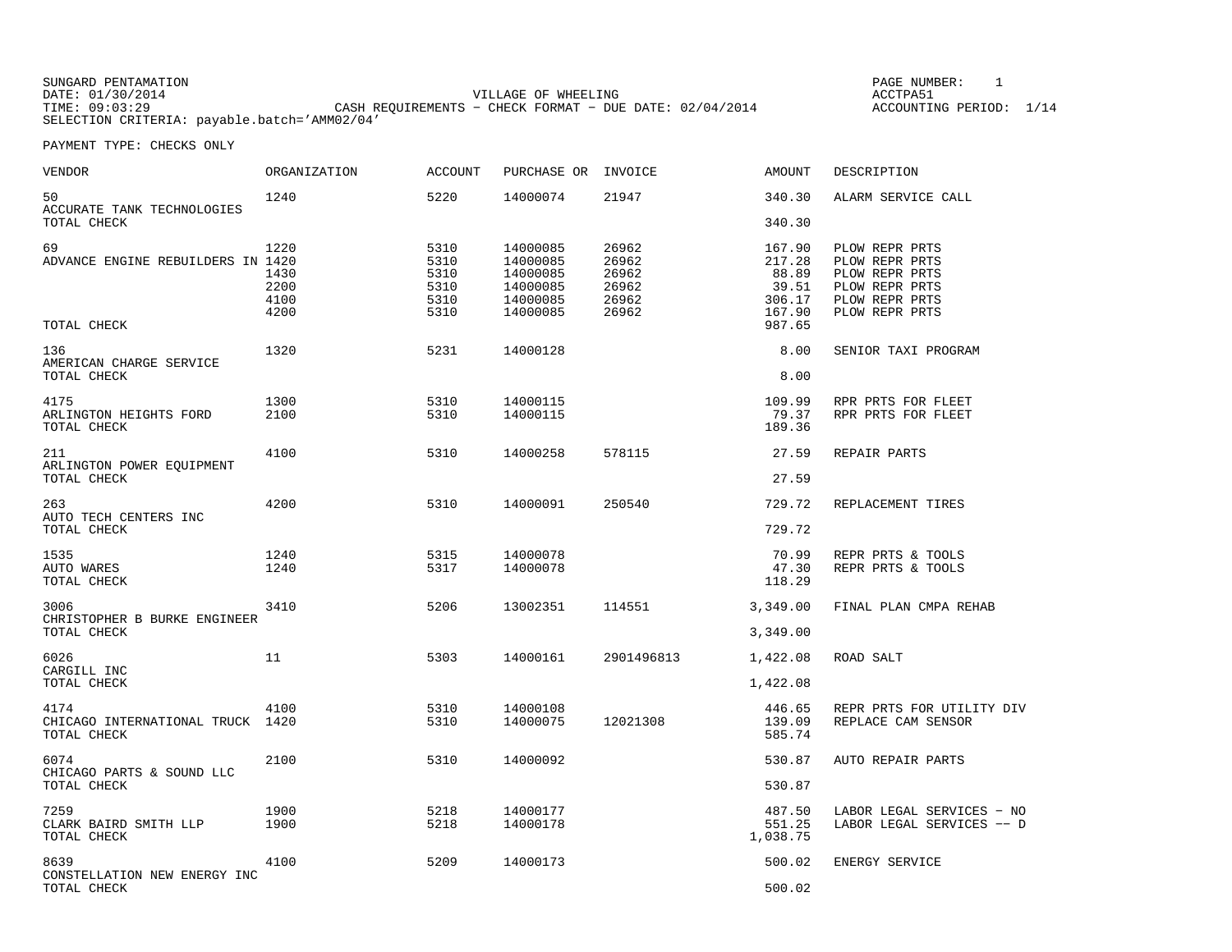SUNGARD PENTAMATION
DATE: 01/30/2014
TIME: 09:03:29
SELECTION CRITERIA: payable.batch='AMM02/04'

VILLAGE OF WHEELING
CASH REQUIREMENTS - CHECK FORMAT - DUE DATE: 02/04/2014

PAGE NUMBER: 1
ACCTPA51
ACCOUNTING PERIOD: 1/14

PAYMENT TYPE: CHECKS ONLY

| VENDOR | ORGANIZATION | ACCOUNT | PURCHASE OR | INVOICE | AMOUNT | DESCRIPTION |
|---|---|---|---|---|---|---|
| 50 ACCURATE TANK TECHNOLOGIES | 1240 | 5220 | 14000074 | 21947 | 340.30 | ALARM SERVICE CALL |
| TOTAL CHECK | | | | | 340.30 | |
| 69 | 1220 | 5310 | 14000085 | 26962 | 167.90 | PLOW REPR PRTS |
| ADVANCE ENGINE REBUILDERS IN | 1420 | 5310 | 14000085 | 26962 | 217.28 | PLOW REPR PRTS |
| | 1430 | 5310 | 14000085 | 26962 | 88.89 | PLOW REPR PRTS |
| | 2200 | 5310 | 14000085 | 26962 | 39.51 | PLOW REPR PRTS |
| | 4100 | 5310 | 14000085 | 26962 | 306.17 | PLOW REPR PRTS |
| | 4200 | 5310 | 14000085 | 26962 | 167.90 | PLOW REPR PRTS |
| TOTAL CHECK | | | | | 987.65 | |
| 136 AMERICAN CHARGE SERVICE | 1320 | 5231 | 14000128 | | 8.00 | SENIOR TAXI PROGRAM |
| TOTAL CHECK | | | | | 8.00 | |
| 4175 | 1300 | 5310 | 14000115 | | 109.99 | RPR PRTS FOR FLEET |
| ARLINGTON HEIGHTS FORD | 2100 | 5310 | 14000115 | | 79.37 | RPR PRTS FOR FLEET |
| TOTAL CHECK | | | | | 189.36 | |
| 211 ARLINGTON POWER EQUIPMENT | 4100 | 5310 | 14000258 | 578115 | 27.59 | REPAIR PARTS |
| TOTAL CHECK | | | | | 27.59 | |
| 263 AUTO TECH CENTERS INC | 4200 | 5310 | 14000091 | 250540 | 729.72 | REPLACEMENT TIRES |
| TOTAL CHECK | | | | | 729.72 | |
| 1535 | 1240 | 5315 | 14000078 | | 70.99 | REPR PRTS & TOOLS |
| AUTO WARES | 1240 | 5317 | 14000078 | | 47.30 | REPR PRTS & TOOLS |
| TOTAL CHECK | | | | | 118.29 | |
| 3006 CHRISTOPHER B BURKE ENGINEER | 3410 | 5206 | 13002351 | 114551 | 3,349.00 | FINAL PLAN CMPA REHAB |
| TOTAL CHECK | | | | | 3,349.00 | |
| 6026 CARGILL INC | 11 | 5303 | 14000161 | 2901496813 | 1,422.08 | ROAD SALT |
| TOTAL CHECK | | | | | 1,422.08 | |
| 4174 | 4100 | 5310 | 14000108 | | 446.65 | REPR PRTS FOR UTILITY DIV |
| CHICAGO INTERNATIONAL TRUCK | 1420 | 5310 | 14000075 | 12021308 | 139.09 | REPLACE CAM SENSOR |
| TOTAL CHECK | | | | | 585.74 | |
| 6074 CHICAGO PARTS & SOUND LLC | 2100 | 5310 | 14000092 | | 530.87 | AUTO REPAIR PARTS |
| TOTAL CHECK | | | | | 530.87 | |
| 7259 | 1900 | 5218 | 14000177 | | 487.50 | LABOR LEGAL SERVICES - NO |
| CLARK BAIRD SMITH LLP | 1900 | 5218 | 14000178 | | 551.25 | LABOR LEGAL SERVICES -- D |
| TOTAL CHECK | | | | | 1,038.75 | |
| 8639 CONSTELLATION NEW ENERGY INC | 4100 | 5209 | 14000173 | | 500.02 | ENERGY SERVICE |
| TOTAL CHECK | | | | | 500.02 | |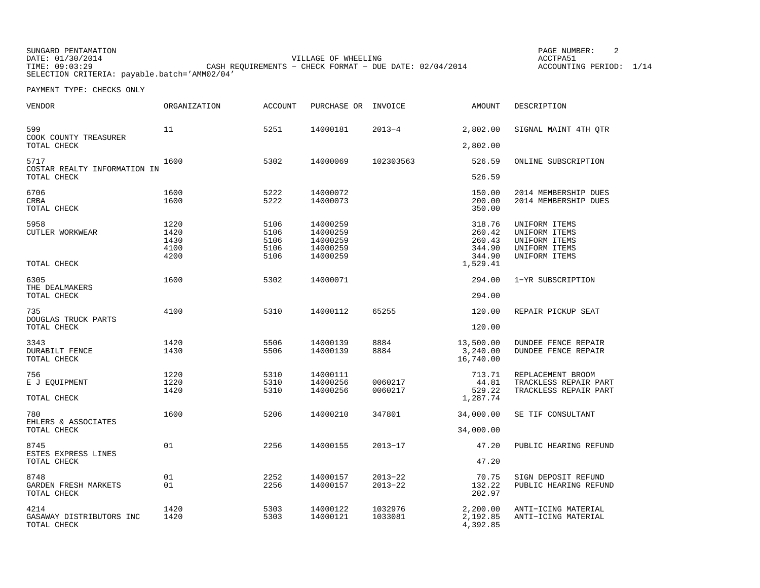SUNGARD PENTAMATION
DATE: 01/30/2014
TIME: 09:03:29

VILLAGE OF WHEELING
CASH REQUIREMENTS - CHECK FORMAT - DUE DATE: 02/04/2014

PAGE NUMBER: 2
ACCTPA51
ACCOUNTING PERIOD: 1/14

SELECTION CRITERIA: payable.batch='AMM02/04'

PAYMENT TYPE: CHECKS ONLY

| VENDOR | ORGANIZATION | ACCOUNT | PURCHASE OR | INVOICE | AMOUNT | DESCRIPTION |
|---|---|---|---|---|---|---|
| 599 | 11 | 5251 | 14000181 | 2013-4 | 2,802.00 | SIGNAL MAINT 4TH QTR |
| COOK COUNTY TREASURER | | | | | | |
| TOTAL CHECK | | | | | 2,802.00 | |
| 5717 | 1600 | 5302 | 14000069 | 102303563 | 526.59 | ONLINE SUBSCRIPTION |
| COSTAR REALTY INFORMATION IN | | | | | | |
| TOTAL CHECK | | | | | 526.59 | |
| 6706 | 1600 | 5222 | 14000072 | | 150.00 | 2014 MEMBERSHIP DUES |
| CRBA | 1600 | 5222 | 14000073 | | 200.00 | 2014 MEMBERSHIP DUES |
| TOTAL CHECK | | | | | 350.00 | |
| 5958 | 1220 | 5106 | 14000259 | | 318.76 | UNIFORM ITEMS |
| CUTLER WORKWEAR | 1420 | 5106 | 14000259 | | 260.42 | UNIFORM ITEMS |
| | 1430 | 5106 | 14000259 | | 260.43 | UNIFORM ITEMS |
| | 4100 | 5106 | 14000259 | | 344.90 | UNIFORM ITEMS |
| | 4200 | 5106 | 14000259 | | 344.90 | UNIFORM ITEMS |
| TOTAL CHECK | | | | | 1,529.41 | |
| 6305 | 1600 | 5302 | 14000071 | | 294.00 | 1-YR SUBSCRIPTION |
| THE DEALMAKERS | | | | | | |
| TOTAL CHECK | | | | | 294.00 | |
| 735 | 4100 | 5310 | 14000112 | 65255 | 120.00 | REPAIR PICKUP SEAT |
| DOUGLAS TRUCK PARTS | | | | | | |
| TOTAL CHECK | | | | | 120.00 | |
| 3343 | 1420 | 5506 | 14000139 | 8884 | 13,500.00 | DUNDEE FENCE REPAIR |
| DURABILT FENCE | 1430 | 5506 | 14000139 | 8884 | 3,240.00 | DUNDEE FENCE REPAIR |
| TOTAL CHECK | | | | | 16,740.00 | |
| 756 | 1220 | 5310 | 14000111 | | 713.71 | REPLACEMENT BROOM |
| E J EQUIPMENT | 1220 | 5310 | 14000256 | 0060217 | 44.81 | TRACKLESS REPAIR PART |
| | 1420 | 5310 | 14000256 | 0060217 | 529.22 | TRACKLESS REPAIR PART |
| TOTAL CHECK | | | | | 1,287.74 | |
| 780 | 1600 | 5206 | 14000210 | 347801 | 34,000.00 | SE TIF CONSULTANT |
| EHLERS & ASSOCIATES | | | | | | |
| TOTAL CHECK | | | | | 34,000.00 | |
| 8745 | 01 | 2256 | 14000155 | 2013-17 | 47.20 | PUBLIC HEARING REFUND |
| ESTES EXPRESS LINES | | | | | | |
| TOTAL CHECK | | | | | 47.20 | |
| 8748 | 01 | 2252 | 14000157 | 2013-22 | 70.75 | SIGN DEPOSIT REFUND |
| GARDEN FRESH MARKETS | 01 | 2256 | 14000157 | 2013-22 | 132.22 | PUBLIC HEARING REFUND |
| TOTAL CHECK | | | | | 202.97 | |
| 4214 | 1420 | 5303 | 14000122 | 1032976 | 2,200.00 | ANTI-ICING MATERIAL |
| GASAWAY DISTRIBUTORS INC | 1420 | 5303 | 14000121 | 1033081 | 2,192.85 | ANTI-ICING MATERIAL |
| TOTAL CHECK | | | | | 4,392.85 | |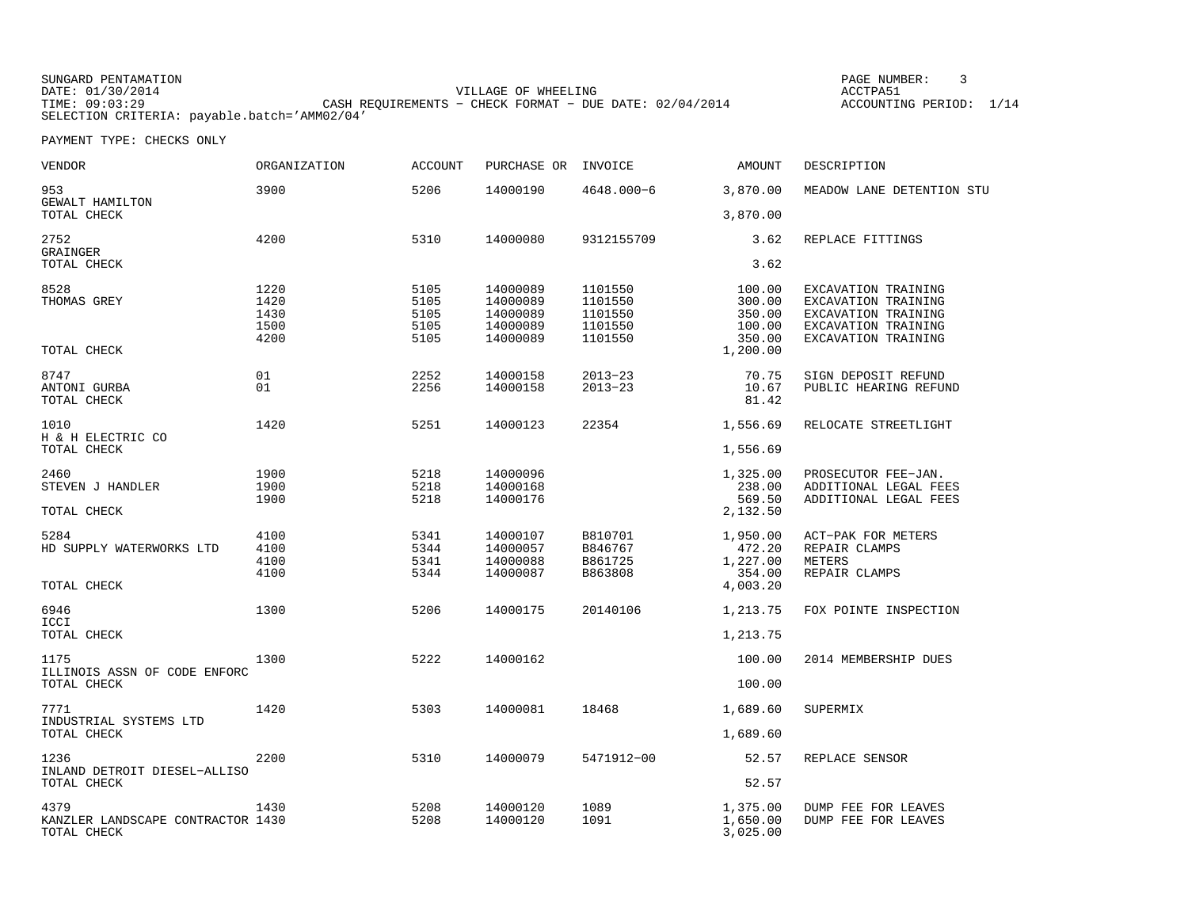SUNGARD PENTAMATION
DATE: 01/30/2014
TIME: 09:03:29
SELECTION CRITERIA: payable.batch='AMM02/04'

VILLAGE OF WHEELING
CASH REQUIREMENTS - CHECK FORMAT - DUE DATE: 02/04/2014

PAGE NUMBER: 3
ACCTPA51
ACCOUNTING PERIOD: 1/14

PAYMENT TYPE: CHECKS ONLY

| VENDOR | ORGANIZATION | ACCOUNT | PURCHASE OR | INVOICE | AMOUNT | DESCRIPTION |
|---|---|---|---|---|---|---|
| 953 | 3900 | 5206 | 14000190 | 4648.000-6 | 3,870.00 | MEADOW LANE DETENTION STU |
| GEWALT HAMILTON | | | | | | |
| TOTAL CHECK | | | | | 3,870.00 | |
| 2752 | 4200 | 5310 | 14000080 | 9312155709 | 3.62 | REPLACE FITTINGS |
| GRAINGER | | | | | | |
| TOTAL CHECK | | | | | 3.62 | |
| 8528 | 1220 | 5105 | 14000089 | 1101550 | 100.00 | EXCAVATION TRAINING |
| THOMAS GREY | 1420 | 5105 | 14000089 | 1101550 | 300.00 | EXCAVATION TRAINING |
| | 1430 | 5105 | 14000089 | 1101550 | 350.00 | EXCAVATION TRAINING |
| | 1500 | 5105 | 14000089 | 1101550 | 100.00 | EXCAVATION TRAINING |
| | 4200 | 5105 | 14000089 | 1101550 | 350.00 | EXCAVATION TRAINING |
| TOTAL CHECK | | | | | 1,200.00 | |
| 8747 | 01 | 2252 | 14000158 | 2013-23 | 70.75 | SIGN DEPOSIT REFUND |
| ANTONI GURBA | 01 | 2256 | 14000158 | 2013-23 | 10.67 | PUBLIC HEARING REFUND |
| TOTAL CHECK | | | | | 81.42 | |
| 1010 | 1420 | 5251 | 14000123 | 22354 | 1,556.69 | RELOCATE STREETLIGHT |
| H & H ELECTRIC CO | | | | | | |
| TOTAL CHECK | | | | | 1,556.69 | |
| 2460 | 1900 | 5218 | 14000096 | | 1,325.00 | PROSECUTOR FEE-JAN. |
| STEVEN J HANDLER | 1900 | 5218 | 14000168 | | 238.00 | ADDITIONAL LEGAL FEES |
| | 1900 | 5218 | 14000176 | | 569.50 | ADDITIONAL LEGAL FEES |
| TOTAL CHECK | | | | | 2,132.50 | |
| 5284 | 4100 | 5341 | 14000107 | B810701 | 1,950.00 | ACT-PAK FOR METERS |
| HD SUPPLY WATERWORKS LTD | 4100 | 5344 | 14000057 | B846767 | 472.20 | REPAIR CLAMPS |
| | 4100 | 5341 | 14000088 | B861725 | 1,227.00 | METERS |
| | 4100 | 5344 | 14000087 | B863808 | 354.00 | REPAIR CLAMPS |
| TOTAL CHECK | | | | | 4,003.20 | |
| 6946 | 1300 | 5206 | 14000175 | 20140106 | 1,213.75 | FOX POINTE INSPECTION |
| ICCI | | | | | | |
| TOTAL CHECK | | | | | 1,213.75 | |
| 1175 | 1300 | 5222 | 14000162 | | 100.00 | 2014 MEMBERSHIP DUES |
| ILLINOIS ASSN OF CODE ENFORC | | | | | | |
| TOTAL CHECK | | | | | 100.00 | |
| 7771 | 1420 | 5303 | 14000081 | 18468 | 1,689.60 | SUPERMIX |
| INDUSTRIAL SYSTEMS LTD | | | | | | |
| TOTAL CHECK | | | | | 1,689.60 | |
| 1236 | 2200 | 5310 | 14000079 | 5471912-00 | 52.57 | REPLACE SENSOR |
| INLAND DETROIT DIESEL-ALLISO | | | | | | |
| TOTAL CHECK | | | | | 52.57 | |
| 4379 | 1430 | 5208 | 14000120 | 1089 | 1,375.00 | DUMP FEE FOR LEAVES |
| KANZLER LANDSCAPE CONTRACTOR | 1430 | 5208 | 14000120 | 1091 | 1,650.00 | DUMP FEE FOR LEAVES |
| TOTAL CHECK | | | | | 3,025.00 | |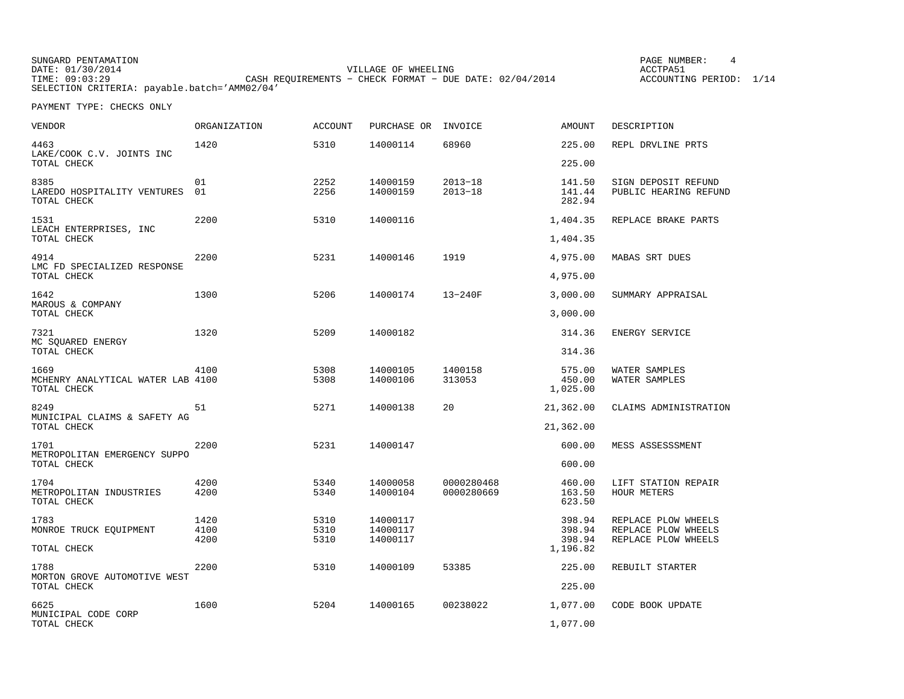SUNGARD PENTAMATION
DATE: 01/30/2014
TIME: 09:03:29
SELECTION CRITERIA: payable.batch='AMM02/04'

VILLAGE OF WHEELING
CASH REQUIREMENTS - CHECK FORMAT - DUE DATE: 02/04/2014

PAGE NUMBER: 4
ACCTPA51
ACCOUNTING PERIOD: 1/14

PAYMENT TYPE: CHECKS ONLY

| VENDOR | ORGANIZATION | ACCOUNT | PURCHASE OR | INVOICE | AMOUNT | DESCRIPTION |
|---|---|---|---|---|---|---|
| 4463 | 1420 | 5310 | 14000114 | 68960 | 225.00 | REPL DRVLINE PRTS |
| LAKE/COOK C.V. JOINTS INC | | | | | | |
| TOTAL CHECK | | | | | 225.00 | |
| 8385 | 01 | 2252 | 14000159 | 2013-18 | 141.50 | SIGN DEPOSIT REFUND |
| LAREDO HOSPITALITY VENTURES | 01 | 2256 | 14000159 | 2013-18 | 141.44 | PUBLIC HEARING REFUND |
| TOTAL CHECK | | | | | 282.94 | |
| 1531 | 2200 | 5310 | 14000116 | | 1,404.35 | REPLACE BRAKE PARTS |
| LEACH ENTERPRISES, INC | | | | | | |
| TOTAL CHECK | | | | | 1,404.35 | |
| 4914 | 2200 | 5231 | 14000146 | 1919 | 4,975.00 | MABAS SRT DUES |
| LMC FD SPECIALIZED RESPONSE | | | | | | |
| TOTAL CHECK | | | | | 4,975.00 | |
| 1642 | 1300 | 5206 | 14000174 | 13-240F | 3,000.00 | SUMMARY APPRAISAL |
| MAROUS & COMPANY | | | | | | |
| TOTAL CHECK | | | | | 3,000.00 | |
| 7321 | 1320 | 5209 | 14000182 | | 314.36 | ENERGY SERVICE |
| MC SQUARED ENERGY | | | | | | |
| TOTAL CHECK | | | | | 314.36 | |
| 1669 | 4100 | 5308 | 14000105 | 1400158 | 575.00 | WATER SAMPLES |
| MCHENRY ANALYTICAL WATER LAB | 4100 | 5308 | 14000106 | 313053 | 450.00 | WATER SAMPLES |
| TOTAL CHECK | | | | | 1,025.00 | |
| 8249 | 51 | 5271 | 14000138 | 20 | 21,362.00 | CLAIMS ADMINISTRATION |
| MUNICIPAL CLAIMS & SAFETY AG | | | | | | |
| TOTAL CHECK | | | | | 21,362.00 | |
| 1701 | 2200 | 5231 | 14000147 | | 600.00 | MESS ASSESSSMENT |
| METROPOLITAN EMERGENCY SUPPO | | | | | | |
| TOTAL CHECK | | | | | 600.00 | |
| 1704 | 4200 | 5340 | 14000058 | 0000280468 | 460.00 | LIFT STATION REPAIR |
| METROPOLITAN INDUSTRIES | 4200 | 5340 | 14000104 | 0000280669 | 163.50 | HOUR METERS |
| TOTAL CHECK | | | | | 623.50 | |
| 1783 | 1420 | 5310 | 14000117 | | 398.94 | REPLACE PLOW WHEELS |
| MONROE TRUCK EQUIPMENT | 4100 | 5310 | 14000117 | | 398.94 | REPLACE PLOW WHEELS |
| | 4200 | 5310 | 14000117 | | 398.94 | REPLACE PLOW WHEELS |
| TOTAL CHECK | | | | | 1,196.82 | |
| 1788 | 2200 | 5310 | 14000109 | 53385 | 225.00 | REBUILT STARTER |
| MORTON GROVE AUTOMOTIVE WEST | | | | | | |
| TOTAL CHECK | | | | | 225.00 | |
| 6625 | 1600 | 5204 | 14000165 | 00238022 | 1,077.00 | CODE BOOK UPDATE |
| MUNICIPAL CODE CORP | | | | | | |
| TOTAL CHECK | | | | | 1,077.00 | |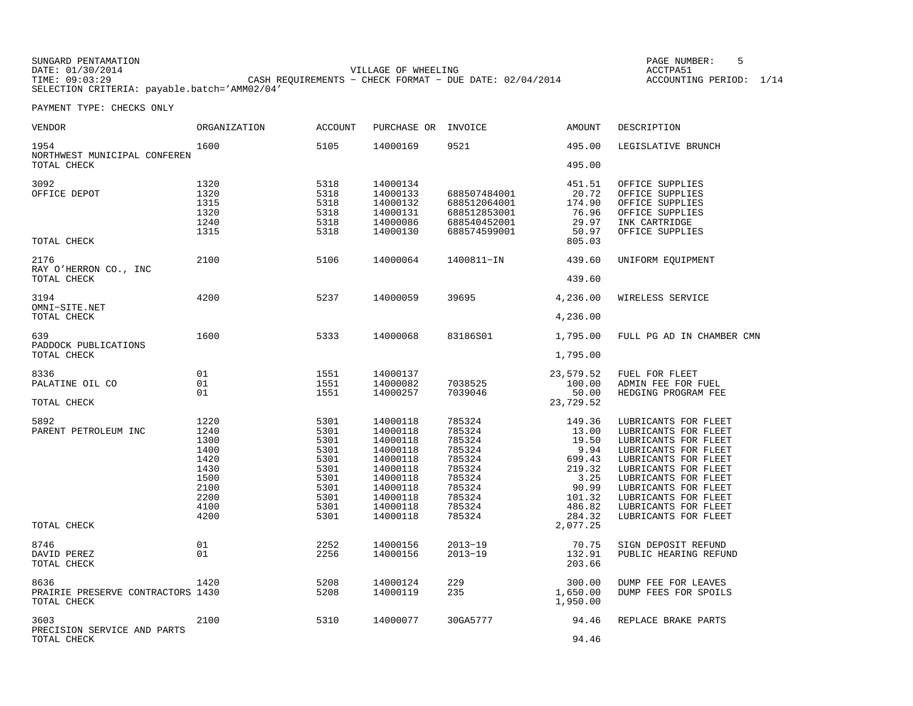SUNGARD PENTAMATION
DATE: 01/30/2014
TIME: 09:03:29

VILLAGE OF WHEELING
CASH REQUIREMENTS - CHECK FORMAT - DUE DATE: 02/04/2014

ACCTPA51
ACCOUNTING PERIOD: 1/14

SELECTION CRITERIA: payable.batch='AMM02/04'

PAYMENT TYPE: CHECKS ONLY

| VENDOR | ORGANIZATION | ACCOUNT | PURCHASE OR | INVOICE | AMOUNT | DESCRIPTION |
|---|---|---|---|---|---|---|
| 1954 | 1600 | 5105 | 14000169 | 9521 | 495.00 | LEGISLATIVE BRUNCH |
| NORTHWEST MUNICIPAL CONFEREN | | | | | | |
| TOTAL CHECK | | | | | 495.00 | |
| 3092 | 1320 | 5318 | 14000134 | | 451.51 | OFFICE SUPPLIES |
| OFFICE DEPOT | 1320 | 5318 | 14000133 | 688507484001 | 20.72 | OFFICE SUPPLIES |
| | 1315 | 5318 | 14000132 | 688512064001 | 174.90 | OFFICE SUPPLIES |
| | 1320 | 5318 | 14000131 | 688512853001 | 76.96 | OFFICE SUPPLIES |
| | 1240 | 5318 | 14000086 | 688540452001 | 29.97 | INK CARTRIDGE |
| | 1315 | 5318 | 14000130 | 688574599001 | 50.97 | OFFICE SUPPLIES |
| TOTAL CHECK | | | | | 805.03 | |
| 2176 | 2100 | 5106 | 14000064 | 1400811-IN | 439.60 | UNIFORM EQUIPMENT |
| RAY O'HERRON CO., INC | | | | | | |
| TOTAL CHECK | | | | | 439.60 | |
| 3194 | 4200 | 5237 | 14000059 | 39695 | 4,236.00 | WIRELESS SERVICE |
| OMNI-SITE.NET | | | | | | |
| TOTAL CHECK | | | | | 4,236.00 | |
| 639 | 1600 | 5333 | 14000068 | 83186S01 | 1,795.00 | FULL PG AD IN CHAMBER CMN |
| PADDOCK PUBLICATIONS | | | | | | |
| TOTAL CHECK | | | | | 1,795.00 | |
| 8336 | 01 | 1551 | 14000137 | | 23,579.52 | FUEL FOR FLEET |
| PALATINE OIL CO | 01 | 1551 | 14000082 | 7038525 | 100.00 | ADMIN FEE FOR FUEL |
| | 01 | 1551 | 14000257 | 7039046 | 50.00 | HEDGING PROGRAM FEE |
| TOTAL CHECK | | | | | 23,729.52 | |
| 5892 | 1220 | 5301 | 14000118 | 785324 | 149.36 | LUBRICANTS FOR FLEET |
| PARENT PETROLEUM INC | 1240 | 5301 | 14000118 | 785324 | 13.00 | LUBRICANTS FOR FLEET |
| | 1300 | 5301 | 14000118 | 785324 | 19.50 | LUBRICANTS FOR FLEET |
| | 1400 | 5301 | 14000118 | 785324 | 9.94 | LUBRICANTS FOR FLEET |
| | 1420 | 5301 | 14000118 | 785324 | 699.43 | LUBRICANTS FOR FLEET |
| | 1430 | 5301 | 14000118 | 785324 | 219.32 | LUBRICANTS FOR FLEET |
| | 1500 | 5301 | 14000118 | 785324 | 3.25 | LUBRICANTS FOR FLEET |
| | 2100 | 5301 | 14000118 | 785324 | 90.99 | LUBRICANTS FOR FLEET |
| | 2200 | 5301 | 14000118 | 785324 | 101.32 | LUBRICANTS FOR FLEET |
| | 4100 | 5301 | 14000118 | 785324 | 486.82 | LUBRICANTS FOR FLEET |
| | 4200 | 5301 | 14000118 | 785324 | 284.32 | LUBRICANTS FOR FLEET |
| TOTAL CHECK | | | | | 2,077.25 | |
| 8746 | 01 | 2252 | 14000156 | 2013-19 | 70.75 | SIGN DEPOSIT REFUND |
| DAVID PEREZ | 01 | 2256 | 14000156 | 2013-19 | 132.91 | PUBLIC HEARING REFUND |
| TOTAL CHECK | | | | | 203.66 | |
| 8636 | 1420 | 5208 | 14000124 | 229 | 300.00 | DUMP FEE FOR LEAVES |
| PRAIRIE PRESERVE CONTRACTORS | 1430 | 5208 | 14000119 | 235 | 1,650.00 | DUMP FEES FOR SPOILS |
| TOTAL CHECK | | | | | 1,950.00 | |
| 3603 | 2100 | 5310 | 14000077 | 30GA5777 | 94.46 | REPLACE BRAKE PARTS |
| PRECISION SERVICE AND PARTS | | | | | | |
| TOTAL CHECK | | | | | 94.46 | |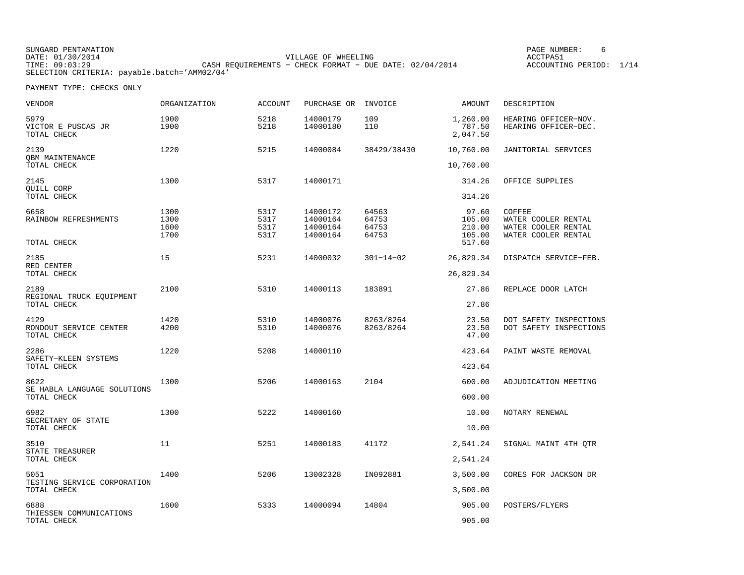SUNGARD PENTAMATION
DATE: 01/30/2014
TIME: 09:03:29
SELECTION CRITERIA: payable.batch='AMM02/04'

VILLAGE OF WHEELING
CASH REQUIREMENTS - CHECK FORMAT - DUE DATE: 02/04/2014

PAGE NUMBER: 6
ACCTPA51
ACCOUNTING PERIOD: 1/14

PAYMENT TYPE: CHECKS ONLY

| VENDOR | ORGANIZATION | ACCOUNT | PURCHASE OR | INVOICE | AMOUNT | DESCRIPTION |
|---|---|---|---|---|---|---|
| 5979 | 1900 | 5218 | 14000179 | 109 | 1,260.00 | HEARING OFFICER-NOV. |
| VICTOR E PUSCAS JR | 1900 | 5218 | 14000180 | 110 | 787.50 | HEARING OFFICER-DEC. |
| TOTAL CHECK | | | | | 2,047.50 | |
| 2139 | 1220 | 5215 | 14000084 | 38429/38430 | 10,760.00 | JANITORIAL SERVICES |
| QBM MAINTENANCE | | | | | | |
| TOTAL CHECK | | | | | 10,760.00 | |
| 2145 | 1300 | 5317 | 14000171 | | 314.26 | OFFICE SUPPLIES |
| QUILL CORP | | | | | | |
| TOTAL CHECK | | | | | 314.26 | |
| 6658 | 1300 | 5317 | 14000172 | 64563 | 97.60 | COFFEE |
| RAINBOW REFRESHMENTS | 1300 | 5317 | 14000164 | 64753 | 105.00 | WATER COOLER RENTAL |
| | 1600 | 5317 | 14000164 | 64753 | 210.00 | WATER COOLER RENTAL |
| | 1700 | 5317 | 14000164 | 64753 | 105.00 | WATER COOLER RENTAL |
| TOTAL CHECK | | | | | 517.60 | |
| 2185 | 15 | 5231 | 14000032 | 301-14-02 | 26,829.34 | DISPATCH SERVICE-FEB. |
| RED CENTER | | | | | | |
| TOTAL CHECK | | | | | 26,829.34 | |
| 2189 | 2100 | 5310 | 14000113 | 183891 | 27.86 | REPLACE DOOR LATCH |
| REGIONAL TRUCK EQUIPMENT | | | | | | |
| TOTAL CHECK | | | | | 27.86 | |
| 4129 | 1420 | 5310 | 14000076 | 8263/8264 | 23.50 | DOT SAFETY INSPECTIONS |
| RONDOUT SERVICE CENTER | 4200 | 5310 | 14000076 | 8263/8264 | 23.50 | DOT SAFETY INSPECTIONS |
| TOTAL CHECK | | | | | 47.00 | |
| 2286 | 1220 | 5208 | 14000110 | | 423.64 | PAINT WASTE REMOVAL |
| SAFETY-KLEEN SYSTEMS | | | | | | |
| TOTAL CHECK | | | | | 423.64 | |
| 8622 | 1300 | 5206 | 14000163 | 2104 | 600.00 | ADJUDICATION MEETING |
| SE HABLA LANGUAGE SOLUTIONS | | | | | | |
| TOTAL CHECK | | | | | 600.00 | |
| 6982 | 1300 | 5222 | 14000160 | | 10.00 | NOTARY RENEWAL |
| SECRETARY OF STATE | | | | | | |
| TOTAL CHECK | | | | | 10.00 | |
| 3510 | 11 | 5251 | 14000183 | 41172 | 2,541.24 | SIGNAL MAINT 4TH QTR |
| STATE TREASURER | | | | | | |
| TOTAL CHECK | | | | | 2,541.24 | |
| 5051 | 1400 | 5206 | 13002328 | IN092881 | 3,500.00 | CORES FOR JACKSON DR |
| TESTING SERVICE CORPORATION | | | | | | |
| TOTAL CHECK | | | | | 3,500.00 | |
| 6888 | 1600 | 5333 | 14000094 | 14804 | 905.00 | POSTERS/FLYERS |
| THIESSEN COMMUNICATIONS | | | | | | |
| TOTAL CHECK | | | | | 905.00 | |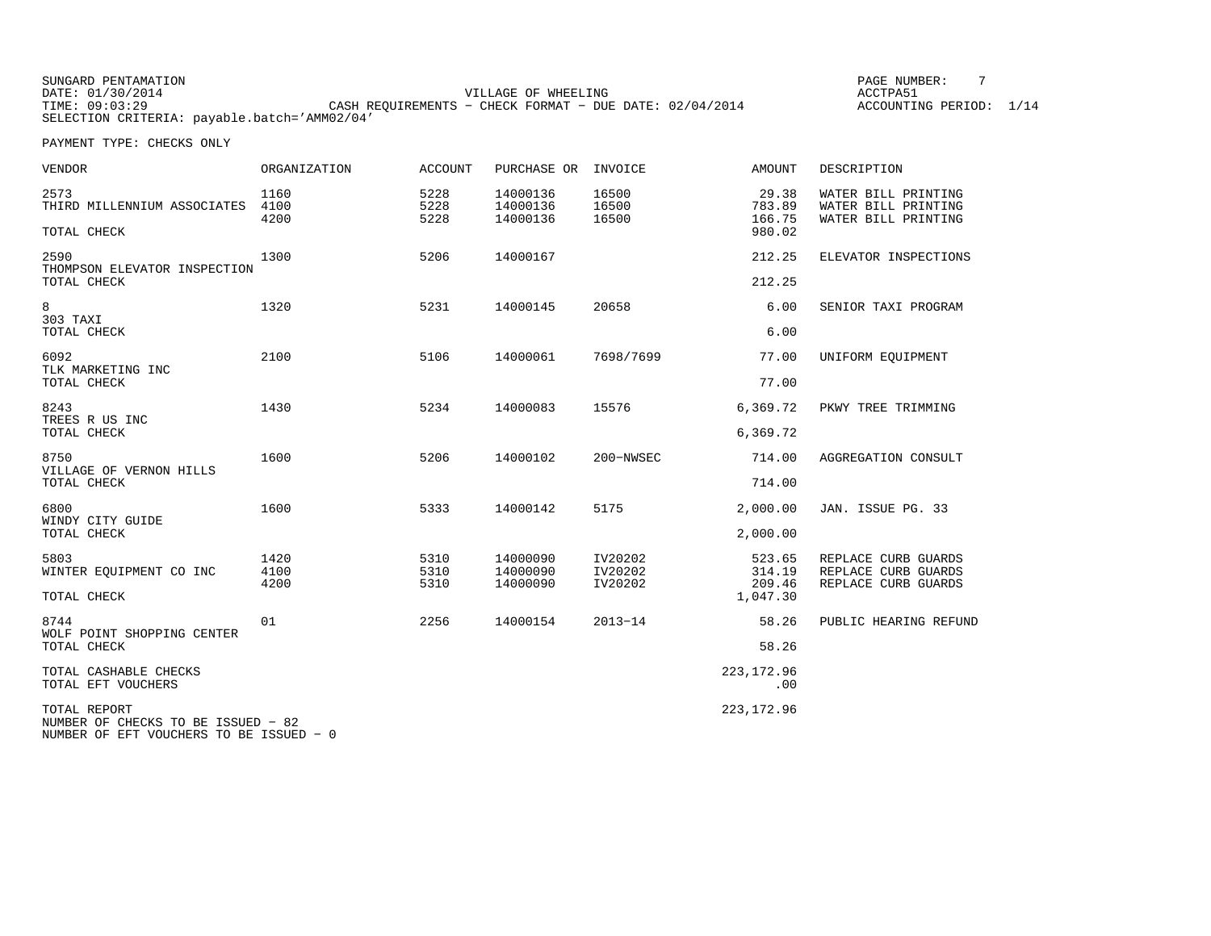SUNGARD PENTAMATION
DATE: 01/30/2014
TIME: 09:03:29
SELECTION CRITERIA: payable.batch='AMM02/04'

VILLAGE OF WHEELING
CASH REQUIREMENTS - CHECK FORMAT - DUE DATE: 02/04/2014

PAGE NUMBER: 7
ACCTPA51
ACCOUNTING PERIOD: 1/14

PAYMENT TYPE: CHECKS ONLY

| VENDOR | ORGANIZATION | ACCOUNT | PURCHASE OR | INVOICE | AMOUNT | DESCRIPTION |
|---|---|---|---|---|---|---|
| 2573 | 1160 | 5228 | 14000136 | 16500 | 29.38 | WATER BILL PRINTING |
| THIRD MILLENNIUM ASSOCIATES | 4100 | 5228 | 14000136 | 16500 | 783.89 | WATER BILL PRINTING |
| | 4200 | 5228 | 14000136 | 16500 | 166.75 | WATER BILL PRINTING |
| TOTAL CHECK | | | | | 980.02 | |
| 2590 | 1300 | 5206 | 14000167 | | 212.25 | ELEVATOR INSPECTIONS |
| THOMPSON ELEVATOR INSPECTION | | | | | | |
| TOTAL CHECK | | | | | 212.25 | |
| 8 | 1320 | 5231 | 14000145 | 20658 | 6.00 | SENIOR TAXI PROGRAM |
| 303 TAXI | | | | | | |
| TOTAL CHECK | | | | | 6.00 | |
| 6092 | 2100 | 5106 | 14000061 | 7698/7699 | 77.00 | UNIFORM EQUIPMENT |
| TLK MARKETING INC | | | | | | |
| TOTAL CHECK | | | | | 77.00 | |
| 8243 | 1430 | 5234 | 14000083 | 15576 | 6,369.72 | PKWY TREE TRIMMING |
| TREES R US INC | | | | | | |
| TOTAL CHECK | | | | | 6,369.72 | |
| 8750 | 1600 | 5206 | 14000102 | 200-NWSEC | 714.00 | AGGREGATION CONSULT |
| VILLAGE OF VERNON HILLS | | | | | | |
| TOTAL CHECK | | | | | 714.00 | |
| 6800 | 1600 | 5333 | 14000142 | 5175 | 2,000.00 | JAN. ISSUE PG. 33 |
| WINDY CITY GUIDE | | | | | | |
| TOTAL CHECK | | | | | 2,000.00 | |
| 5803 | 1420 | 5310 | 14000090 | IV20202 | 523.65 | REPLACE CURB GUARDS |
| WINTER EQUIPMENT CO INC | 4100 | 5310 | 14000090 | IV20202 | 314.19 | REPLACE CURB GUARDS |
| | 4200 | 5310 | 14000090 | IV20202 | 209.46 | REPLACE CURB GUARDS |
| TOTAL CHECK | | | | | 1,047.30 | |
| 8744 | 01 | 2256 | 14000154 | 2013-14 | 58.26 | PUBLIC HEARING REFUND |
| WOLF POINT SHOPPING CENTER | | | | | | |
| TOTAL CHECK | | | | | 58.26 | |
| TOTAL CASHABLE CHECKS | | | | | 223,172.96 | |
| TOTAL EFT VOUCHERS | | | | | .00 | |
| TOTAL REPORT | | | | | 223,172.96 | |

NUMBER OF CHECKS TO BE ISSUED - 82
NUMBER OF EFT VOUCHERS TO BE ISSUED - 0